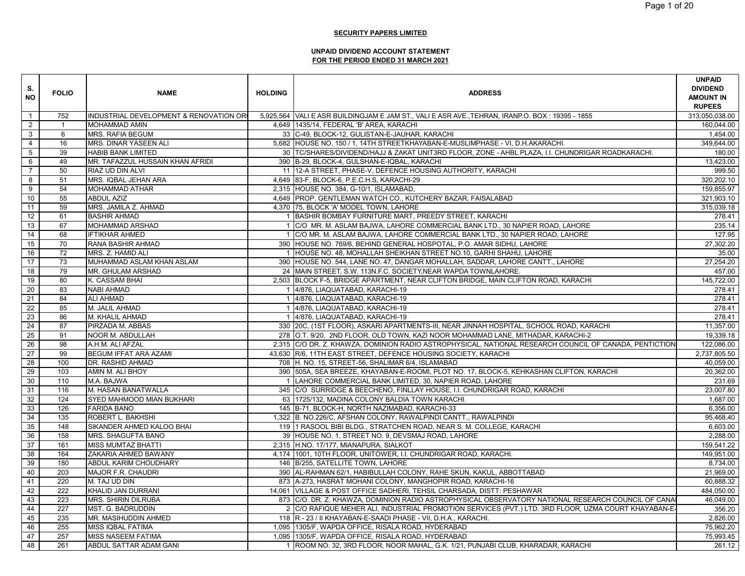**SECURITY PAPERS LIMITED**

**UNPAID DIVIDEND ACCOUNT STATEMENT**
**FOR THE PERIOD ENDED 31 MARCH 2021**

| S. NO | FOLIO | NAME | HOLDING | ADDRESS | UNPAID DIVIDEND AMOUNT IN RUPEES |
|---|---|---|---|---|---|
| 1 | 752 | INDUSTRIAL DEVELOPMENT & RENOVATION OR | 5,925,564 | VALI E ASR BUILDINGJAM E JAM ST., VALI E ASR AVE.,TEHRAN, IRANP.O. BOX : 19395 - 1855 | 313,050,038.00 |
| 2 | 1 | MOHAMMAD AMIN | 4,649 | 1435/14, FEDERAL 'B' AREA, KARACHI | 160,044.00 |
| 3 | 6 | MRS. RAFIA BEGUM | 33 | C-49, BLOCK-12, GULISTAN-E-JAUHAR, KARACHI | 1,454.00 |
| 4 | 16 | MRS. DINAR YASEEN ALI | 5,682 | HOUSE NO. 150 / 1, 14TH STREETKHAYABAN-E-MUSLIMPHASE - VI, D.H.AKARACHI. | 349,644.00 |
| 5 | 39 | HABIB BANK LIMITED | 30 | TC/SHARES/DIVIDEND/HAJJ & ZAKAT UNIT3RD FLOOR, ZONE - AHBL PLAZA, I.I. CHUNDRIGAR ROADKARACHI. | 180.00 |
| 6 | 49 | MR. TAFAZZUL HUSSAIN KHAN AFRIDI | 390 | B-29, BLOCK-4, GULSHAN-E-IQBAL, KARACHI | 13,423.00 |
| 7 | 50 | RIAZ UD DIN ALVI | 11 | 12-A STREET, PHASE-V, DEFENCE HOUSING AUTHORITY, KARACHI | 999.50 |
| 8 | 51 | MRS. IQBAL JEHAN ARA | 4,649 | 83-F, BLOCK-6, P.E.C.H.S, KARACHI-29 | 320,202.10 |
| 9 | 54 | MOHAMMAD ATHAR | 2,315 | HOUSE NO. 384, G-10/1, ISLAMABAD, | 159,855.97 |
| 10 | 55 | ABDUL AZIZ | 4,649 | PROP. GENTLEMAN WATCH CO., KUTCHERY BAZAR, FAISALABAD | 321,903.10 |
| 11 | 59 | MRS. JAMILA Z. AHMAD | 4,370 | 75, BLOCK 'A' MODEL TOWN, LAHORE | 315,039.18 |
| 12 | 61 | BASHIR AHMAD | 1 | BASHIR BOMBAY FURNITURE MART, PREEDY STREET, KARACHI | 278.41 |
| 13 | 67 | MOHAMMAD ARSHAD | 1 | C/O MR. M. ASLAM BAJWA, LAHORE COMMERCIAL BANK LTD., 30 NAPIER ROAD, LAHORE | 235.14 |
| 14 | 68 | IFTIKHAR AHMED | 1 | C/O MR. M. ASLAM BAJWA, LAHORE COMMERCIAL BANK LTD., 30 NAPIER ROAD, LAHORE | 127.95 |
| 15 | 70 | RANA BASHIR AHMAD | 390 | HOUSE NO. 769/6, BEHIND GENERAL HOSPOTAL, P.O. AMAR SIDHU, LAHORE | 27,302.20 |
| 16 | 72 | MRS. Z. HAMID ALI | 1 | HOUSE NO. 48, MOHALLAH SHEIKHAN STREET NO.10, GARHI SHAHU, LAHORE | 35.00 |
| 17 | 73 | MUHAMMAD ASLAM KHAN ASLAM | 390 | HOUSE NO. 544, LANE NO. 47, DANGAR MOHALLAH, SADDAR, LAHORE CANTT., LAHORE | 27,254.20 |
| 18 | 79 | MR. GHULAM ARSHAD | 24 | MAIN STREET, S.W. 113N.F.C. SOCIETY,NEAR WAPDA TOWNLAHORE. | 457.00 |
| 19 | 80 | K. CASSAM BHAI | 2,503 | BLOCK F-5, BRIDGE APARTMENT, NEAR CLIFTON BRIDGE, MAIN CLIFTON ROAD, KARACHI | 145,722.00 |
| 20 | 83 | NABI AHMAD | 1 | 4/876, LIAQUATABAD, KARACHI-19 | 278.41 |
| 21 | 84 | ALI AHMAD | 1 | 4/876, LIAQUATABAD, KARACHI-19 | 278.41 |
| 22 | 85 | M. JALIL AHMAD | 1 | 4/876, LIAQUATABAD, KARACHI-19 | 278.41 |
| 23 | 86 | M. KHALIL AHMAD | 1 | 4/876, LIAQUATABAD, KARACHI-19 | 278.41 |
| 24 | 87 | PIRZADA M. ABBAS | 330 | 20C, (1ST FLOOR), ASKARI APARTMENTS-III, NEAR JINNAH HOSPITAL, SCHOOL ROAD, KARACHI | 11,357.00 |
| 25 | 91 | NOOR M. ABDULLAH | 278 | O.T. 9/20, 2ND FLOOR, OLD TOWN, KAZI NOOR MOHAMMAD LANE, MITHADAR, KARACHI-2 | 19,339.18 |
| 26 | 98 | A.H.M. ALI AFZAL | 2,315 | C/O DR. Z. KHAWZA, DOMINION RADIO ASTROPHYSICAL, NATIONAL RESEARCH COUNCIL OF CANADA, PENTICTION | 122,086.00 |
| 27 | 99 | BEGUM IFFAT ARA AZAMI | 43,630 | R/6, 11TH EAST STREET, DEFENCE HOUSING SOCIETY, KARACHI | 2,737,805.50 |
| 28 | 100 | DR. RASHID AHMAD | 708 | H. NO. 15, STREET-56, SHALIMAR 6/4, ISLAMABAD | 40,059.00 |
| 29 | 103 | AMIN M. ALI BHOY | 390 | 505A, SEA BREEZE, KHAYABAN-E-ROOMI, PLOT NO. 17, BLOCK-5, KEHKASHAN CLIFTON, KARACHI | 20,362.00 |
| 30 | 110 | M.A. BAJWA | 1 | LAHORE COMMERCIAL BANK LIMITED, 30, NAPIER ROAD, LAHORE | 231.69 |
| 31 | 116 | M. HASAN BANATWALLA | 345 | C/O SURRIDGE & BEECHENO, FINLLAY HOUSE, I.I. CHUNDRIGAR ROAD, KARACHI | 23,007.80 |
| 32 | 124 | SYED MAHMOOD MIAN BUKHARI | 63 | 1725/132, MADINA COLONY BALDIA TOWN KARACHI. | 1,687.00 |
| 33 | 126 | FARIDA BANO | 145 | B-71, BLOCK-H, NORTH NAZIMABAD, KARACHI-33 | 6,356.00 |
| 34 | 135 | ROBERT L. BAKHSHI | 1,322 | B. NO.226/C, AFSHAN COLONY, RAWALPINDI CANTT., RAWALPINDI | 95,468.40 |
| 35 | 148 | SIKANDER AHMED KALOO BHAI | 119 | 1 RASOOL BIBI BLDG., STRATCHEN ROAD, NEAR S. M. COLLEGE, KARACHI | 6,603.00 |
| 36 | 158 | MRS. SHAGUFTA BANO | 39 | HOUSE NO. 1, STREET NO. 9, DEVSMAJ ROAD, LAHORE | 2,288.00 |
| 37 | 161 | MISS MUMTAZ BHATTI | 2,315 | H.NO. 17/177, MIANAPURA, SIALKOT | 159,541.22 |
| 38 | 164 | ZAKARIA AHMED BAWANY | 4,174 | 1001, 10TH FLOOR, UNITOWER, I.I. CHUNDRIGAR ROAD, KARACHI. | 149,951.00 |
| 39 | 180 | ABDUL KARIM CHOUDHARY | 146 | B/255, SATELLITE TOWN, LAHORE | 8,734.00 |
| 40 | 203 | MAJOR F.R. CHAUDRI | 390 | AL-RAHMAN 62/1, HABIBULLAH COLONY, RAHE SKUN, KAKUL, ABBOTTABAD | 21,969.00 |
| 41 | 220 | M. TAJ UD DIN | 873 | A-273, HASRAT MOHANI COLONY, MANGHOPIR ROAD, KARACHI-16 | 60,888.32 |
| 42 | 222 | KHALID JAN DURRANI | 14,061 | VILLAGE & POST OFFICE SADHERI, TEHSIL CHARSADA, DISTT: PESHAWAR | 484,050.00 |
| 43 | 223 | MRS. SHIRIN DILRUBA | 873 | C/O. DR. Z. KHAWZA, DOMINION RADIO ASTROPHYSICAL OBSERVATORY NATIONAL RESEARCH COUNCIL OF CANA | 46,049.00 |
| 44 | 227 | MST. G. BADRUDDIN | 2 | C/O RAFIQUE MEHER ALI, INDUSTRIAL PROMOTION SERVICES (PVT.) LTD. 3RD FLOOR, UZMA COURT KHAYABAN-E- | 356.20 |
| 45 | 235 | MR. MASIHUDDIN AHMED | 118 | R - 23 / II KHAYABAN-E-SAADI PHASE - VII, D.H.A., KARACHI. | 2,826.00 |
| 46 | 255 | MISS IQBAL FATIMA | 1,095 | 1305/F, WAPDA OFFICE, RISALA ROAD, HYDERABAD | 75,962.20 |
| 47 | 257 | MISS NASEEM FATIMA | 1,095 | 1305/F, WAPDA OFFICE, RISALA ROAD, HYDERABAD | 75,993.45 |
| 48 | 261 | ABDUL SATTAR ADAM GANI | 1 | ROOM NO. 32, 3RD FLOOR, NOOR MAHAL, G.K. 1/21, PUNJABI CLUB, KHARADAR, KARACHI | 261.12 |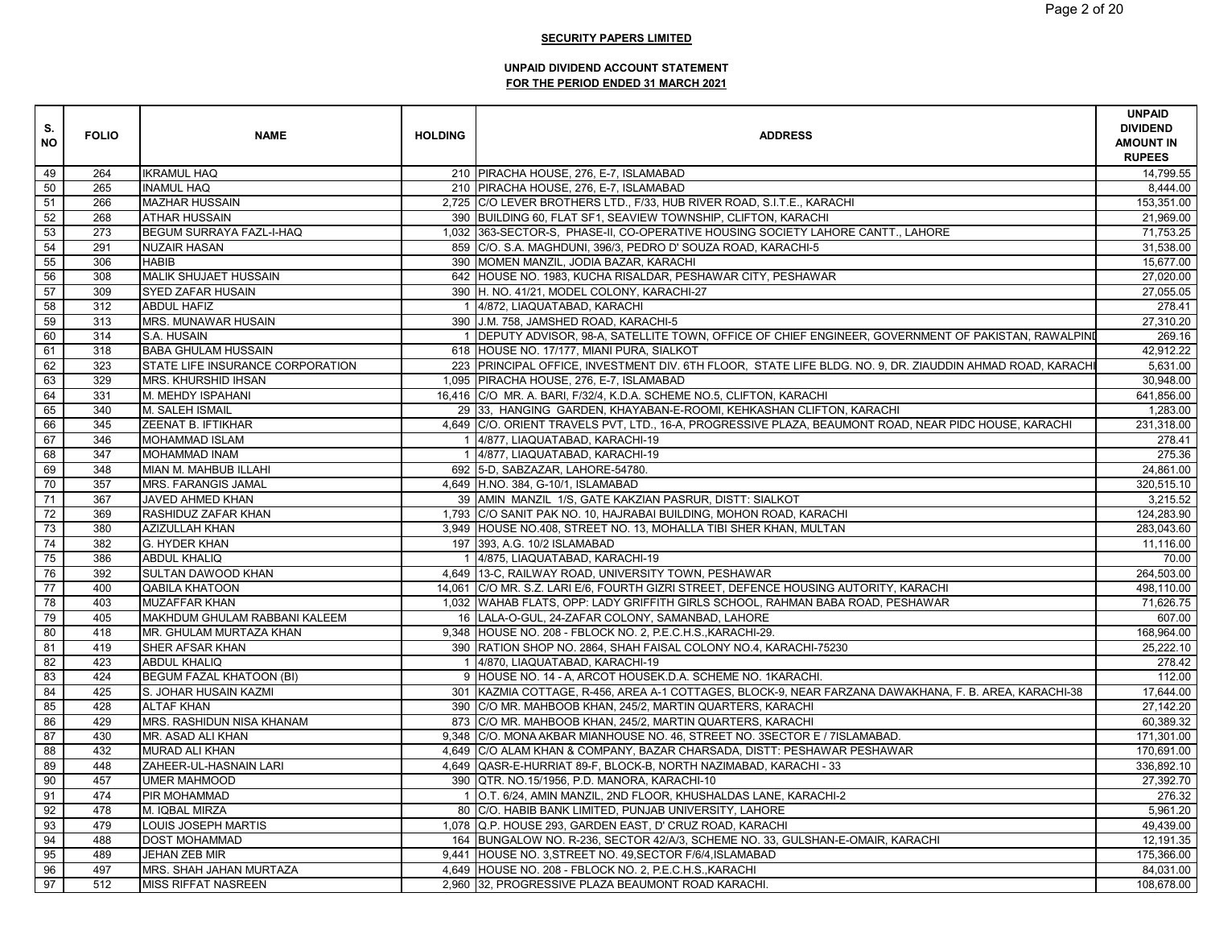**SECURITY PAPERS LIMITED**

**UNPAID DIVIDEND ACCOUNT STATEMENT**
**FOR THE PERIOD ENDED 31 MARCH 2021**

| S. NO | FOLIO | NAME | HOLDING | ADDRESS | UNPAID DIVIDEND AMOUNT IN RUPEES |
|---|---|---|---|---|---|
| 49 | 264 | IKRAMUL HAQ | 210 | PIRACHA HOUSE, 276, E-7, ISLAMABAD | 14,799.55 |
| 50 | 265 | INAMUL HAQ | 210 | PIRACHA HOUSE, 276, E-7, ISLAMABAD | 8,444.00 |
| 51 | 266 | MAZHAR HUSSAIN | 2,725 | C/O LEVER BROTHERS LTD., F/33, HUB RIVER ROAD, S.I.T.E., KARACHI | 153,351.00 |
| 52 | 268 | ATHAR HUSSAIN | 390 | BUILDING 60, FLAT SF1, SEAVIEW TOWNSHIP, CLIFTON, KARACHI | 21,969.00 |
| 53 | 273 | BEGUM SURRAYA FAZL-I-HAQ | 1,032 | 363-SECTOR-S, PHASE-II, CO-OPERATIVE HOUSING SOCIETY LAHORE CANTT., LAHORE | 71,753.25 |
| 54 | 291 | NUZAIR HASAN | 859 | C/O. S.A. MAGHDUNI, 396/3, PEDRO D' SOUZA ROAD, KARACHI-5 | 31,538.00 |
| 55 | 306 | HABIB | 390 | MOMEN MANZIL, JODIA BAZAR, KARACHI | 15,677.00 |
| 56 | 308 | MALIK SHUJAET HUSSAIN | 642 | HOUSE NO. 1983, KUCHA RISALDAR, PESHAWAR CITY, PESHAWAR | 27,020.00 |
| 57 | 309 | SYED ZAFAR HUSAIN | 390 | H. NO. 41/21, MODEL COLONY, KARACHI-27 | 27,055.05 |
| 58 | 312 | ABDUL HAFIZ | 1 | 4/872, LIAQUATABAD, KARACHI | 278.41 |
| 59 | 313 | MRS. MUNAWAR HUSAIN | 390 | J.M. 758, JAMSHED ROAD, KARACHI-5 | 27,310.20 |
| 60 | 314 | S.A. HUSAIN | 1 | DEPUTY ADVISOR, 98-A, SATELLITE TOWN, OFFICE OF CHIEF ENGINEER, GOVERNMENT OF PAKISTAN, RAWALPINI | 269.16 |
| 61 | 318 | BABA GHULAM HUSSAIN | 618 | HOUSE NO. 17/177, MIANI PURA, SIALKOT | 42,912.22 |
| 62 | 323 | STATE LIFE INSURANCE CORPORATION | 223 | PRINCIPAL OFFICE, INVESTMENT DIV. 6TH FLOOR, STATE LIFE BLDG. NO. 9, DR. ZIAUDDIN AHMAD ROAD, KARACHI | 5,631.00 |
| 63 | 329 | MRS. KHURSHID IHSAN | 1,095 | PIRACHA HOUSE, 276, E-7, ISLAMABAD | 30,948.00 |
| 64 | 331 | M. MEHDY ISPAHANI | 16,416 | C/O MR. A. BARI, F/32/4, K.D.A. SCHEME NO.5, CLIFTON, KARACHI | 641,856.00 |
| 65 | 340 | M. SALEH ISMAIL | 29 | 33, HANGING GARDEN, KHAYABAN-E-ROOMI, KEHKASHAN CLIFTON, KARACHI | 1,283.00 |
| 66 | 345 | ZEENAT B. IFTIKHAR | 4,649 | C/O. ORIENT TRAVELS PVT, LTD., 16-A, PROGRESSIVE PLAZA, BEAUMONT ROAD, NEAR PIDC HOUSE, KARACHI | 231,318.00 |
| 67 | 346 | MOHAMMAD ISLAM | 1 | 4/877, LIAQUATABAD, KARACHI-19 | 278.41 |
| 68 | 347 | MOHAMMAD INAM | 1 | 4/877, LIAQUATABAD, KARACHI-19 | 275.36 |
| 69 | 348 | MIAN M. MAHBUB ILLAHI | 692 | 5-D, SABZAZAR, LAHORE-54780. | 24,861.00 |
| 70 | 357 | MRS. FARANGIS JAMAL | 4,649 | H.NO. 384, G-10/1, ISLAMABAD | 320,515.10 |
| 71 | 367 | JAVED AHMED KHAN | 39 | AMIN MANZIL 1/S, GATE KAKZIAN PASRUR, DISTT: SIALKOT | 3,215.52 |
| 72 | 369 | RASHIDUZ ZAFAR KHAN | 1,793 | C/O SANIT PAK NO. 10, HAJRABAI BUILDING, MOHON ROAD, KARACHI | 124,283.90 |
| 73 | 380 | AZIZULLAH KHAN | 3,949 | HOUSE NO.408, STREET NO. 13, MOHALLA TIBI SHER KHAN, MULTAN | 283,043.60 |
| 74 | 382 | G. HYDER KHAN | 197 | 393, A.G. 10/2 ISLAMABAD | 11,116.00 |
| 75 | 386 | ABDUL KHALIQ | 1 | 4/875, LIAQUATABAD, KARACHI-19 | 70.00 |
| 76 | 392 | SULTAN DAWOOD KHAN | 4,649 | 13-C, RAILWAY ROAD, UNIVERSITY TOWN, PESHAWAR | 264,503.00 |
| 77 | 400 | QABILA KHATOON | 14,061 | C/O MR. S.Z. LARI E/6, FOURTH GIZRI STREET, DEFENCE HOUSING AUTORITY, KARACHI | 498,110.00 |
| 78 | 403 | MUZAFFAR KHAN | 1,032 | WAHAB FLATS, OPP: LADY GRIFFITH GIRLS SCHOOL, RAHMAN BABA ROAD, PESHAWAR | 71,626.75 |
| 79 | 405 | MAKHDUM GHULAM RABBANI KALEEM | 16 | LALA-O-GUL, 24-ZAFAR COLONY, SAMANBAD, LAHORE | 607.00 |
| 80 | 418 | MR. GHULAM MURTAZA KHAN | 9,348 | HOUSE NO. 208 - FBLOCK NO. 2, P.E.C.H.S.,KARACHI-29. | 168,964.00 |
| 81 | 419 | SHER AFSAR KHAN | 390 | RATION SHOP NO. 2864, SHAH FAISAL COLONY NO.4, KARACHI-75230 | 25,222.10 |
| 82 | 423 | ABDUL KHALIQ | 1 | 4/870, LIAQUATABAD, KARACHI-19 | 278.42 |
| 83 | 424 | BEGUM FAZAL KHATOON (BI) | 9 | HOUSE NO. 14 - A, ARCOT HOUSEK.D.A. SCHEME NO. 1KARACHI. | 112.00 |
| 84 | 425 | S. JOHAR HUSAIN KAZMI | 301 | KAZMIA COTTAGE, R-456, AREA A-1 COTTAGES, BLOCK-9, NEAR FARZANA DAWAKHANA, F. B. AREA, KARACHI-38 | 17,644.00 |
| 85 | 428 | ALTAF KHAN | 390 | C/O MR. MAHBOOB KHAN, 245/2, MARTIN QUARTERS, KARACHI | 27,142.20 |
| 86 | 429 | MRS. RASHIDUN NISA KHANAM | 873 | C/O MR. MAHBOOB KHAN, 245/2, MARTIN QUARTERS, KARACHI | 60,389.32 |
| 87 | 430 | MR. ASAD ALI KHAN | 9,348 | C/O. MONA AKBAR MIANHOUSE NO. 46, STREET NO. 3SECTOR E / 7ISLAMABAD. | 171,301.00 |
| 88 | 432 | MURAD ALI KHAN | 4,649 | C/O ALAM KHAN & COMPANY, BAZAR CHARSADA, DISTT: PESHAWAR PESHAWAR | 170,691.00 |
| 89 | 448 | ZAHEER-UL-HASNAIN LARI | 4,649 | QASR-E-HURRIAT 89-F, BLOCK-B, NORTH NAZIMABAD, KARACHI - 33 | 336,892.10 |
| 90 | 457 | UMER MAHMOOD | 390 | QTR. NO.15/1956, P.D. MANORA, KARACHI-10 | 27,392.70 |
| 91 | 474 | PIR MOHAMMAD | 1 | O.T. 6/24, AMIN MANZIL, 2ND FLOOR, KHUSHALDAS LANE, KARACHI-2 | 276.32 |
| 92 | 478 | M. IQBAL MIRZA | 80 | C/O. HABIB BANK LIMITED, PUNJAB UNIVERSITY, LAHORE | 5,961.20 |
| 93 | 479 | LOUIS JOSEPH MARTIS | 1,078 | Q.P. HOUSE 293, GARDEN EAST, D' CRUZ ROAD, KARACHI | 49,439.00 |
| 94 | 488 | DOST MOHAMMAD | 164 | BUNGALOW NO. R-236, SECTOR 42/A/3, SCHEME NO. 33, GULSHAN-E-OMAIR, KARACHI | 12,191.35 |
| 95 | 489 | JEHAN ZEB MIR | 9,441 | HOUSE NO. 3,STREET NO. 49,SECTOR F/6/4,ISLAMABAD | 175,366.00 |
| 96 | 497 | MRS. SHAH JAHAN MURTAZA | 4,649 | HOUSE NO. 208 - FBLOCK NO. 2, P.E.C.H.S.,KARACHI | 84,031.00 |
| 97 | 512 | MISS RIFFAT NASREEN | 2,960 | 32, PROGRESSIVE PLAZA BEAUMONT ROAD KARACHI. | 108,678.00 |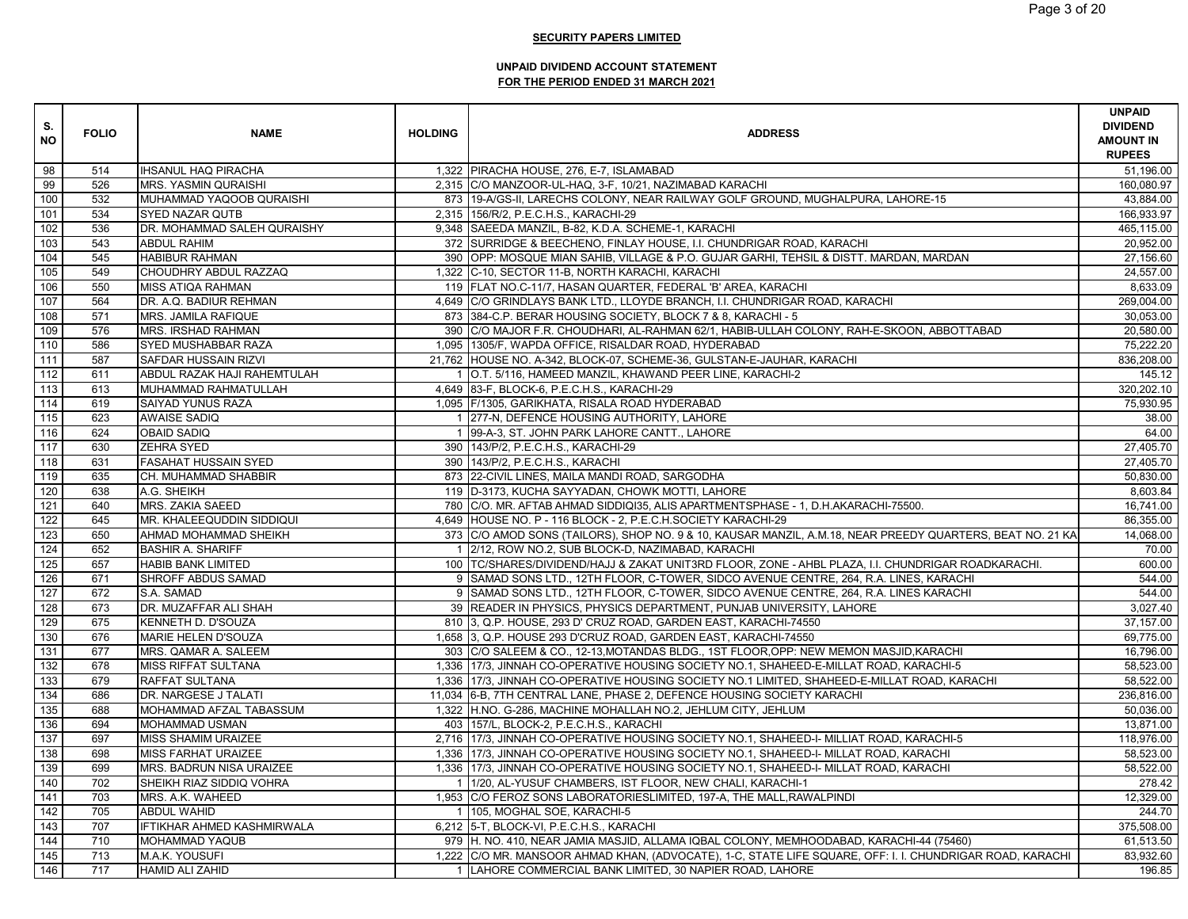**SECURITY PAPERS LIMITED**

**UNPAID DIVIDEND ACCOUNT STATEMENT**
**FOR THE PERIOD ENDED 31 MARCH 2021**

| S. NO | FOLIO | NAME | HOLDING | ADDRESS | UNPAID DIVIDEND AMOUNT IN RUPEES |
|---|---|---|---|---|---|
| 98 | 514 | IHSANUL HAQ PIRACHA | 1,322 | PIRACHA HOUSE, 276, E-7, ISLAMABAD | 51,196.00 |
| 99 | 526 | MRS. YASMIN QURAISHI | 2,315 | C/O MANZOOR-UL-HAQ, 3-F, 10/21, NAZIMABAD KARACHI | 160,080.97 |
| 100 | 532 | MUHAMMAD YAQOOB QURAISHI | 873 | 19-A/GS-II, LARECHS COLONY, NEAR RAILWAY GOLF GROUND, MUGHALPURA, LAHORE-15 | 43,884.00 |
| 101 | 534 | SYED NAZAR QUTB | 2,315 | 156/R/2, P.E.C.H.S., KARACHI-29 | 166,933.97 |
| 102 | 536 | DR. MOHAMMAD SALEH QURAISHY | 9,348 | SAEEDA MANZIL, B-82, K.D.A. SCHEME-1, KARACHI | 465,115.00 |
| 103 | 543 | ABDUL RAHIM | 372 | SURRIDGE & BEECHENO, FINLAY HOUSE, I.I. CHUNDRIGAR ROAD, KARACHI | 20,952.00 |
| 104 | 545 | HABIBUR RAHMAN | 390 | OPP: MOSQUE MIAN SAHIB, VILLAGE & P.O. GUJAR GARHI, TEHSIL & DISTT. MARDAN, MARDAN | 27,156.60 |
| 105 | 549 | CHOUDHRY ABDUL RAZZAQ | 1,322 | C-10, SECTOR 11-B, NORTH KARACHI, KARACHI | 24,557.00 |
| 106 | 550 | MISS ATIQA RAHMAN | 119 | FLAT NO.C-11/7, HASAN QUARTER, FEDERAL 'B' AREA, KARACHI | 8,633.09 |
| 107 | 564 | DR. A.Q. BADIUR REHMAN | 4,649 | C/O GRINDLAYS BANK LTD., LLOYDE BRANCH, I.I. CHUNDRIGAR ROAD, KARACHI | 269,004.00 |
| 108 | 571 | MRS. JAMILA RAFIQUE | 873 | 384-C.P. BERAR HOUSING SOCIETY, BLOCK 7 & 8, KARACHI - 5 | 30,053.00 |
| 109 | 576 | MRS. IRSHAD RAHMAN | 390 | C/O MAJOR F.R. CHOUDHARI, AL-RAHMAN 62/1, HABIB-ULLAH COLONY, RAH-E-SKOON, ABBOTTABAD | 20,580.00 |
| 110 | 586 | SYED MUSHABBAR RAZA | 1,095 | 1305/F, WAPDA OFFICE, RISALDAR ROAD, HYDERABAD | 75,222.20 |
| 111 | 587 | SAFDAR HUSSAIN RIZVI | 21,762 | HOUSE NO. A-342, BLOCK-07, SCHEME-36, GULSTAN-E-JAUHAR, KARACHI | 836,208.00 |
| 112 | 611 | ABDUL RAZAK HAJI RAHEMTULAH | 1 | O.T. 5/116, HAMEED MANZIL, KHAWAND PEER LINE, KARACHI-2 | 145.12 |
| 113 | 613 | MUHAMMAD RAHMATULLAH | 4,649 | 83-F, BLOCK-6, P.E.C.H.S., KARACHI-29 | 320,202.10 |
| 114 | 619 | SAIYAD YUNUS RAZA | 1,095 | F/1305, GARIKHATA, RISALA ROAD HYDERABAD | 75,930.95 |
| 115 | 623 | AWAISE SADIQ | 1 | 277-N, DEFENCE HOUSING AUTHORITY, LAHORE | 38.00 |
| 116 | 624 | OBAID SADIQ | 1 | 99-A-3, ST. JOHN PARK LAHORE CANTT., LAHORE | 64.00 |
| 117 | 630 | ZEHRA SYED | 390 | 143/P/2, P.E.C.H.S., KARACHI-29 | 27,405.70 |
| 118 | 631 | FASAHAT HUSSAIN SYED | 390 | 143/P/2, P.E.C.H.S., KARACHI | 27,405.70 |
| 119 | 635 | CH. MUHAMMAD SHABBIR | 873 | 22-CIVIL LINES, MAILA MANDI ROAD, SARGODHA | 50,830.00 |
| 120 | 638 | A.G. SHEIKH | 119 | D-3173, KUCHA SAYYADAN, CHOWK MOTTI, LAHORE | 8,603.84 |
| 121 | 640 | MRS. ZAKIA SAEED | 780 | C/O. MR. AFTAB AHMAD SIDDIQI35, ALIS APARTMENTSPHASE - 1, D.H.AKARACHI-75500. | 16,741.00 |
| 122 | 645 | MR. KHALEEQUDDIN SIDDIQUI | 4,649 | HOUSE NO. P - 116 BLOCK - 2, P.E.C.H.SOCIETY KARACHI-29 | 86,355.00 |
| 123 | 650 | AHMAD MOHAMMAD SHEIKH | 373 | C/O AMOD SONS (TAILORS), SHOP NO. 9 & 10, KAUSAR MANZIL, A.M.18, NEAR PREEDY QUARTERS, BEAT NO. 21 KA | 14,068.00 |
| 124 | 652 | BASHIR A. SHARIFF | 1 | 2/12, ROW NO.2, SUB BLOCK-D, NAZIMABAD, KARACHI | 70.00 |
| 125 | 657 | HABIB BANK LIMITED | 100 | TC/SHARES/DIVIDEND/HAJJ & ZAKAT UNIT3RD FLOOR, ZONE - AHBL PLAZA, I.I. CHUNDRIGAR ROADKARACHI. | 600.00 |
| 126 | 671 | SHROFF ABDUS SAMAD | 9 | SAMAD SONS LTD., 12TH FLOOR, C-TOWER, SIDCO AVENUE CENTRE, 264, R.A. LINES, KARACHI | 544.00 |
| 127 | 672 | S.A. SAMAD | 9 | SAMAD SONS LTD., 12TH FLOOR, C-TOWER, SIDCO AVENUE CENTRE, 264, R.A. LINES KARACHI | 544.00 |
| 128 | 673 | DR. MUZAFFAR ALI SHAH | 39 | READER IN PHYSICS, PHYSICS DEPARTMENT, PUNJAB UNIVERSITY, LAHORE | 3,027.40 |
| 129 | 675 | KENNETH D. D'SOUZA | 810 | 3, Q.P. HOUSE, 293 D' CRUZ ROAD, GARDEN EAST, KARACHI-74550 | 37,157.00 |
| 130 | 676 | MARIE HELEN D'SOUZA | 1,658 | 3, Q.P. HOUSE 293 D'CRUZ ROAD, GARDEN EAST, KARACHI-74550 | 69,775.00 |
| 131 | 677 | MRS. QAMAR A. SALEEM | 303 | C/O SALEEM & CO., 12-13,MOTANDAS BLDG., 1ST FLOOR,OPP: NEW MEMON MASJID,KARACHI | 16,796.00 |
| 132 | 678 | MISS RIFFAT SULTANA | 1,336 | 17/3, JINNAH CO-OPERATIVE HOUSING SOCIETY NO.1, SHAHEED-E-MILLAT ROAD, KARACHI-5 | 58,523.00 |
| 133 | 679 | RAFFAT SULTANA | 1,336 | 17/3, JINNAH CO-OPERATIVE HOUSING SOCIETY NO.1 LIMITED, SHAHEED-E-MILLAT ROAD, KARACHI | 58,522.00 |
| 134 | 686 | DR. NARGESE J TALATI | 11,034 | 6-B, 7TH CENTRAL LANE, PHASE 2, DEFENCE HOUSING SOCIETY KARACHI | 236,816.00 |
| 135 | 688 | MOHAMMAD AFZAL TABASSUM | 1,322 | H.NO. G-286, MACHINE MOHALLAH NO.2, JEHLUM CITY, JEHLUM | 50,036.00 |
| 136 | 694 | MOHAMMAD USMAN | 403 | 157/L, BLOCK-2, P.E.C.H.S., KARACHI | 13,871.00 |
| 137 | 697 | MISS SHAMIM URAIZEE | 2,716 | 17/3, JINNAH CO-OPERATIVE HOUSING SOCIETY NO.1, SHAHEED-I- MILLIAT ROAD, KARACHI-5 | 118,976.00 |
| 138 | 698 | MISS FARHAT URAIZEE | 1,336 | 17/3, JINNAH CO-OPERATIVE HOUSING SOCIETY NO.1, SHAHEED-I- MILLAT ROAD, KARACHI | 58,523.00 |
| 139 | 699 | MRS. BADRUN NISA URAIZEE | 1,336 | 17/3, JINNAH CO-OPERATIVE HOUSING SOCIETY NO.1, SHAHEED-I- MILLAT ROAD, KARACHI | 58,522.00 |
| 140 | 702 | SHEIKH RIAZ SIDDIQ VOHRA | 1 | 1/20, AL-YUSUF CHAMBERS, IST FLOOR, NEW CHALI, KARACHI-1 | 278.42 |
| 141 | 703 | MRS. A.K. WAHEED | 1,953 | C/O FEROZ SONS LABORATORIESLIMITED, 197-A, THE MALL,RAWALPINDI | 12,329.00 |
| 142 | 705 | ABDUL WAHID | 1 | 105, MOGHAL SOE, KARACHI-5 | 244.70 |
| 143 | 707 | IFTIKHAR AHMED KASHMIRWALA | 6,212 | 5-T, BLOCK-VI, P.E.C.H.S., KARACHI | 375,508.00 |
| 144 | 710 | MOHAMMAD YAQUB | 979 | H. NO. 410, NEAR JAMIA MASJID, ALLAMA IQBAL COLONY, MEMHOODABAD, KARACHI-44 (75460) | 61,513.50 |
| 145 | 713 | M.A.K. YOUSUFI | 1,222 | C/O MR. MANSOOR AHMAD KHAN, (ADVOCATE), 1-C, STATE LIFE SQUARE, OFF: I. I. CHUNDRIGAR ROAD, KARACHI | 83,932.60 |
| 146 | 717 | HAMID ALI ZAHID | 1 | LAHORE COMMERCIAL BANK LIMITED, 30 NAPIER ROAD, LAHORE | 196.85 |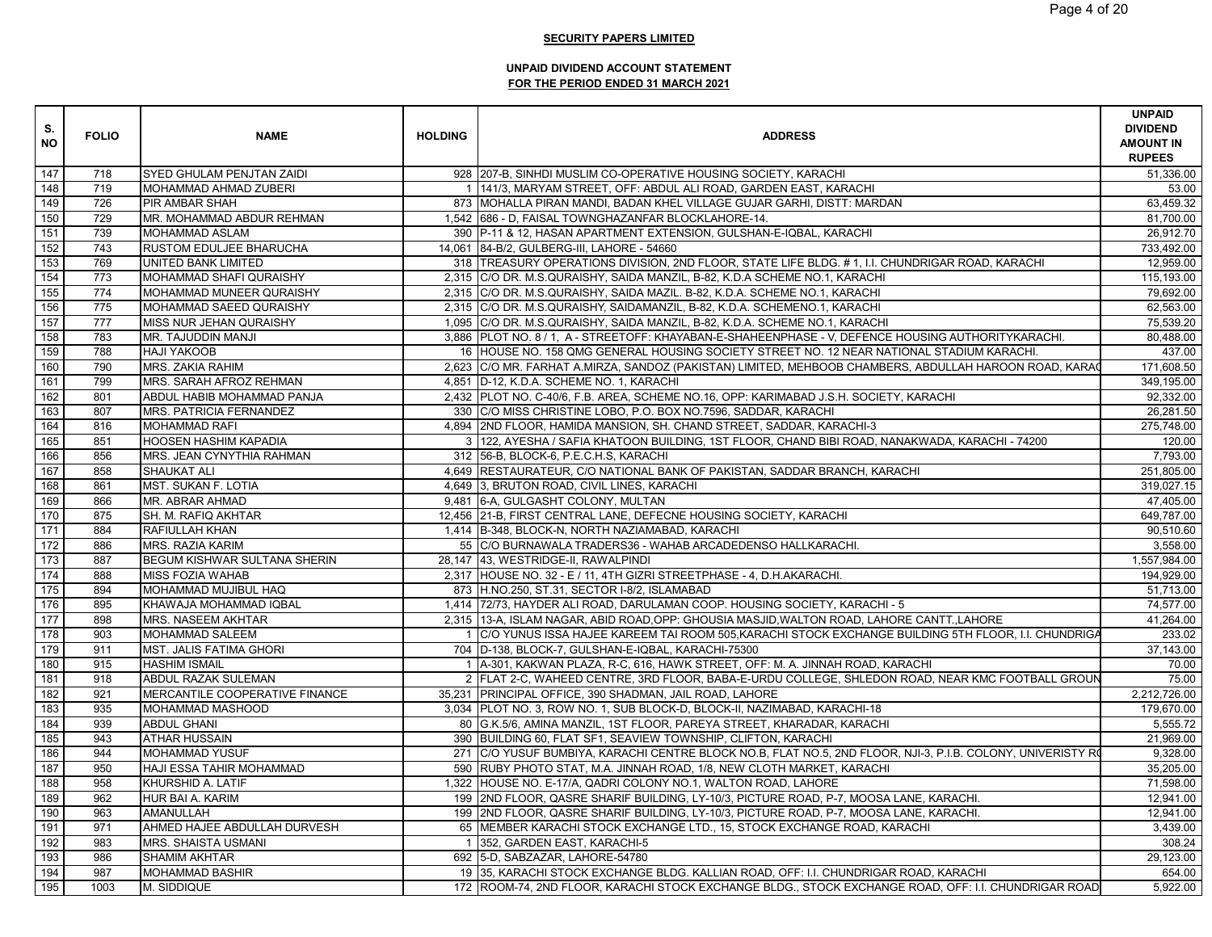**SECURITY PAPERS LIMITED**

**UNPAID DIVIDEND ACCOUNT STATEMENT**
**FOR THE PERIOD ENDED 31 MARCH 2021**

| S. NO | FOLIO | NAME | HOLDING | ADDRESS | UNPAID DIVIDEND AMOUNT IN RUPEES |
|---|---|---|---|---|---|
| 147 | 718 | SYED GHULAM PENJTAN ZAIDI | 928 | 207-B, SINHDI MUSLIM CO-OPERATIVE HOUSING SOCIETY, KARACHI | 51,336.00 |
| 148 | 719 | MOHAMMAD AHMAD ZUBERI | 1 | 141/3, MARYAM STREET, OFF: ABDUL ALI ROAD, GARDEN EAST, KARACHI | 53.00 |
| 149 | 726 | PIR AMBAR SHAH | 873 | MOHALLA PIRAN MANDI, BADAN KHEL VILLAGE GUJAR GARHI, DISTT: MARDAN | 63,459.32 |
| 150 | 729 | MR. MOHAMMAD ABDUR REHMAN | 1,542 | 686 - D, FAISAL TOWNGHAZANFAR BLOCKLAHORE-14. | 81,700.00 |
| 151 | 739 | MOHAMMAD ASLAM | 390 | P-11 & 12, HASAN APARTMENT EXTENSION, GULSHAN-E-IQBAL, KARACHI | 26,912.70 |
| 152 | 743 | RUSTOM EDULJEE BHARUCHA | 14,061 | 84-B/2, GULBERG-III, LAHORE - 54660 | 733,492.00 |
| 153 | 769 | UNITED BANK LIMITED | 318 | TREASURY OPERATIONS DIVISION, 2ND FLOOR, STATE LIFE BLDG. # 1, I.I. CHUNDRIGAR ROAD, KARACHI | 12,959.00 |
| 154 | 773 | MOHAMMAD SHAFI QURAISHY | 2,315 | C/O DR. M.S.QURAISHY, SAIDA MANZIL, B-82, K.D.A SCHEME NO.1, KARACHI | 115,193.00 |
| 155 | 774 | MOHAMMAD MUNEER QURAISHY | 2,315 | C/O DR. M.S.QURAISHY, SAIDA MAZIL. B-82, K.D.A. SCHEME NO.1, KARACHI | 79,692.00 |
| 156 | 775 | MOHAMMAD SAEED QURAISHY | 2,315 | C/O DR. M.S.QURAISHY, SAIDAMANZIL, B-82, K.D.A. SCHEMENO.1, KARACHI | 62,563.00 |
| 157 | 777 | MISS NUR JEHAN QURAISHY | 1,095 | C/O DR. M.S.QURAISHY, SAIDA MANZIL, B-82, K.D.A. SCHEME NO.1, KARACHI | 75,539.20 |
| 158 | 783 | MR. TAJUDDIN MANJI | 3,886 | PLOT NO. 8 / 1, A - STREETOFF: KHAYABAN-E-SHAHEENPHASE - V, DEFENCE HOUSING AUTHORITYKARACHI. | 80,488.00 |
| 159 | 788 | HAJI YAKOOB | 16 | HOUSE NO. 158 QMG GENERAL HOUSING SOCIETY STREET NO. 12 NEAR NATIONAL STADIUM KARACHI. | 437.00 |
| 160 | 790 | MRS. ZAKIA RAHIM | 2,623 | C/O MR. FARHAT A.MIRZA, SANDOZ (PAKISTAN) LIMITED, MEHBOOB CHAMBERS, ABDULLAH HAROON ROAD, KARA( | 171,608.50 |
| 161 | 799 | MRS. SARAH AFROZ REHMAN | 4,851 | D-12, K.D.A. SCHEME NO. 1, KARACHI | 349,195.00 |
| 162 | 801 | ABDUL HABIB MOHAMMAD PANJA | 2,432 | PLOT NO. C-40/6, F.B. AREA, SCHEME NO.16, OPP: KARIMABAD J.S.H. SOCIETY, KARACHI | 92,332.00 |
| 163 | 807 | MRS. PATRICIA FERNANDEZ | 330 | C/O MISS CHRISTINE LOBO, P.O. BOX NO.7596, SADDAR, KARACHI | 26,281.50 |
| 164 | 816 | MOHAMMAD RAFI | 4,894 | 2ND FLOOR, HAMIDA MANSION, SH. CHAND STREET, SADDAR, KARACHI-3 | 275,748.00 |
| 165 | 851 | HOOSEN HASHIM KAPADIA | 3 | 122, AYESHA / SAFIA KHATOON BUILDING, 1ST FLOOR, CHAND BIBI ROAD, NANAKWADA, KARACHI - 74200 | 120.00 |
| 166 | 856 | MRS. JEAN CYNYTHIA RAHMAN | 312 | 56-B, BLOCK-6, P.E.C.H.S, KARACHI | 7,793.00 |
| 167 | 858 | SHAUKAT ALI | 4,649 | RESTAURATEUR, C/O NATIONAL BANK OF PAKISTAN, SADDAR BRANCH, KARACHI | 251,805.00 |
| 168 | 861 | MST. SUKAN F. LOTIA | 4,649 | 3, BRUTON ROAD, CIVIL LINES, KARACHI | 319,027.15 |
| 169 | 866 | MR. ABRAR AHMAD | 9,481 | 6-A, GULGASHT COLONY, MULTAN | 47,405.00 |
| 170 | 875 | SH. M. RAFIQ AKHTAR | 12,456 | 21-B, FIRST CENTRAL LANE, DEFECNE HOUSING SOCIETY, KARACHI | 649,787.00 |
| 171 | 884 | RAFIULLAH KHAN | 1,414 | B-348, BLOCK-N, NORTH NAZIAMABAD, KARACHI | 90,510.60 |
| 172 | 886 | MRS. RAZIA KARIM | 55 | C/O BURNAWALA TRADERS36 - WAHAB ARCADEDENSO HALLKARACHI. | 3,558.00 |
| 173 | 887 | BEGUM KISHWAR SULTANA SHERIN | 28,147 | 43, WESTRIDGE-II, RAWALPINDI | 1,557,984.00 |
| 174 | 888 | MISS FOZIA WAHAB | 2,317 | HOUSE NO. 32 - E / 11, 4TH GIZRI STREETPHASE - 4, D.H.AKARACHI. | 194,929.00 |
| 175 | 894 | MOHAMMAD MUJIBUL HAQ | 873 | H.NO.250, ST.31, SECTOR I-8/2, ISLAMABAD | 51,713.00 |
| 176 | 895 | KHAWAJA MOHAMMAD IQBAL | 1,414 | 72/73, HAYDER ALI ROAD, DARULAMAN COOP. HOUSING SOCIETY, KARACHI - 5 | 74,577.00 |
| 177 | 898 | MRS. NASEEM AKHTAR | 2,315 | 13-A, ISLAM NAGAR, ABID ROAD,OPP: GHOUSIA MASJID,WALTON ROAD, LAHORE CANTT.,LAHORE | 41,264.00 |
| 178 | 903 | MOHAMMAD SALEEM | 1 | C/O YUNUS ISSA HAJEE KAREEM TAI ROOM 505,KARACHI STOCK EXCHANGE BUILDING 5TH FLOOR, I.I. CHUNDRIGA | 233.02 |
| 179 | 911 | MST. JALIS FATIMA GHORI | 704 | D-138, BLOCK-7, GULSHAN-E-IQBAL, KARACHI-75300 | 37,143.00 |
| 180 | 915 | HASHIM ISMAIL | 1 | A-301, KAKWAN PLAZA, R-C, 616, HAWK STREET, OFF: M. A. JINNAH ROAD, KARACHI | 70.00 |
| 181 | 918 | ABDUL RAZAK SULEMAN | 2 | FLAT 2-C, WAHEED CENTRE, 3RD FLOOR, BABA-E-URDU COLLEGE, SHLEDON ROAD, NEAR KMC FOOTBALL GROUN | 75.00 |
| 182 | 921 | MERCANTILE COOPERATIVE FINANCE | 35,231 | PRINCIPAL OFFICE, 390 SHADMAN, JAIL ROAD, LAHORE | 2,212,726.00 |
| 183 | 935 | MOHAMMAD MASHOOD | 3,034 | PLOT NO. 3, ROW NO. 1, SUB BLOCK-D, BLOCK-II, NAZIMABAD, KARACHI-18 | 179,670.00 |
| 184 | 939 | ABDUL GHANI | 80 | G.K.5/6, AMINA MANZIL, 1ST FLOOR, PAREYA STREET, KHARADAR, KARACHI | 5,555.72 |
| 185 | 943 | ATHAR HUSSAIN | 390 | BUILDING 60, FLAT SF1, SEAVIEW TOWNSHIP, CLIFTON, KARACHI | 21,969.00 |
| 186 | 944 | MOHAMMAD YUSUF | 271 | C/O YUSUF BUMBIYA, KARACHI CENTRE BLOCK NO.B, FLAT NO.5, 2ND FLOOR, NJI-3, P.I.B. COLONY, UNIVERISTY R( | 9,328.00 |
| 187 | 950 | HAJI ESSA TAHIR MOHAMMAD | 590 | RUBY PHOTO STAT, M.A. JINNAH ROAD, 1/8, NEW CLOTH MARKET, KARACHI | 35,205.00 |
| 188 | 958 | KHURSHID A. LATIF | 1,322 | HOUSE NO. E-17/A, QADRI COLONY NO.1, WALTON ROAD, LAHORE | 71,598.00 |
| 189 | 962 | HUR BAI A. KARIM | 199 | 2ND FLOOR, QASRE SHARIF BUILDING, LY-10/3, PICTURE ROAD, P-7, MOOSA LANE, KARACHI. | 12,941.00 |
| 190 | 963 | AMANULLAH | 199 | 2ND FLOOR, QASRE SHARIF BUILDING, LY-10/3, PICTURE ROAD, P-7, MOOSA LANE, KARACHI. | 12,941.00 |
| 191 | 971 | AHMED HAJEE ABDULLAH DURVESH | 65 | MEMBER KARACHI STOCK EXCHANGE LTD., 15, STOCK EXCHANGE ROAD, KARACHI | 3,439.00 |
| 192 | 983 | MRS. SHAISTA USMANI | 1 | 352, GARDEN EAST, KARACHI-5 | 308.24 |
| 193 | 986 | SHAMIM AKHTAR | 692 | 5-D, SABZAZAR, LAHORE-54780 | 29,123.00 |
| 194 | 987 | MOHAMMAD BASHIR | 19 | 35, KARACHI STOCK EXCHANGE BLDG. KALLIAN ROAD, OFF: I.I. CHUNDRIGAR ROAD, KARACHI | 654.00 |
| 195 | 1003 | M. SIDDIQUE | 172 | ROOM-74, 2ND FLOOR, KARACHI STOCK EXCHANGE BLDG., STOCK EXCHANGE ROAD, OFF: I.I. CHUNDRIGAR ROAD | 5,922.00 |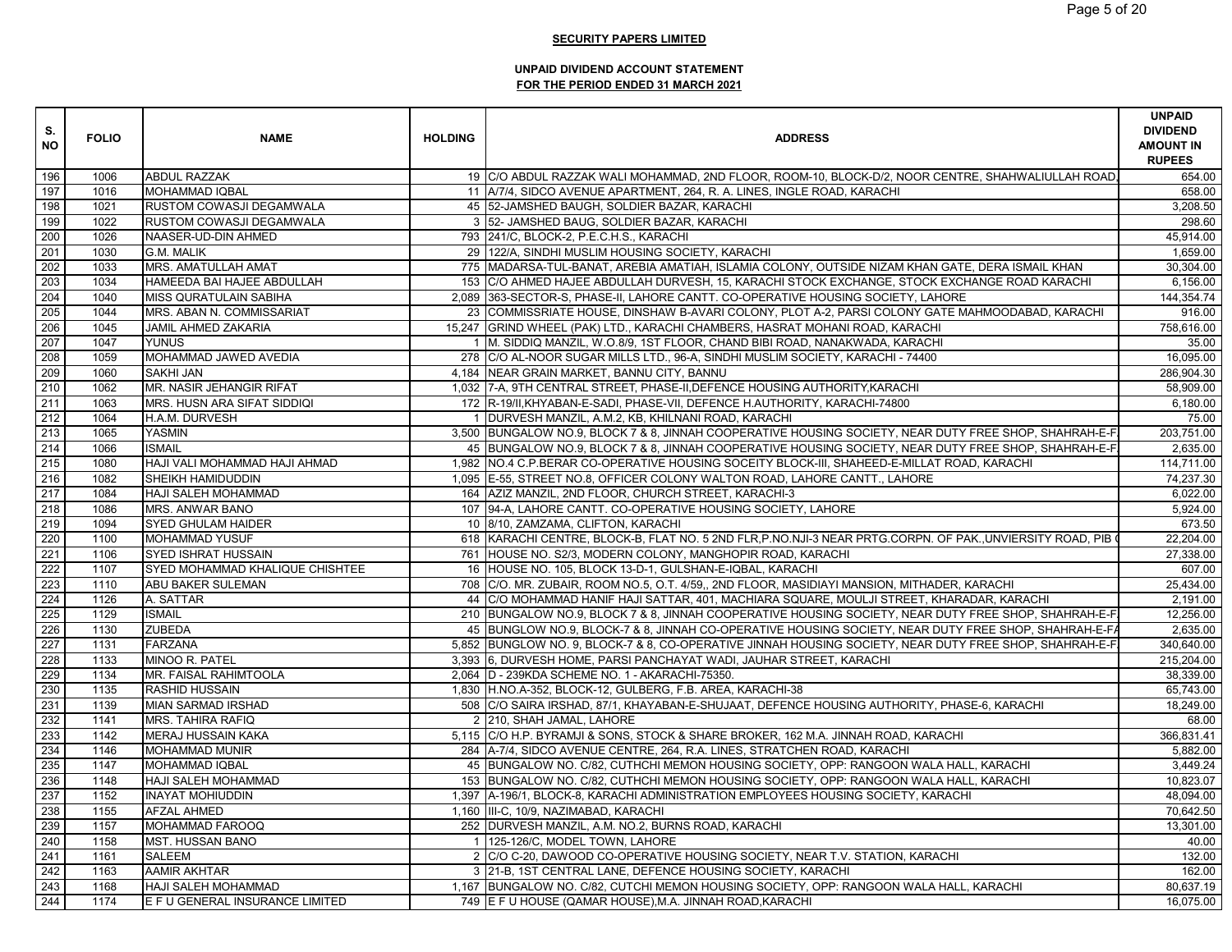**SECURITY PAPERS LIMITED**

**UNPAID DIVIDEND ACCOUNT STATEMENT**
**FOR THE PERIOD ENDED 31 MARCH 2021**

| S. NO | FOLIO | NAME | HOLDING | ADDRESS | UNPAID DIVIDEND AMOUNT IN RUPEES |
|---|---|---|---|---|---|
| 196 | 1006 | ABDUL RAZZAK | 19 | C/O ABDUL RAZZAK WALI MOHAMMAD, 2ND FLOOR, ROOM-10, BLOCK-D/2, NOOR CENTRE, SHAHWALIULLAH ROAD, | 654.00 |
| 197 | 1016 | MOHAMMAD IQBAL | 11 | A/7/4, SIDCO AVENUE APARTMENT, 264, R. A. LINES, INGLE ROAD, KARACHI | 658.00 |
| 198 | 1021 | RUSTOM COWASJI DEGAMWALA | 45 | 52-JAMSHED BAUGH, SOLDIER BAZAR, KARACHI | 3,208.50 |
| 199 | 1022 | RUSTOM COWASJI DEGAMWALA | 3 | 52- JAMSHED BAUG, SOLDIER BAZAR, KARACHI | 298.60 |
| 200 | 1026 | NAASER-UD-DIN AHMED | 793 | 241/C, BLOCK-2, P.E.C.H.S., KARACHI | 45,914.00 |
| 201 | 1030 | G.M. MALIK | 29 | 122/A, SINDHI MUSLIM HOUSING SOCIETY, KARACHI | 1,659.00 |
| 202 | 1033 | MRS. AMATULLAH AMAT | 775 | MADARSA-TUL-BANAT, AREBIA AMATIAH, ISLAMIA COLONY, OUTSIDE NIZAM KHAN GATE, DERA ISMAIL KHAN | 30,304.00 |
| 203 | 1034 | HAMEEDA BAI HAJEE ABDULLAH | 153 | C/O AHMED HAJEE ABDULLAH DURVESH, 15, KARACHI STOCK EXCHANGE, STOCK EXCHANGE ROAD KARACHI | 6,156.00 |
| 204 | 1040 | MISS QURATULAIN SABIHA | 2,089 | 363-SECTOR-S, PHASE-II, LAHORE CANTT. CO-OPERATIVE HOUSING SOCIETY, LAHORE | 144,354.74 |
| 205 | 1044 | MRS. ABAN N. COMMISSARIAT | 23 | COMMISSRIATE HOUSE, DINSHAW B-AVARI COLONY, PLOT A-2, PARSI COLONY GATE MAHMOODABAD, KARACHI | 916.00 |
| 206 | 1045 | JAMIL AHMED ZAKARIA | 15,247 | GRIND WHEEL (PAK) LTD., KARACHI CHAMBERS, HASRAT MOHANI ROAD, KARACHI | 758,616.00 |
| 207 | 1047 | YUNUS | 1 | M. SIDDIQ MANZIL, W.O.8/9, 1ST FLOOR, CHAND BIBI ROAD, NANAKWADA, KARACHI | 35.00 |
| 208 | 1059 | MOHAMMAD JAWED AVEDIA | 278 | C/O AL-NOOR SUGAR MILLS LTD., 96-A, SINDHI MUSLIM SOCIETY, KARACHI - 74400 | 16,095.00 |
| 209 | 1060 | SAKHI JAN | 4,184 | NEAR GRAIN MARKET, BANNU CITY, BANNU | 286,904.30 |
| 210 | 1062 | MR. NASIR JEHANGIR RIFAT | 1,032 | 7-A, 9TH CENTRAL STREET, PHASE-II,DEFENCE HOUSING AUTHORITY,KARACHI | 58,909.00 |
| 211 | 1063 | MRS. HUSN ARA SIFAT SIDDIQI | 172 | R-19/II,KHYABAN-E-SADI, PHASE-VII, DEFENCE H.AUTHORITY, KARACHI-74800 | 6,180.00 |
| 212 | 1064 | H.A.M. DURVESH | 1 | DURVESH MANZIL, A.M.2, KB, KHILNANI ROAD, KARACHI | 75.00 |
| 213 | 1065 | YASMIN | 3,500 | BUNGALOW NO.9, BLOCK 7 & 8, JINNAH COOPERATIVE HOUSING SOCIETY, NEAR DUTY FREE SHOP, SHAHRAH-E-F | 203,751.00 |
| 214 | 1066 | ISMAIL | 45 | BUNGALOW NO.9, BLOCK 7 & 8, JINNAH COOPERATIVE HOUSING SOCIETY, NEAR DUTY FREE SHOP, SHAHRAH-E-F | 2,635.00 |
| 215 | 1080 | HAJI VALI MOHAMMAD HAJI AHMAD | 1,982 | NO.4 C.P.BERAR CO-OPERATIVE HOUSING SOCEITY BLOCK-III, SHAHEED-E-MILLAT ROAD, KARACHI | 114,711.00 |
| 216 | 1082 | SHEIKH HAMIDUDDIN | 1,095 | E-55, STREET NO.8, OFFICER COLONY WALTON ROAD, LAHORE CANTT., LAHORE | 74,237.30 |
| 217 | 1084 | HAJI SALEH MOHAMMAD | 164 | AZIZ MANZIL, 2ND FLOOR, CHURCH STREET, KARACHI-3 | 6,022.00 |
| 218 | 1086 | MRS. ANWAR BANO | 107 | 94-A, LAHORE CANTT. CO-OPERATIVE HOUSING SOCIETY, LAHORE | 5,924.00 |
| 219 | 1094 | SYED GHULAM HAIDER | 10 | 8/10, ZAMZAMA, CLIFTON, KARACHI | 673.50 |
| 220 | 1100 | MOHAMMAD YUSUF | 618 | KARACHI CENTRE, BLOCK-B, FLAT NO. 5 2ND FLR,P.NO.NJI-3 NEAR PRTG.CORPN. OF PAK.,UNVIERSITY ROAD, PIB ( | 22,204.00 |
| 221 | 1106 | SYED ISHRAT HUSSAIN | 761 | HOUSE NO. S2/3, MODERN COLONY, MANGHOPIR ROAD, KARACHI | 27,338.00 |
| 222 | 1107 | SYED MOHAMMAD KHALIQUE CHISHTEE | 16 | HOUSE NO. 105, BLOCK 13-D-1, GULSHAN-E-IQBAL, KARACHI | 607.00 |
| 223 | 1110 | ABU BAKER SULEMAN | 708 | C/O. MR. ZUBAIR, ROOM NO.5, O.T. 4/59,, 2ND FLOOR, MASIDIAYI MANSION, MITHADER, KARACHI | 25,434.00 |
| 224 | 1126 | A. SATTAR | 44 | C/O MOHAMMAD HANIF HAJI SATTAR, 401, MACHIARA SQUARE, MOULJI STREET, KHARADAR, KARACHI | 2,191.00 |
| 225 | 1129 | ISMAIL | 210 | BUNGALOW NO.9, BLOCK 7 & 8, JINNAH COOPERATIVE HOUSING SOCIETY, NEAR DUTY FREE SHOP, SHAHRAH-E-F | 12,256.00 |
| 226 | 1130 | ZUBEDA | 45 | BUNGALOW NO.9, BLOCK-7 & 8, JINNAH CO-OPERATIVE HOUSING SOCIETY, NEAR DUTY FREE SHOP, SHAHRAH-E-FA | 2,635.00 |
| 227 | 1131 | FARZANA | 5,852 | BUNGLOW NO. 9, BLOCK-7 & 8, CO-OPERATIVE JINNAH HOUSING SOCIETY, NEAR DUTY FREE SHOP, SHAHRAH-E-F | 340,640.00 |
| 228 | 1133 | MINOO R. PATEL | 3,393 | 6, DURVESH HOME, PARSI PANCHAYAT WADI, JAUHAR STREET, KARACHI | 215,204.00 |
| 229 | 1134 | MR. FAISAL RAHIMTOOLA | 2,064 | D - 239KDA SCHEME NO. 1 - AKARACHI-75350. | 38,339.00 |
| 230 | 1135 | RASHID HUSSAIN | 1,830 | H.NO.A-352, BLOCK-12, GULBERG, F.B. AREA, KARACHI-38 | 65,743.00 |
| 231 | 1139 | MIAN SARMAD IRSHAD | 508 | C/O SAIRA IRSHAD, 87/1, KHAYABAN-E-SHUJAAT, DEFENCE HOUSING AUTHORITY, PHASE-6, KARACHI | 18,249.00 |
| 232 | 1141 | MRS. TAHIRA RAFIQ | 2 | 210, SHAH JAMAL, LAHORE | 68.00 |
| 233 | 1142 | MERAJ HUSSAIN KAKA | 5,115 | C/O H.P. BYRAMJI & SONS, STOCK & SHARE BROKER, 162 M.A. JINNAH ROAD, KARACHI | 366,831.41 |
| 234 | 1146 | MOHAMMAD MUNIR | 284 | A-7/4, SIDCO AVENUE CENTRE, 264, R.A. LINES, STRATCHEN ROAD, KARACHI | 5,882.00 |
| 235 | 1147 | MOHAMMAD IQBAL | 45 | BUNGALOW NO. C/82, CUTHCHI MEMON HOUSING SOCIETY, OPP: RANGOON WALA HALL, KARACHI | 3,449.24 |
| 236 | 1148 | HAJI SALEH MOHAMMAD | 153 | BUNGALOW NO. C/82, CUTHCHI MEMON HOUSING SOCIETY, OPP: RANGOON WALA HALL, KARACHI | 10,823.07 |
| 237 | 1152 | INAYAT MOHIUDDIN | 1,397 | A-196/1, BLOCK-8, KARACHI ADMINISTRATION EMPLOYEES HOUSING SOCIETY, KARACHI | 48,094.00 |
| 238 | 1155 | AFZAL AHMED | 1,160 | III-C, 10/9, NAZIMABAD, KARACHI | 70,642.50 |
| 239 | 1157 | MOHAMMAD FAROOQ | 252 | DURVESH MANZIL, A.M. NO.2, BURNS ROAD, KARACHI | 13,301.00 |
| 240 | 1158 | MST. HUSSAN BANO | 1 | 125-126/C, MODEL TOWN, LAHORE | 40.00 |
| 241 | 1161 | SALEEM | 2 | C/O C-20, DAWOOD CO-OPERATIVE HOUSING SOCIETY, NEAR T.V. STATION, KARACHI | 132.00 |
| 242 | 1163 | AAMIR AKHTAR | 3 | 21-B, 1ST CENTRAL LANE, DEFENCE HOUSING SOCIETY, KARACHI | 162.00 |
| 243 | 1168 | HAJI SALEH MOHAMMAD | 1,167 | BUNGALOW NO. C/82, CUTCHI MEMON HOUSING SOCIETY, OPP: RANGOON WALA HALL, KARACHI | 80,637.19 |
| 244 | 1174 | E F U GENERAL INSURANCE LIMITED | 749 | E F U HOUSE (QAMAR HOUSE),M.A. JINNAH ROAD,KARACHI | 16,075.00 |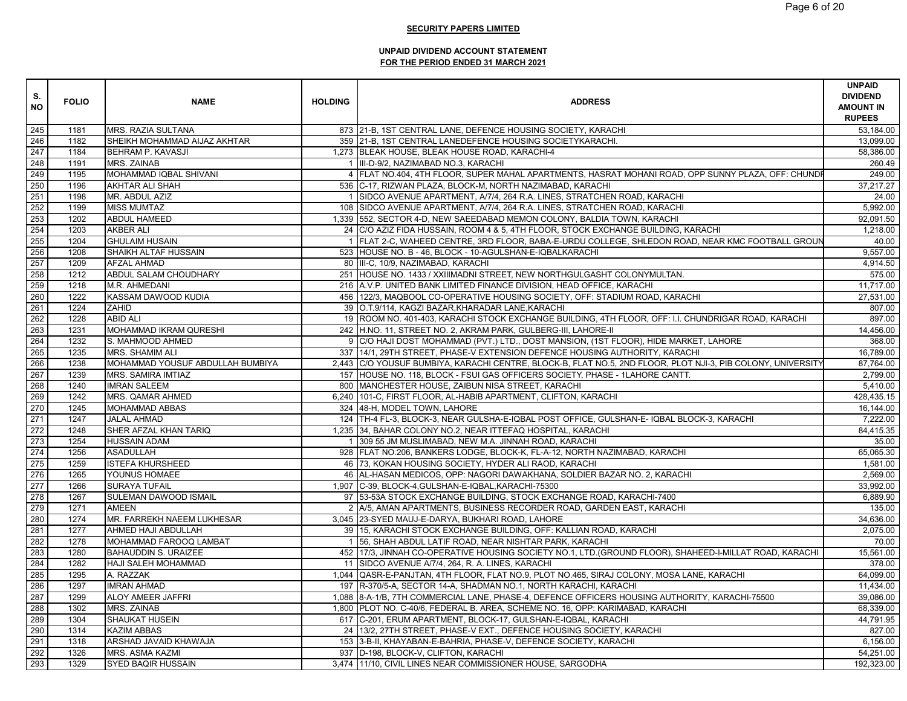**SECURITY PAPERS LIMITED**

**UNPAID DIVIDEND ACCOUNT STATEMENT**
**FOR THE PERIOD ENDED 31 MARCH 2021**

| S. NO | FOLIO | NAME | HOLDING | ADDRESS | UNPAID DIVIDEND AMOUNT IN RUPEES |
|---|---|---|---|---|---|
| 245 | 1181 | MRS. RAZIA SULTANA | 873 | 21-B, 1ST CENTRAL LANE, DEFENCE HOUSING SOCIETY, KARACHI | 53,184.00 |
| 246 | 1182 | SHEIKH MOHAMMAD AIJAZ AKHTAR | 359 | 21-B, 1ST CENTRAL LANEDEFENCE HOUSING SOCIETYKARACHI. | 13,099.00 |
| 247 | 1184 | BEHRAM P. KAVASJI | 1,273 | BLEAK HOUSE, BLEAK HOUSE ROAD, KARACHI-4 | 58,386.00 |
| 248 | 1191 | MRS. ZAINAB | 1 | III-D-9/2, NAZIMABAD NO.3, KARACHI | 260.49 |
| 249 | 1195 | MOHAMMAD IQBAL SHIVANI | 4 | FLAT NO.404, 4TH FLOOR, SUPER MAHAL APARTMENTS, HASRAT MOHANI ROAD, OPP SUNNY PLAZA, OFF: CHUNDI | 249.00 |
| 250 | 1196 | AKHTAR ALI SHAH | 536 | C-17, RIZWAN PLAZA, BLOCK-M, NORTH NAZIMABAD, KARACHI | 37,217.27 |
| 251 | 1198 | MR. ABDUL AZIZ | 1 | SIDCO AVENUE APARTMENT, A/7/4, 264 R.A. LINES, STRATCHEN ROAD, KARACHI | 24.00 |
| 252 | 1199 | MISS MUMTAZ | 108 | SIDCO AVENUE APARTMENT, A/7/4, 264 R.A. LINES, STRATCHEN ROAD, KARACHI | 5,992.00 |
| 253 | 1202 | ABDUL HAMEED | 1,339 | 552, SECTOR 4-D, NEW SAEEDABAD MEMON COLONY, BALDIA TOWN, KARACHI | 92,091.50 |
| 254 | 1203 | AKBER ALI | 24 | C/O AZIZ FIDA HUSSAIN, ROOM 4 & 5, 4TH FLOOR, STOCK EXCHANGE BUILDING, KARACHI | 1,218.00 |
| 255 | 1204 | GHULAIM HUSAIN | 1 | FLAT 2-C, WAHEED CENTRE, 3RD FLOOR, BABA-E-URDU COLLEGE, SHLEDON ROAD, NEAR KMC FOOTBALL GROUN | 40.00 |
| 256 | 1208 | SHAIKH ALTAF HUSSAIN | 523 | HOUSE NO. B - 46, BLOCK - 10-AGULSHAN-E-IQBALKARACHI | 9,557.00 |
| 257 | 1209 | AFZAL AHMAD | 80 | III-C, 10/9, NAZIMABAD, KARACHI | 4,914.50 |
| 258 | 1212 | ABDUL SALAM CHOUDHARY | 251 | HOUSE NO. 1433 / XXIIIMADNI STREET, NEW NORTHGULGASHT COLONYMULTAN. | 575.00 |
| 259 | 1218 | M.R. AHMEDANI | 216 | A.V.P. UNITED BANK LIMITED FINANCE DIVISION, HEAD OFFICE, KARACHI | 11,717.00 |
| 260 | 1222 | KASSAM DAWOOD KUDIA | 456 | 122/3, MAQBOOL CO-OPERATIVE HOUSING SOCIETY, OFF: STADIUM ROAD, KARACHI | 27,531.00 |
| 261 | 1224 | ZAHID | 39 | O.T.9/114, KAGZI BAZAR,KHARADAR LANE,KARACHI | 807.00 |
| 262 | 1228 | ABID ALI | 19 | ROOM NO. 401-403, KARACHI STOCK EXCHANGE BUILDING, 4TH FLOOR, OFF: I.I. CHUNDRIGAR ROAD, KARACHI | 897.00 |
| 263 | 1231 | MOHAMMAD IKRAM QURESHI | 242 | H.NO. 11, STREET NO. 2, AKRAM PARK, GULBERG-III, LAHORE-II | 14,456.00 |
| 264 | 1232 | S. MAHMOOD AHMED | 9 | C/O HAJI DOST MOHAMMAD (PVT.) LTD., DOST MANSION, (1ST FLOOR), HIDE MARKET, LAHORE | 368.00 |
| 265 | 1235 | MRS. SHAMIM ALI | 337 | 14/1, 29TH STREET, PHASE-V EXTENSION DEFENCE HOUSING AUTHORITY, KARACHI | 16,789.00 |
| 266 | 1238 | MOHAMMAD YOUSUF ABDULLAH BUMBIYA | 2,443 | C/O YOUSUF BUMBIYA, KARACHI CENTRE, BLOCK-B, FLAT NO.5, 2ND FLOOR, PLOT NJI-3, PIB COLONY, UNIVERSITY | 87,764.00 |
| 267 | 1239 | MRS. SAMIRA IMTIAZ | 157 | HOUSE NO. 118, BLOCK - FSUI GAS OFFICERS SOCIETY, PHASE - 1LAHORE CANTT. | 2,799.00 |
| 268 | 1240 | IMRAN SALEEM | 800 | MANCHESTER HOUSE, ZAIBUN NISA STREET, KARACHI | 5,410.00 |
| 269 | 1242 | MRS. QAMAR AHMED | 6,240 | 101-C, FIRST FLOOR, AL-HABIB APARTMENT, CLIFTON, KARACHI | 428,435.15 |
| 270 | 1245 | MOHAMMAD ABBAS | 324 | 48-H, MODEL TOWN, LAHORE | 16,144.00 |
| 271 | 1247 | JALAL AHMAD | 124 | TH-4 FL-3, BLOCK-3, NEAR GULSHA-E-IQBAL POST OFFICE, GULSHAN-E- IQBAL BLOCK-3, KARACHI | 7,222.00 |
| 272 | 1248 | SHER AFZAL KHAN TARIQ | 1,235 | 34, BAHAR COLONY NO.2, NEAR ITTEFAQ HOSPITAL, KARACHI | 84,415.35 |
| 273 | 1254 | HUSSAIN ADAM | 1 | 309 55 JM MUSLIMABAD, NEW M.A. JINNAH ROAD, KARACHI | 35.00 |
| 274 | 1256 | ASADULLAH | 928 | FLAT NO.206, BANKERS LODGE, BLOCK-K, FL-A-12, NORTH NAZIMABAD, KARACHI | 65,065.30 |
| 275 | 1259 | ISTEFA KHURSHEED | 46 | 73, KOKAN HOUSING SOCIETY, HYDER ALI RAOD, KARACHI | 1,581.00 |
| 276 | 1265 | YOUNUS HOMAEE | 46 | AL-HASAN MEDICOS, OPP: NAGORI DAWAKHANA, SOLDIER BAZAR NO. 2, KARACHI | 2,569.00 |
| 277 | 1266 | SURAYA TUFAIL | 1,907 | C-39, BLOCK-4,GULSHAN-E-IQBAL,KARACHI-75300 | 33,992.00 |
| 278 | 1267 | SULEMAN DAWOOD ISMAIL | 97 | 53-53A STOCK EXCHANGE BUILDING, STOCK EXCHANGE ROAD, KARACHI-7400 | 6,889.90 |
| 279 | 1271 | AMEEN | 2 | A/5, AMAN APARTMENTS, BUSINESS RECORDER ROAD, GARDEN EAST, KARACHI | 135.00 |
| 280 | 1274 | MR. FARREKH NAEEM LUKHESAR | 3,045 | 23-SYED MAUJ-E-DARYA, BUKHARI ROAD, LAHORE | 34,636.00 |
| 281 | 1277 | AHMED HAJI ABDULLAH | 39 | 15, KARACHI STOCK EXCHANGE BUILDING, OFF: KALLIAN ROAD, KARACHI | 2,075.00 |
| 282 | 1278 | MOHAMMAD FAROOQ LAMBAT | 1 | 56, SHAH ABDUL LATIF ROAD, NEAR NISHTAR PARK, KARACHI | 70.00 |
| 283 | 1280 | BAHAUDDIN S. URAIZEE | 452 | 17/3, JINNAH CO-OPERATIVE HOUSING SOCIETY NO.1, LTD.(GROUND FLOOR), SHAHEED-I-MILLAT ROAD, KARACHI | 15,561.00 |
| 284 | 1282 | HAJI SALEH MOHAMMAD | 11 | SIDCO AVENUE A/7/4, 264, R. A. LINES, KARACHI | 378.00 |
| 285 | 1295 | A. RAZZAK | 1,044 | QASR-E-PANJTAN, 4TH FLOOR, FLAT NO.9, PLOT NO.465, SIRAJ COLONY, MOSA LANE, KARACHI | 64,099.00 |
| 286 | 1297 | IMRAN AHMAD | 197 | R-370/5-A, SECTOR 14-A, SHADMAN NO.1, NORTH KARACHI, KARACHI | 11,434.00 |
| 287 | 1299 | ALOY AMEER JAFFRI | 1,088 | 8-A-1/B, 7TH COMMERCIAL LANE, PHASE-4, DEFENCE OFFICERS HOUSING AUTHORITY, KARACHI-75500 | 39,086.00 |
| 288 | 1302 | MRS. ZAINAB | 1,800 | PLOT NO. C-40/6, FEDERAL B. AREA, SCHEME NO. 16, OPP: KARIMABAD, KARACHI | 68,339.00 |
| 289 | 1304 | SHAUKAT HUSEIN | 617 | C-201, ERUM APARTMENT, BLOCK-17, GULSHAN-E-IQBAL, KARACHI | 44,791.95 |
| 290 | 1314 | KAZIM ABBAS | 24 | 13/2, 27TH STREET, PHASE-V EXT., DEFENCE HOUSING SOCIETY, KARACHI | 827.00 |
| 291 | 1318 | ARSHAD JAVAID KHAWAJA | 153 | 3-B-II, KHAYABAN-E-BAHRIA, PHASE-V, DEFENCE SOCIETY, KARACHI | 6,156.00 |
| 292 | 1326 | MRS. ASMA KAZMI | 937 | D-198, BLOCK-V, CLIFTON, KARACHI | 54,251.00 |
| 293 | 1329 | SYED BAQIR HUSSAIN | 3,474 | 11/10, CIVIL LINES NEAR COMMISSIONER HOUSE, SARGODHA | 192,323.00 |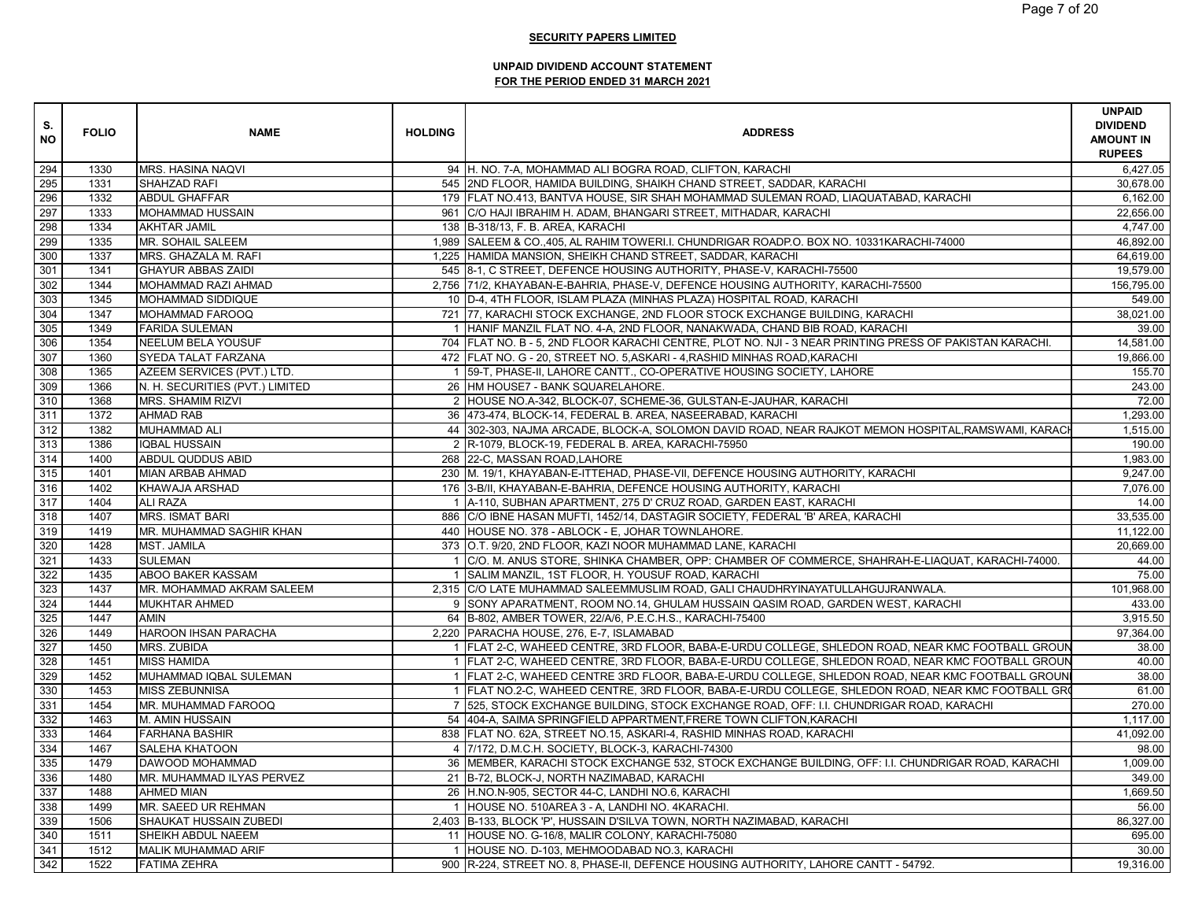**SECURITY PAPERS LIMITED**

**UNPAID DIVIDEND ACCOUNT STATEMENT**
**FOR THE PERIOD ENDED 31 MARCH 2021**

| S. NO | FOLIO | NAME | HOLDING | ADDRESS | UNPAID DIVIDEND AMOUNT IN RUPEES |
|---|---|---|---|---|---|
| 294 | 1330 | MRS. HASINA NAQVI | 94 | H. NO. 7-A, MOHAMMAD ALI BOGRA ROAD, CLIFTON, KARACHI | 6,427.05 |
| 295 | 1331 | SHAHZAD RAFI | 545 | 2ND FLOOR, HAMIDA BUILDING, SHAIKH CHAND STREET, SADDAR, KARACHI | 30,678.00 |
| 296 | 1332 | ABDUL GHAFFAR | 179 | FLAT NO.413, BANTVA HOUSE, SIR SHAH MOHAMMAD SULEMAN ROAD, LIAQUATABAD, KARACHI | 6,162.00 |
| 297 | 1333 | MOHAMMAD HUSSAIN | 961 | C/O HAJI IBRAHIM H. ADAM, BHANGARI STREET, MITHADAR, KARACHI | 22,656.00 |
| 298 | 1334 | AKHTAR JAMIL | 138 | B-318/13, F. B. AREA, KARACHI | 4,747.00 |
| 299 | 1335 | MR. SOHAIL SALEEM | 1,989 | SALEEM & CO.,405, AL RAHIM TOWERI.I. CHUNDRIGAR ROADP.O. BOX NO. 10331KARACHI-74000 | 46,892.00 |
| 300 | 1337 | MRS. GHAZALA M. RAFI | 1,225 | HAMIDA MANSION, SHEIKH CHAND STREET, SADDAR, KARACHI | 64,619.00 |
| 301 | 1341 | GHAYUR ABBAS ZAIDI | 545 | 8-1, C STREET, DEFENCE HOUSING AUTHORITY, PHASE-V, KARACHI-75500 | 19,579.00 |
| 302 | 1344 | MOHAMMAD RAZI AHMAD | 2,756 | 71/2, KHAYABAN-E-BAHRIA, PHASE-V, DEFENCE HOUSING AUTHORITY, KARACHI-75500 | 156,795.00 |
| 303 | 1345 | MOHAMMAD SIDDIQUE | 10 | D-4, 4TH FLOOR, ISLAM PLAZA (MINHAS PLAZA) HOSPITAL ROAD, KARACHI | 549.00 |
| 304 | 1347 | MOHAMMAD FAROOQ | 721 | 77, KARACHI STOCK EXCHANGE, 2ND FLOOR STOCK EXCHANGE BUILDING, KARACHI | 38,021.00 |
| 305 | 1349 | FARIDA SULEMAN | 1 | HANIF MANZIL FLAT NO. 4-A, 2ND FLOOR, NANAKWADA, CHAND BIB ROAD, KARACHI | 39.00 |
| 306 | 1354 | NEELUM BELA YOUSUF | 704 | FLAT NO. B - 5, 2ND FLOOR KARACHI CENTRE, PLOT NO. NJI - 3 NEAR PRINTING PRESS OF PAKISTAN KARACHI. | 14,581.00 |
| 307 | 1360 | SYEDA TALAT FARZANA | 472 | FLAT NO. G - 20, STREET NO. 5,ASKARI - 4,RASHID MINHAS ROAD,KARACHI | 19,866.00 |
| 308 | 1365 | AZEEM SERVICES (PVT.) LTD. | 1 | 59-T, PHASE-II, LAHORE CANTT., CO-OPERATIVE HOUSING SOCIETY, LAHORE | 155.70 |
| 309 | 1366 | N. H. SECURITIES (PVT.) LIMITED | 26 | HM HOUSE7 - BANK SQUARELAHORE. | 243.00 |
| 310 | 1368 | MRS. SHAMIM RIZVI | 2 | HOUSE NO.A-342, BLOCK-07, SCHEME-36, GULSTAN-E-JAUHAR, KARACHI | 72.00 |
| 311 | 1372 | AHMAD RAB | 36 | 473-474, BLOCK-14, FEDERAL B. AREA, NASEERABAD, KARACHI | 1,293.00 |
| 312 | 1382 | MUHAMMAD ALI | 44 | 302-303, NAJMA ARCADE, BLOCK-A, SOLOMON DAVID ROAD, NEAR RAJKOT MEMON HOSPITAL,RAMSWAMI, KARACH | 1,515.00 |
| 313 | 1386 | IQBAL HUSSAIN | 2 | R-1079, BLOCK-19, FEDERAL B. AREA, KARACHI-75950 | 190.00 |
| 314 | 1400 | ABDUL QUDDUS ABID | 268 | 22-C, MASSAN ROAD,LAHORE | 1,983.00 |
| 315 | 1401 | MIAN ARBAB AHMAD | 230 | M. 19/1, KHAYABAN-E-ITTEHAD, PHASE-VII, DEFENCE HOUSING AUTHORITY, KARACHI | 9,247.00 |
| 316 | 1402 | KHAWAJA ARSHAD | 176 | 3-B/II, KHAYABAN-E-BAHRIA, DEFENCE HOUSING AUTHORITY, KARACHI | 7,076.00 |
| 317 | 1404 | ALI RAZA | 1 | A-110, SUBHAN APARTMENT, 275 D' CRUZ ROAD, GARDEN EAST, KARACHI | 14.00 |
| 318 | 1407 | MRS. ISMAT BARI | 886 | C/O IBNE HASAN MUFTI, 1452/14, DASTAGIR SOCIETY, FEDERAL 'B' AREA, KARACHI | 33,535.00 |
| 319 | 1419 | MR. MUHAMMAD SAGHIR KHAN | 440 | HOUSE NO. 378 - ABLOCK - E, JOHAR TOWNLAHORE. | 11,122.00 |
| 320 | 1428 | MST. JAMILA | 373 | O.T. 9/20, 2ND FLOOR, KAZI NOOR MUHAMMAD LANE, KARACHI | 20,669.00 |
| 321 | 1433 | SULEMAN | 1 | C/O. M. ANUS STORE, SHINKA CHAMBER, OPP: CHAMBER OF COMMERCE, SHAHRAH-E-LIAQUAT, KARACHI-74000. | 44.00 |
| 322 | 1435 | ABOO BAKER KASSAM | 1 | SALIM MANZIL, 1ST FLOOR, H. YOUSUF ROAD, KARACHI | 75.00 |
| 323 | 1437 | MR. MOHAMMAD AKRAM SALEEM | 2,315 | C/O LATE MUHAMMAD SALEEMMUSLIM ROAD, GALI CHAUDHRYINAYATULLAHGUJRANWALA. | 101,968.00 |
| 324 | 1444 | MUKHTAR AHMED | 9 | SONY APARATMENT, ROOM NO.14, GHULAM HUSSAIN QASIM ROAD, GARDEN WEST, KARACHI | 433.00 |
| 325 | 1447 | AMIN | 64 | B-802, AMBER TOWER, 22/A/6, P.E.C.H.S., KARACHI-75400 | 3,915.50 |
| 326 | 1449 | HAROON IHSAN PARACHA | 2,220 | PARACHA HOUSE, 276, E-7, ISLAMABAD | 97,364.00 |
| 327 | 1450 | MRS. ZUBIDA | 1 | FLAT 2-C, WAHEED CENTRE, 3RD FLOOR, BABA-E-URDU COLLEGE, SHLEDON ROAD, NEAR KMC FOOTBALL GROUN | 38.00 |
| 328 | 1451 | MISS HAMIDA | 1 | FLAT 2-C, WAHEED CENTRE, 3RD FLOOR, BABA-E-URDU COLLEGE, SHLEDON ROAD, NEAR KMC FOOTBALL GROUN | 40.00 |
| 329 | 1452 | MUHAMMAD IQBAL SULEMAN | 1 | FLAT 2-C, WAHEED CENTRE 3RD FLOOR, BABA-E-URDU COLLEGE, SHLEDON ROAD, NEAR KMC FOOTBALL GROUNI | 38.00 |
| 330 | 1453 | MISS ZEBUNNISA | 1 | FLAT NO.2-C, WAHEED CENTRE, 3RD FLOOR, BABA-E-URDU COLLEGE, SHLEDON ROAD, NEAR KMC FOOTBALL GR( | 61.00 |
| 331 | 1454 | MR. MUHAMMAD FAROOQ | 7 | 525, STOCK EXCHANGE BUILDING, STOCK EXCHANGE ROAD, OFF: I.I. CHUNDRIGAR ROAD, KARACHI | 270.00 |
| 332 | 1463 | M. AMIN HUSSAIN | 54 | 404-A, SAIMA SPRINGFIELD APPARTMENT,FRERE TOWN CLIFTON,KARACHI | 1,117.00 |
| 333 | 1464 | FARHANA BASHIR | 838 | FLAT NO. 62A, STREET NO.15, ASKARI-4, RASHID MINHAS ROAD, KARACHI | 41,092.00 |
| 334 | 1467 | SALEHA KHATOON | 4 | 7/172, D.M.C.H. SOCIETY, BLOCK-3, KARACHI-74300 | 98.00 |
| 335 | 1479 | DAWOOD MOHAMMAD | 36 | MEMBER, KARACHI STOCK EXCHANGE 532, STOCK EXCHANGE BUILDING, OFF: I.I. CHUNDRIGAR ROAD, KARACHI | 1,009.00 |
| 336 | 1480 | MR. MUHAMMAD ILYAS PERVEZ | 21 | B-72, BLOCK-J, NORTH NAZIMABAD, KARACHI | 349.00 |
| 337 | 1488 | AHMED MIAN | 26 | H.NO.N-905, SECTOR 44-C, LANDHI NO.6, KARACHI | 1,669.50 |
| 338 | 1499 | MR. SAEED UR REHMAN | 1 | HOUSE NO. 510AREA 3 - A, LANDHI NO. 4KARACHI. | 56.00 |
| 339 | 1506 | SHAUKAT HUSSAIN ZUBEDI | 2,403 | B-133, BLOCK 'P', HUSSAIN D'SILVA TOWN, NORTH NAZIMABAD, KARACHI | 86,327.00 |
| 340 | 1511 | SHEIKH ABDUL NAEEM | 11 | HOUSE NO. G-16/8, MALIR COLONY, KARACHI-75080 | 695.00 |
| 341 | 1512 | MALIK MUHAMMAD ARIF | 1 | HOUSE NO. D-103, MEHMOODABAD NO.3, KARACHI | 30.00 |
| 342 | 1522 | FATIMA ZEHRA | 900 | R-224, STREET NO. 8, PHASE-II, DEFENCE HOUSING AUTHORITY, LAHORE CANTT - 54792. | 19,316.00 |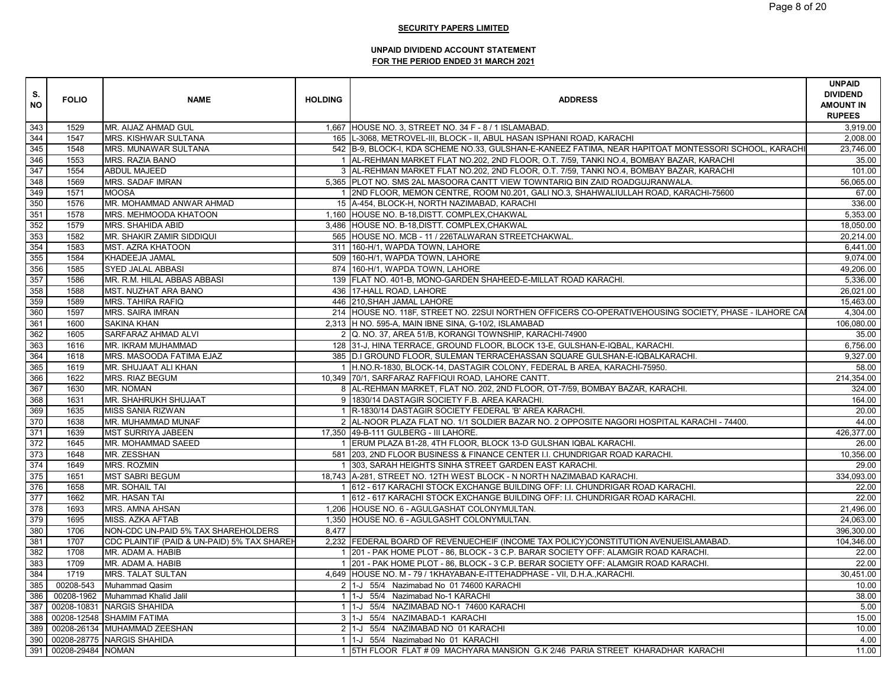**SECURITY PAPERS LIMITED**

**UNPAID DIVIDEND ACCOUNT STATEMENT**
**FOR THE PERIOD ENDED 31 MARCH 2021**

| S. NO | FOLIO | NAME | HOLDING | ADDRESS | UNPAID DIVIDEND AMOUNT IN RUPEES |
|---|---|---|---|---|---|
| 343 | 1529 | MR. AIJAZ AHMAD GUL | 1,667 | HOUSE NO. 3, STREET NO. 34 F - 8 / 1 ISLAMABAD. | 3,919.00 |
| 344 | 1547 | MRS. KISHWAR SULTANA | 165 | L-3068, METROVEL-III, BLOCK - II, ABUL HASAN ISPHANI ROAD, KARACHI | 2,008.00 |
| 345 | 1548 | MRS. MUNAWAR SULTANA | 542 | B-9, BLOCK-I, KDA SCHEME NO.33, GULSHAN-E-KANEEZ FATIMA, NEAR HAPITOAT MONTESSORI SCHOOL, KARACHI | 23,746.00 |
| 346 | 1553 | MRS. RAZIA BANO | 1 | AL-REHMAN MARKET FLAT NO.202, 2ND FLOOR, O.T. 7/59, TANKI NO.4, BOMBAY BAZAR, KARACHI | 35.00 |
| 347 | 1554 | ABDUL MAJEED | 3 | AL-REHMAN MARKET FLAT NO.202, 2ND FLOOR, O.T. 7/59, TANKI NO.4, BOMBAY BAZAR, KARACHI | 101.00 |
| 348 | 1569 | MRS. SADAF IMRAN | 5,365 | PLOT NO. SMS 2AL MASOORA CANTT VIEW TOWNTARIQ BIN ZAID ROADGUJRANWALA. | 56,065.00 |
| 349 | 1571 | MOOSA | 1 | 2ND FLOOR, MEMON CENTRE, ROOM N0.201, GALI NO.3, SHAHWALIULLAH ROAD, KARACHI-75600 | 67.00 |
| 350 | 1576 | MR. MOHAMMAD ANWAR AHMAD | 15 | A-454, BLOCK-H, NORTH NAZIMABAD, KARACHI | 336.00 |
| 351 | 1578 | MRS. MEHMOODA KHATOON | 1,160 | HOUSE NO. B-18,DISTT. COMPLEX,CHAKWAL | 5,353.00 |
| 352 | 1579 | MRS. SHAHIDA ABID | 3,486 | HOUSE NO. B-18,DISTT. COMPLEX,CHAKWAL | 18,050.00 |
| 353 | 1582 | MR. SHAKIR ZAMIR SIDDIQUI | 565 | HOUSE NO. MCB - 11 / 226TALWARAN STREETCHAKWAL. | 20,214.00 |
| 354 | 1583 | MST. AZRA KHATOON | 311 | 160-H/1, WAPDA TOWN, LAHORE | 6,441.00 |
| 355 | 1584 | KHADEEJA JAMAL | 509 | 160-H/1, WAPDA TOWN, LAHORE | 9,074.00 |
| 356 | 1585 | SYED JALAL ABBASI | 874 | 160-H/1, WAPDA TOWN, LAHORE | 49,206.00 |
| 357 | 1586 | MR. R.M. HILAL ABBAS ABBASI | 139 | FLAT NO. 401-B, MONO-GARDEN SHAHEED-E-MILLAT ROAD KARACHI. | 5,336.00 |
| 358 | 1588 | MST. NUZHAT ARA BANO | 436 | 17-HALL ROAD, LAHORE | 26,021.00 |
| 359 | 1589 | MRS. TAHIRA RAFIQ | 446 | 210,SHAH JAMAL LAHORE | 15,463.00 |
| 360 | 1597 | MRS. SAIRA IMRAN | 214 | HOUSE NO. 118F, STREET NO. 22SUI NORTHEN OFFICERS CO-OPERATIVEHOUSING SOCIETY, PHASE - ILAHORE CA | 4,304.00 |
| 361 | 1600 | SAKINA KHAN | 2,313 | H NO. 595-A, MAIN IBNE SINA, G-10/2, ISLAMABAD | 106,080.00 |
| 362 | 1605 | SARFARAZ AHMAD ALVI | 2 | Q. NO. 37, AREA 51/B, KORANGI TOWNSHIP, KARACHI-74900 | 35.00 |
| 363 | 1616 | MR. IKRAM MUHAMMAD | 128 | 31-J, HINA TERRACE, GROUND FLOOR, BLOCK 13-E, GULSHAN-E-IQBAL, KARACHI. | 6,756.00 |
| 364 | 1618 | MRS. MASOODA FATIMA EJAZ | 385 | D.I GROUND FLOOR, SULEMAN TERRACEHASSAN SQUARE GULSHAN-E-IQBALKARACHI. | 9,327.00 |
| 365 | 1619 | MR. SHUJAAT ALI KHAN | 1 | H.NO.R-1830, BLOCK-14, DASTAGIR COLONY, FEDERAL B AREA, KARACHI-75950. | 58.00 |
| 366 | 1622 | MRS. RIAZ BEGUM | 10,349 | 70/1, SARFARAZ RAFFIQUI ROAD, LAHORE CANTT. | 214,354.00 |
| 367 | 1630 | MR. NOMAN | 8 | AL-REHMAN MARKET, FLAT NO. 202, 2ND FLOOR, OT-7/59, BOMBAY BAZAR, KARACHI. | 324.00 |
| 368 | 1631 | MR. SHAHRUKH SHUJAAT | 9 | 1830/14 DASTAGIR SOCIETY F.B. AREA KARACHI. | 164.00 |
| 369 | 1635 | MISS SANIA RIZWAN | 1 | R-1830/14 DASTAGIR SOCIETY FEDERAL 'B' AREA KARACHI. | 20.00 |
| 370 | 1638 | MR. MUHAMMAD MUNAF | 2 | AL-NOOR PLAZA FLAT NO. 1/1 SOLDIER BAZAR NO. 2 OPPOSITE NAGORI HOSPITAL KARACHI - 74400. | 44.00 |
| 371 | 1639 | MST SURRIYA JABEEN | 17,350 | 49-B-111 GULBERG - III LAHORE. | 426,377.00 |
| 372 | 1645 | MR. MOHAMMAD SAEED | 1 | ERUM PLAZA B1-28, 4TH FLOOR, BLOCK 13-D GULSHAN IQBAL KARACHI. | 26.00 |
| 373 | 1648 | MR. ZESSHAN | 581 | 203, 2ND FLOOR BUSINESS & FINANCE CENTER I.I. CHUNDRIGAR ROAD KARACHI. | 10,356.00 |
| 374 | 1649 | MRS. ROZMIN | 1 | 303, SARAH HEIGHTS SINHA STREET GARDEN EAST KARACHI. | 29.00 |
| 375 | 1651 | MST SABRI BEGUM | 18,743 | A-281, STREET NO. 12TH WEST BLOCK - N NORTH NAZIMABAD KARACHI. | 334,093.00 |
| 376 | 1658 | MR. SOHAIL TAI | 1 | 612 - 617 KARACHI STOCK EXCHANGE BUILDING OFF: I.I. CHUNDRIGAR ROAD KARACHI. | 22.00 |
| 377 | 1662 | MR. HASAN TAI | 1 | 612 - 617 KARACHI STOCK EXCHANGE BUILDING OFF: I.I. CHUNDRIGAR ROAD KARACHI. | 22.00 |
| 378 | 1693 | MRS. AMNA AHSAN | 1,206 | HOUSE NO. 6 - AGULGASHAT COLONYMULTAN. | 21,496.00 |
| 379 | 1695 | MISS. AZKA AFTAB | 1,350 | HOUSE NO. 6 - AGULGASHT COLONYMULTAN. | 24,063.00 |
| 380 | 1706 | NON-CDC UN-PAID 5% TAX SHAREHOLDERS | 8,477 | | 396,300.00 |
| 381 | 1707 | CDC PLAINTIF (PAID & UN-PAID) 5% TAX SHAREH | 2,232 | FEDERAL BOARD OF REVENUECHEIF (INCOME TAX POLICY)CONSTITUTION AVENUEISLAMABAD. | 104,346.00 |
| 382 | 1708 | MR. ADAM A. HABIB | 1 | 201 - PAK HOME PLOT - 86, BLOCK - 3 C.P. BARAR SOCIETY OFF: ALAMGIR ROAD KARACHI. | 22.00 |
| 383 | 1709 | MR. ADAM A. HABIB | 1 | 201 - PAK HOME PLOT - 86, BLOCK - 3 C.P. BERAR SOCIETY OFF: ALAMGIR ROAD KARACHI. | 22.00 |
| 384 | 1719 | MRS. TALAT SULTAN | 4,649 | HOUSE NO. M - 79 / 1KHAYABAN-E-ITTEHADPHASE - VII, D.H.A.,KARACHI. | 30,451.00 |
| 385 | 00208-543 | Muhammad Qasim | 2 | 1-J 55/4 Nazimabad No 01 74600 KARACHI | 10.00 |
| 386 | 00208-1962 | Muhammad Khalid Jalil | 1 | 1-J 55/4 Nazimabad No-1 KARACHI | 38.00 |
| 387 | 00208-10831 | NARGIS SHAHIDA | 1 | 1-J 55/4 NAZIMABAD NO-1 74600 KARACHI | 5.00 |
| 388 | 00208-12548 | SHAMIM FATIMA | 3 | 1-J 55/4 NAZIMABAD-1 KARACHI | 15.00 |
| 389 | 00208-26134 | MUHAMMAD ZEESHAN | 2 | 1-J 55/4 NAZIMABAD NO 01 KARACHI | 10.00 |
| 390 | 00208-28775 | NARGIS SHAHIDA | 1 | 1-J 55/4 Nazimabad No 01 KARACHI | 4.00 |
| 391 | 00208-29484 | NOMAN | 1 | 5TH FLOOR FLAT # 09 MACHYARA MANSION G.K 2/46 PARIA STREET KHARADHAR KARACHI | 11.00 |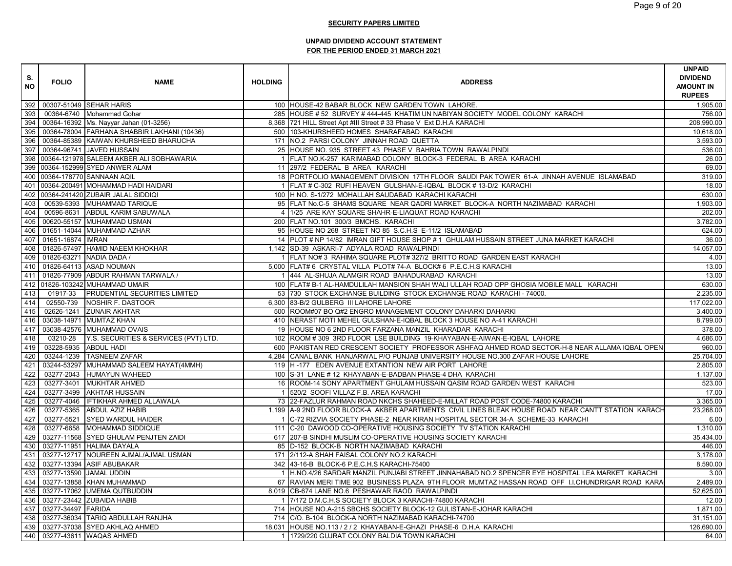**SECURITY PAPERS LIMITED**

**UNPAID DIVIDEND ACCOUNT STATEMENT**
**FOR THE PERIOD ENDED 31 MARCH 2021**

| S. NO | FOLIO | NAME | HOLDING | ADDRESS | UNPAID DIVIDEND AMOUNT IN RUPEES |
|---|---|---|---|---|---|
| 392 | 00307-51049 | SEHAR HARIS | 100 | HOUSE-42 BABAR BLOCK NEW GARDEN TOWN LAHORE. | 1,905.00 |
| 393 | 00364-6740 | Mohammad Gohar | 285 | HOUSE # 52 SURVEY # 444-445 KHATIM UN NABIYAN SOCIETY MODEL COLONY KARACHI | 756.00 |
| 394 | 00364-16392 | Ms. Nayyar Jahan (01-3256) | 8,368 | 721 HILL Street Apt #III Street # 33 Phase V Ext D.H.A KARACHI | 208,990.00 |
| 395 | 00364-78004 | FARHANA SHABBIR LAKHANI (10436) | 500 | 103-KHURSHEED HOMES SHARAFABAD KARACHI | 10,618.00 |
| 396 | 00364-85389 | KAIWAN KHURSHEED BHARUCHA | 171 | NO.2 PARSI COLONY JINNAH ROAD QUETTA | 3,593.00 |
| 397 | 00364-96741 | JAVED HUSSAIN | 25 | HOUSE NO. 935 STREET 43 PHASE V BAHRIA TOWN RAWALPINDI | 536.00 |
| 398 | 00364-121978 | SALEEM AKBER ALI SOBHAWARIA | 1 | FLAT NO.K-257 KARIMABAD COLONY BLOCK-3 FEDERAL B AREA KARACHI | 26.00 |
| 399 | 00364-152999 | SYED ANWER ALAM | 11 | 297/2 FEDERAL B AREA KARACHI | 69.00 |
| 400 | 00364-178770 | SANNAAN AQIL | 18 | PORTFOLIO MANAGEMENT DIVISION 17TH FLOOR SAUDI PAK TOWER 61-A JINNAH AVENUE ISLAMABAD | 319.00 |
| 401 | 00364-200491 | MOHAMMAD HADI HAIDARI | 1 | FLAT # C-302 RUFI HEAVEN GULSHAN-E-IQBAL BLOCK # 13-D/2 KARACHI | 18.00 |
| 402 | 00364-241420 | ZUBAIR JALAL SIDDIQI | 100 | H NO. S-1/272 MOHALLAH SAUDABAD KARACHI KARACHI | 630.00 |
| 403 | 00539-5393 | MUHAMMAD TARIQUE | 95 | FLAT No.C-5 SHAMS SQUARE NEAR QADRI MARKET BLOCK-A NORTH NAZIMABAD KARACHI | 1,903.00 |
| 404 | 00596-8631 | ABDUL KARIM SABUWALA | 4 | 1/25 ARE KAY SQUARE SHAHR-E-LIAQUAT ROAD KARACHI | 202.00 |
| 405 | 00620-55157 | MUHAMMAD USMAN | 200 | FLAT NO.101 300/3 BMCHS. KARACHI | 3,782.00 |
| 406 | 01651-14044 | MUHAMMAD AZHAR | 95 | HOUSE NO 268 STREET NO 85 S.C.H.S E-11/2 ISLAMABAD | 624.00 |
| 407 | 01651-16874 | IMRAN | 14 | PLOT # NP 14/82 IMRAN GIFT HOUSE SHOP # 1 GHULAM HUSSAIN STREET JUNA MARKET KARACHI | 36.00 |
| 408 | 01826-57497 | HAMID NAEEM KHOKHAR | 1,142 | SD-39 ASKARI-7 ADYALA ROAD RAWALPINDI | 14,057.00 |
| 409 | 01826-63271 | NADIA DADA / | 1 | FLAT NO# 3 RAHIMA SQUARE PLOT# 327/2 BRITTO ROAD GARDEN EAST KARACHI | 4.00 |
| 410 | 01826-64113 | ASAD NOUMAN | 5,000 | FLAT# 6 CRYSTAL VILLA PLOT# 74-A BLOCK# 6 P.E.C.H.S KARACHI | 13.00 |
| 411 | 01826-77909 | ABDUR RAHMAN TARWALA / | 1 | 444 AL-SHUJA ALAMGIR ROAD BAHADURABAD KARACHI | 13.00 |
| 412 | 01826-103242 | MUHAMMAD UMAIR | 100 | FLAT# B-1 AL-HAMDULILAH MANSION SHAH WALI ULLAH ROAD OPP GHOSIA MOBILE MALL KARACHI | 630.00 |
| 413 | 01917-33 | PRUDENTIAL SECURITIES LIMITED | 53 | 730 STOCK EXCHANGE BUILDING STOCK EXCHANGE ROAD KARACHI - 74000. | 2,235.00 |
| 414 | 02550-739 | NOSHIR F. DASTOOR | 6,300 | 83-B/2 GULBERG III LAHORE LAHORE | 117,022.00 |
| 415 | 02626-1241 | ZUNAIR AKHTAR | 500 | ROOM#07 BO Q#2 ENGRO MANAGEMENT COLONY DAHARKI DAHARKI | 3,400.00 |
| 416 | 03038-14971 | MUMTAZ KHAN | 410 | NERAST MOTI MEHEL GULSHAN-E-IQBAL BLOCK 3 HOUSE NO A-41 KARACHI | 8,799.00 |
| 417 | 03038-42576 | MUHAMMAD OVAIS | 19 | HOUSE NO 6 2ND FLOOR FARZANA MANZIL KHARADAR KARACHI | 378.00 |
| 418 | 03210-28 | Y.S. SECURITIES & SERVICES (PVT) LTD. | 102 | ROOM # 309 3RD FLOOR LSE BUILDING 19-KHAYABAN-E-AIWAN-E-IQBAL LAHORE | 4,686.00 |
| 419 | 03228-5935 | ABDUL HADI | 600 | PAKISTAN RED CRESCENT SOCIETY PROFESSOR ASHFAQ AHMED ROAD SECTOR-H-8 NEAR ALLAMA IQBAL OPEN | 960.00 |
| 420 | 03244-1239 | TASNEEM ZAFAR | 4,284 | CANAL BANK HANJARWAL P/O PUNJAB UNIVERSITY HOUSE NO.300 ZAFAR HOUSE LAHORE | 25,704.00 |
| 421 | 03244-53297 | MUHAMMAD SALEEM HAYAT(4MMH) | 119 | H -177 EDEN AVENUE EXTANTION NEW AIR PORT LAHORE | 2,805.00 |
| 422 | 03277-2043 | HUMAYUN WAHEED | 100 | S-31 LANE # 12 KHAYABAN-E-BADBAN PHASE-4 DHA KARACHI | 1,137.00 |
| 423 | 03277-3401 | MUKHTAR AHMED | 16 | ROOM-14 SONY APARTMENT GHULAM HUSSAIN QASIM ROAD GARDEN WEST KARACHI | 523.00 |
| 424 | 03277-3499 | AKHTAR HUSSAIN | 1 | 520/2 SOOFI VILLAZ F.B. AREA KARACHI | 17.00 |
| 425 | 03277-4046 | IFTIKHAR AHMED ALLAWALA | 73 | 22-FAZLUR RAHMAN ROAD NKCHS SHAHEED-E-MILLAT ROAD POST CODE-74800 KARACHI | 3,365.00 |
| 426 | 03277-5365 | ABDUL AZIZ HABIB | 1,199 | A-9 2ND FLOOR BLOCK-A AKBER APARTMENTS CIVIL LINES BLEAK HOUSE ROAD NEAR CANTT STATION KARACH | 23,268.00 |
| 427 | 03277-5521 | SYED WARDUL HAIDER | 1 | C-72 RIZVIA SOCIETY PHASE-2 NEAR KIRAN HOSPITAL SECTOR 34-A SCHEME-33 KARACHI | 6.00 |
| 428 | 03277-6658 | MOHAMMAD SIDDIQUE | 111 | C-20 DAWOOD CO-OPERATIVE HOUSING SOCIETY TV STATION KARACHI | 1,310.00 |
| 429 | 03277-11568 | SYED GHULAM PENJTEN ZAIDI | 617 | 207-B SINDHI MUSLIM CO-OPERATIVE HOUSING SOCIETY KARACHI | 35,434.00 |
| 430 | 03277-11951 | HALIMA DAYALA | 85 | D-152 BLOCK-B NORTH NAZIMABAD KARACHI | 446.00 |
| 431 | 03277-12717 | NOUREEN AJMAL/AJMAL USMAN | 171 | 2/112-A SHAH FAISAL COLONY NO.2 KARACHI | 3,178.00 |
| 432 | 03277-13394 | ASIF ABUBAKAR | 342 | 43-16-B BLOCK-6 P.E.C.H.S KARACHI-75400 | 8,590.00 |
| 433 | 03277-13590 | JAMAL UDDIN | 1 | H.NO.4/26 SARDAR MANZIL PUNJABI STREET JINNAHABAD NO.2 SPENCER EYE HOSPITAL LEA MARKET KARACHI | 3.00 |
| 434 | 03277-13858 | KHAN MUHAMMAD | 67 | RAVIAN MERI TIME 902 BUSINESS PLAZA 9TH FLOOR MUMTAZ HASSAN ROAD OFF I.I.CHUNDRIGAR ROAD KARA | 2,489.00 |
| 435 | 03277-17062 | UMEMA QUTBUDDIN | 8,019 | CB-674 LANE NO.6 PESHAWAR RAOD RAWALPINDI | 52,625.00 |
| 436 | 03277-23442 | ZUBAIDA HABIB | 1 | 7/172 D.M.C.H.S SOCIETY BLOCK 3 KARACHI-74800 KARACHI | 12.00 |
| 437 | 03277-34497 | FARIDA | 714 | HOUSE NO.A-215 SBCHS SOCIETY BLOCK-12 GULISTAN-E-JOHAR KARACHI | 1,871.00 |
| 438 | 03277-36034 | TARIQ ABDULLAH RANJHA | 714 | C/O. B-104 BLOCK-A NORTH NAZIMABAD KARACHI-74700 | 31,151.00 |
| 439 | 03277-37038 | SYED AKHLAQ AHMED | 18,031 | HOUSE NO.113 / 2 / 2 KHAYABAN-E-GHAZI PHASE-6 D.H.A KARACHI | 126,690.00 |
| 440 | 03277-43611 | WAQAS AHMED | 1 | 1729/220 GUJRAT COLONY BALDIA TOWN KARACHI | 64.00 |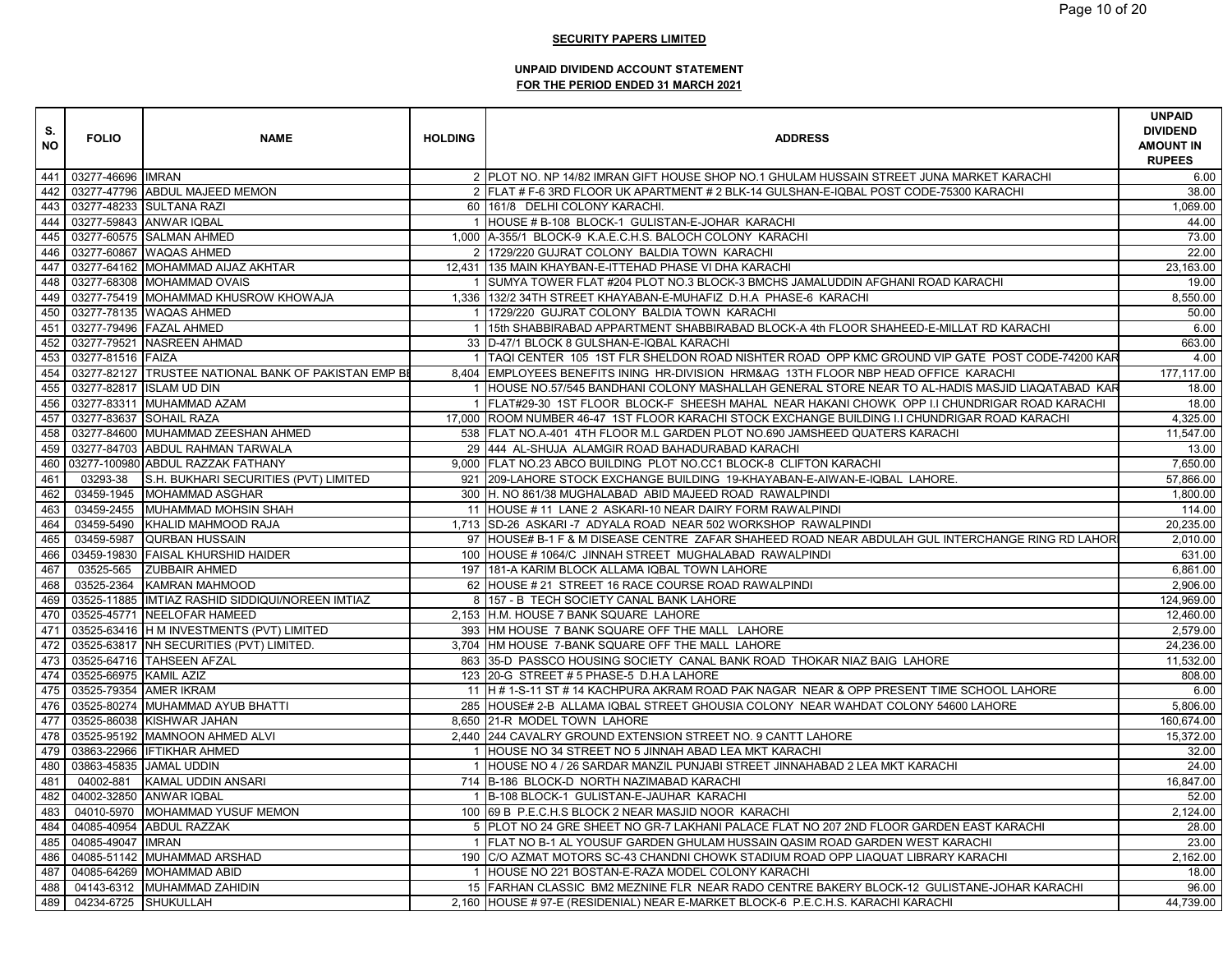**SECURITY PAPERS LIMITED**

**UNPAID DIVIDEND ACCOUNT STATEMENT**
**FOR THE PERIOD ENDED 31 MARCH 2021**

| S. NO | FOLIO | NAME | HOLDING | ADDRESS | UNPAID DIVIDEND AMOUNT IN RUPEES |
|---|---|---|---|---|---|
| 441 | 03277-46696 | IMRAN | 2 | PLOT NO. NP 14/82 IMRAN GIFT HOUSE SHOP NO.1 GHULAM HUSSAIN STREET JUNA MARKET KARACHI | 6.00 |
| 442 | 03277-47796 | ABDUL MAJEED MEMON | 2 | FLAT # F-6 3RD FLOOR UK APARTMENT # 2 BLK-14 GULSHAN-E-IQBAL POST CODE-75300 KARACHI | 38.00 |
| 443 | 03277-48233 | SULTANA RAZI | 60 | 161/8 DELHI COLONY KARACHI. | 1,069.00 |
| 444 | 03277-59843 | ANWAR IQBAL | 1 | HOUSE # B-108 BLOCK-1 GULISTAN-E-JOHAR KARACHI | 44.00 |
| 445 | 03277-60575 | SALMAN AHMED | 1,000 | A-355/1 BLOCK-9 K.A.E.C.H.S. BALOCH COLONY KARACHI | 73.00 |
| 446 | 03277-60867 | WAQAS AHMED | 2 | 1729/220 GUJRAT COLONY BALDIA TOWN KARACHI | 22.00 |
| 447 | 03277-64162 | MOHAMMAD AIJAZ AKHTAR | 12,431 | 135 MAIN KHAYBAN-E-ITTEHAD PHASE VI DHA KARACHI | 23,163.00 |
| 448 | 03277-68308 | MOHAMMAD OVAIS | 1 | SUMYA TOWER FLAT #204 PLOT NO.3 BLOCK-3 BMCHS JAMALUDDIN AFGHANI ROAD KARACHI | 19.00 |
| 449 | 03277-75419 | MOHAMMAD KHUSROW KHOWAJA | 1,336 | 132/2 34TH STREET KHAYABAN-E-MUHAFIZ D.H.A PHASE-6 KARACHI | 8,550.00 |
| 450 | 03277-78135 | WAQAS AHMED | 1 | 1729/220 GUJRAT COLONY BALDIA TOWN KARACHI | 50.00 |
| 451 | 03277-79496 | FAZAL AHMED | 1 | 15th SHABBIRABAD APPARTMENT SHABBIRABAD BLOCK-A 4th FLOOR SHAHEED-E-MILLAT RD KARACHI | 6.00 |
| 452 | 03277-79521 | NASREEN AHMAD | 33 | D-47/1 BLOCK 8 GULSHAN-E-IQBAL KARACHI | 663.00 |
| 453 | 03277-81516 | FAIZA | 1 | TAQI CENTER 105 1ST FLR SHELDON ROAD NISHTER ROAD OPP KMC GROUND VIP GATE POST CODE-74200 KAR | 4.00 |
| 454 | 03277-82127 | TRUSTEE NATIONAL BANK OF PAKISTAN EMP BI | 8,404 | EMPLOYEES BENEFITS INING HR-DIVISION HRM&AG 13TH FLOOR NBP HEAD OFFICE KARACHI | 177,117.00 |
| 455 | 03277-82817 | ISLAM UD DIN | 1 | HOUSE NO.57/545 BANDHANI COLONY MASHALLAH GENERAL STORE NEAR TO AL-HADIS MASJID LIAQATABAD KAR | 18.00 |
| 456 | 03277-83311 | MUHAMMAD AZAM | 1 | FLAT#29-30 1ST FLOOR BLOCK-F SHEESH MAHAL NEAR HAKANI CHOWK OPP I.I CHUNDRIGAR ROAD KARACHI | 18.00 |
| 457 | 03277-83637 | SOHAIL RAZA | 17,000 | ROOM NUMBER 46-47 1ST FLOOR KARACHI STOCK EXCHANGE BUILDING I.I CHUNDRIGAR ROAD KARACHI | 4,325.00 |
| 458 | 03277-84600 | MUHAMMAD ZEESHAN AHMED | 538 | FLAT NO.A-401 4TH FLOOR M.L GARDEN PLOT NO.690 JAMSHEED QUATERS KARACHI | 11,547.00 |
| 459 | 03277-84703 | ABDUL RAHMAN TARWALA | 29 | 444 AL-SHUJA ALAMGIR ROAD BAHADURABAD KARACHI | 13.00 |
| 460 | 03277-100980 | ABDUL RAZZAK FATHANY | 9,000 | FLAT NO.23 ABCO BUILDING PLOT NO.CC1 BLOCK-8 CLIFTON KARACHI | 7,650.00 |
| 461 | 03293-38 | S.H. BUKHARI SECURITIES (PVT) LIMITED | 921 | 209-LAHORE STOCK EXCHANGE BUILDING 19-KHAYABAN-E-AIWAN-E-IQBAL LAHORE. | 57,866.00 |
| 462 | 03459-1945 | MOHAMMAD ASGHAR | 300 | H. NO 861/38 MUGHALABAD ABID MAJEED ROAD RAWALPINDI | 1,800.00 |
| 463 | 03459-2455 | MUHAMMAD MOHSIN SHAH | 11 | HOUSE # 11 LANE 2 ASKARI-10 NEAR DAIRY FORM RAWALPINDI | 114.00 |
| 464 | 03459-5490 | KHALID MAHMOOD RAJA | 1,713 | SD-26 ASKARI -7 ADYALA ROAD NEAR 502 WORKSHOP RAWALPINDI | 20,235.00 |
| 465 | 03459-5987 | QURBAN HUSSAIN | 97 | HOUSE# B-1 F & M DISEASE CENTRE ZAFAR SHAHEED ROAD NEAR ABDULAH GUL INTERCHANGE RING RD LAHOR | 2,010.00 |
| 466 | 03459-19830 | FAISAL KHURSHID HAIDER | 100 | HOUSE # 1064/C JINNAH STREET MUGHALABAD RAWALPINDI | 631.00 |
| 467 | 03525-565 | ZUBBAIR AHMED | 197 | 181-A KARIM BLOCK ALLAMA IQBAL TOWN LAHORE | 6,861.00 |
| 468 | 03525-2364 | KAMRAN MAHMOOD | 62 | HOUSE # 21 STREET 16 RACE COURSE ROAD RAWALPINDI | 2,906.00 |
| 469 | 03525-11885 | IMTIAZ RASHID SIDDIQUI/NOREEN IMTIAZ | 8 | 157 - B TECH SOCIETY CANAL BANK LAHORE | 124,969.00 |
| 470 | 03525-45771 | NEELOFAR HAMEED | 2,153 | H.M. HOUSE 7 BANK SQUARE LAHORE | 12,460.00 |
| 471 | 03525-63416 | H M INVESTMENTS (PVT) LIMITED | 393 | HM HOUSE 7 BANK SQUARE OFF THE MALL LAHORE | 2,579.00 |
| 472 | 03525-63817 | NH SECURITIES (PVT) LIMITED. | 3,704 | HM HOUSE 7-BANK SQUARE OFF THE MALL LAHORE | 24,236.00 |
| 473 | 03525-64716 | TAHSEEN AFZAL | 863 | 35-D PASSCO HOUSING SOCIETY CANAL BANK ROAD THOKAR NIAZ BAIG LAHORE | 11,532.00 |
| 474 | 03525-66975 | KAMIL AZIZ | 123 | 20-G STREET # 5 PHASE-5 D.H.A LAHORE | 808.00 |
| 475 | 03525-79354 | AMER IKRAM | 11 | H # 1-S-11 ST # 14 KACHPURA AKRAM ROAD PAK NAGAR NEAR & OPP PRESENT TIME SCHOOL LAHORE | 6.00 |
| 476 | 03525-80274 | MUHAMMAD AYUB BHATTI | 285 | HOUSE# 2-B ALLAMA IQBAL STREET GHOUSIA COLONY NEAR WAHDAT COLONY 54600 LAHORE | 5,806.00 |
| 477 | 03525-86038 | KISHWAR JAHAN | 8,650 | 21-R MODEL TOWN LAHORE | 160,674.00 |
| 478 | 03525-95192 | MAMNOON AHMED ALVI | 2,440 | 244 CAVALRY GROUND EXTENSION STREET NO. 9 CANTT LAHORE | 15,372.00 |
| 479 | 03863-22966 | IFTIKHAR AHMED | 1 | HOUSE NO 34 STREET NO 5 JINNAH ABAD LEA MKT KARACHI | 32.00 |
| 480 | 03863-45835 | JAMAL UDDIN | 1 | HOUSE NO 4 / 26 SARDAR MANZIL PUNJABI STREET JINNAHABAD 2 LEA MKT KARACHI | 24.00 |
| 481 | 04002-881 | KAMAL UDDIN ANSARI | 714 | B-186 BLOCK-D NORTH NAZIMABAD KARACHI | 16,847.00 |
| 482 | 04002-32850 | ANWAR IQBAL | 1 | B-108 BLOCK-1 GULISTAN-E-JAUHAR KARACHI | 52.00 |
| 483 | 04010-5970 | MOHAMMAD YUSUF MEMON | 100 | 69 B P.E.C.H.S BLOCK 2 NEAR MASJID NOOR KARACHI | 2,124.00 |
| 484 | 04085-40954 | ABDUL RAZZAK | 5 | PLOT NO 24 GRE SHEET NO GR-7 LAKHANI PALACE FLAT NO 207 2ND FLOOR GARDEN EAST KARACHI | 28.00 |
| 485 | 04085-49047 | IMRAN | 1 | FLAT NO B-1 AL YOUSUF GARDEN GHULAM HUSSAIN QASIM ROAD GARDEN WEST KARACHI | 23.00 |
| 486 | 04085-51142 | MUHAMMAD ARSHAD | 190 | C/O AZMAT MOTORS SC-43 CHANDNI CHOWK STADIUM ROAD OPP LIAQUAT LIBRARY KARACHI | 2,162.00 |
| 487 | 04085-64269 | MOHAMMAD ABID | 1 | HOUSE NO 221 BOSTAN-E-RAZA MODEL COLONY KARACHI | 18.00 |
| 488 | 04143-6312 | MUHAMMAD ZAHIDIN | 15 | FARHAN CLASSIC BM2 MEZNINE FLR NEAR RADO CENTRE BAKERY BLOCK-12 GULISTANE-JOHAR KARACHI | 96.00 |
| 489 | 04234-6725 | SHUKULLAH | 2,160 | HOUSE # 97-E (RESIDENIAL) NEAR E-MARKET BLOCK-6 P.E.C.H.S. KARACHI KARACHI | 44,739.00 |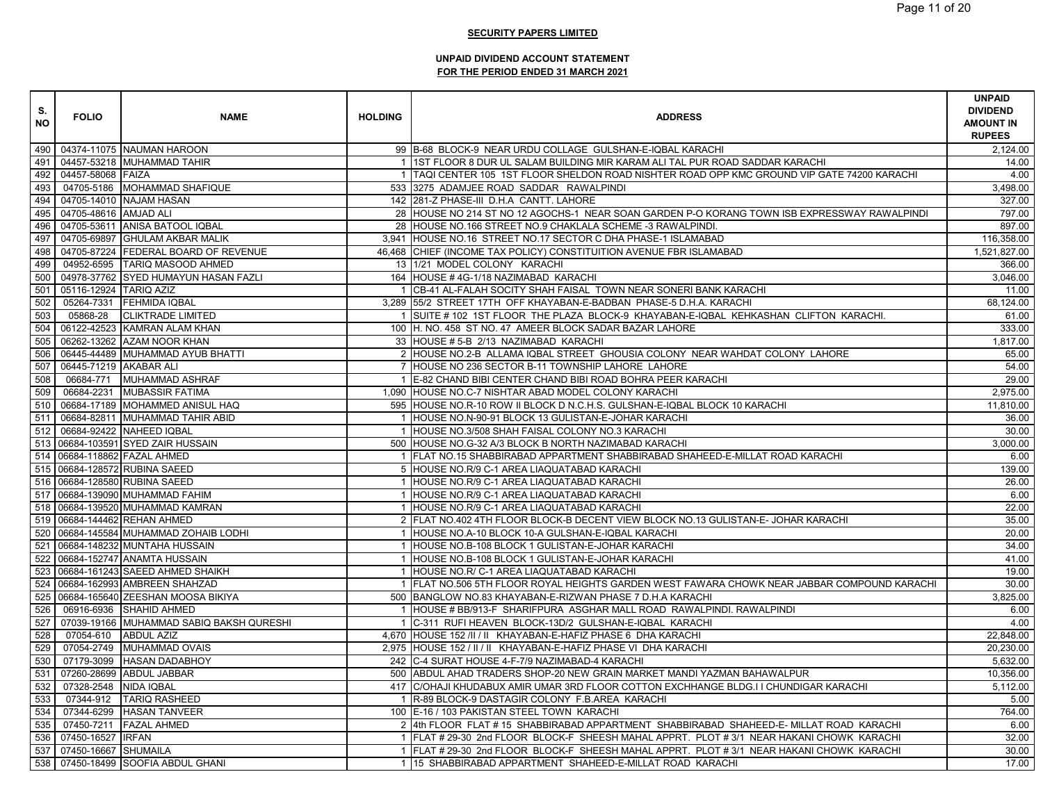**SECURITY PAPERS LIMITED**

**UNPAID DIVIDEND ACCOUNT STATEMENT**
**FOR THE PERIOD ENDED 31 MARCH 2021**

| S. NO | FOLIO | NAME | HOLDING | ADDRESS | UNPAID DIVIDEND AMOUNT IN RUPEES |
|---|---|---|---|---|---|
| 490 | 04374-11075 | NAUMAN HAROON | 99 | B-68 BLOCK-9 NEAR URDU COLLAGE GULSHAN-E-IQBAL KARACHI | 2,124.00 |
| 491 | 04457-53218 | MUHAMMAD TAHIR | 1 | 1ST FLOOR 8 DUR UL SALAM BUILDING MIR KARAM ALI TAL PUR ROAD SADDAR KARACHI | 14.00 |
| 492 | 04457-58068 | FAIZA | 1 | TAQI CENTER 105 1ST FLOOR SHELDON ROAD NISHTER ROAD OPP KMC GROUND VIP GATE 74200 KARACHI | 4.00 |
| 493 | 04705-5186 | MOHAMMAD SHAFIQUE | 533 | 3275 ADAMJEE ROAD SADDAR RAWALPINDI | 3,498.00 |
| 494 | 04705-14010 | NAJAM HASAN | 142 | 281-Z PHASE-III D.H.A CANTT. LAHORE | 327.00 |
| 495 | 04705-48616 | AMJAD ALI | 28 | HOUSE NO 214 ST NO 12 AGOCHS-1 NEAR SOAN GARDEN P-O KORANG TOWN ISB EXPRESSWAY RAWALPINDI | 797.00 |
| 496 | 04705-53611 | ANISA BATOOL IQBAL | 28 | HOUSE NO.166 STREET NO.9 CHAKLALA SCHEME -3 RAWALPINDI. | 897.00 |
| 497 | 04705-69897 | GHULAM AKBAR MALIK | 3,941 | HOUSE NO.16 STREET NO.17 SECTOR C DHA PHASE-1 ISLAMABAD | 116,358.00 |
| 498 | 04705-87224 | FEDERAL BOARD OF REVENUE | 46,468 | CHIEF (INCOME TAX POLICY) CONSTITUITION AVENUE FBR ISLAMABAD | 1,521,827.00 |
| 499 | 04952-6595 | TARIQ MASOOD AHMED | 13 | 1/21 MODEL COLONY KARACHI | 366.00 |
| 500 | 04978-37762 | SYED HUMAYUN HASAN FAZLI | 164 | HOUSE # 4G-1/18 NAZIMABAD KARACHI | 3,046.00 |
| 501 | 05116-12924 | TARIQ AZIZ | 1 | CB-41 AL-FALAH SOCITY SHAH FAISAL TOWN NEAR SONERI BANK KARACHI | 11.00 |
| 502 | 05264-7331 | FEHMIDA IQBAL | 3,289 | 55/2 STREET 17TH OFF KHAYABAN-E-BADBAN PHASE-5 D.H.A. KARACHI | 68,124.00 |
| 503 | 05868-28 | CLIKTRADE LIMITED | 1 | SUITE # 102 1ST FLOOR THE PLAZA BLOCK-9 KHAYABAN-E-IQBAL KEHKASHAN CLIFTON KARACHI. | 61.00 |
| 504 | 06122-42523 | KAMRAN ALAM KHAN | 100 | H. NO. 458 ST NO. 47 AMEER BLOCK SADAR BAZAR LAHORE | 333.00 |
| 505 | 06262-13262 | AZAM NOOR KHAN | 33 | HOUSE # 5-B 2/13 NAZIMABAD KARACHI | 1,817.00 |
| 506 | 06445-44489 | MUHAMMAD AYUB BHATTI | 2 | HOUSE NO.2-B ALLAMA IQBAL STREET GHOUSIA COLONY NEAR WAHDAT COLONY LAHORE | 65.00 |
| 507 | 06445-71219 | AKABAR ALI | 7 | HOUSE NO 236 SECTOR B-11 TOWNSHIP LAHORE LAHORE | 54.00 |
| 508 | 06684-771 | MUHAMMAD ASHRAF | 1 | E-82 CHAND BIBI CENTER CHAND BIBI ROAD BOHRA PEER KARACHI | 29.00 |
| 509 | 06684-2231 | MUBASSIR FATIMA | 1,090 | HOUSE NO.C-7 NISHTAR ABAD MODEL COLONY KARACHI | 2,975.00 |
| 510 | 06684-17189 | MOHAMMED ANISUL HAQ | 595 | HOUSE NO.R-10 ROW II BLOCK D N.C.H.S. GULSHAN-E-IQBAL BLOCK 10 KARACHI | 11,810.00 |
| 511 | 06684-82811 | MUHAMMAD TAHIR ABID | 1 | HOUSE NO.N-90-91 BLOCK 13 GULISTAN-E-JOHAR KARACHI | 36.00 |
| 512 | 06684-92422 | NAHEED IQBAL | 1 | HOUSE NO.3/508 SHAH FAISAL COLONY NO.3 KARACHI | 30.00 |
| 513 | 06684-103591 | SYED ZAIR HUSSAIN | 500 | HOUSE NO.G-32 A/3 BLOCK B NORTH NAZIMABAD KARACHI | 3,000.00 |
| 514 | 06684-118862 | FAZAL AHMED | 1 | FLAT NO.15 SHABBIRABAD APPARTMENT SHABBIRABAD SHAHEED-E-MILLAT ROAD KARACHI | 6.00 |
| 515 | 06684-128572 | RUBINA SAEED | 5 | HOUSE NO.R/9 C-1 AREA LIAQUATABAD KARACHI | 139.00 |
| 516 | 06684-128580 | RUBINA SAEED | 1 | HOUSE NO.R/9 C-1 AREA LIAQUATABAD KARACHI | 26.00 |
| 517 | 06684-139090 | MUHAMMAD FAHIM | 1 | HOUSE NO.R/9 C-1 AREA LIAQUATABAD KARACHI | 6.00 |
| 518 | 06684-139520 | MUHAMMAD KAMRAN | 1 | HOUSE NO.R/9 C-1 AREA LIAQUATABAD KARACHI | 22.00 |
| 519 | 06684-144462 | REHAN AHMED | 2 | FLAT NO.402 4TH FLOOR BLOCK-B DECENT VIEW BLOCK NO.13 GULISTAN-E- JOHAR KARACHI | 35.00 |
| 520 | 06684-145584 | MUHAMMAD ZOHAIB LODHI | 1 | HOUSE NO.A-10 BLOCK 10-A GULSHAN-E-IQBAL KARACHI | 20.00 |
| 521 | 06684-148232 | MUNTAHA HUSSAIN | 1 | HOUSE NO.B-108 BLOCK 1 GULISTAN-E-JOHAR KARACHI | 34.00 |
| 522 | 06684-152747 | ANAMTA HUSSAIN | 1 | HOUSE NO.B-108 BLOCK 1 GULISTAN-E-JOHAR KARACHI | 41.00 |
| 523 | 06684-161243 | SAEED AHMED SHAIKH | 1 | HOUSE NO.R/ C-1 AREA LIAQUATABAD KARACHI | 19.00 |
| 524 | 06684-162993 | AMBREEN SHAHZAD | 1 | FLAT NO.506 5TH FLOOR ROYAL HEIGHTS GARDEN WEST FAWARA CHOWK NEAR JABBAR COMPOUND KARACHI | 30.00 |
| 525 | 06684-165640 | ZEESHAN MOOSA BIKIYA | 500 | BANGLOW NO.83 KHAYABAN-E-RIZWAN PHASE 7 D.H.A KARACHI | 3,825.00 |
| 526 | 06916-6936 | SHAHID AHMED | 1 | HOUSE # BB/913-F SHARIFPURA ASGHAR MALL ROAD RAWALPINDI. RAWALPINDI | 6.00 |
| 527 | 07039-19166 | MUHAMMAD SABIQ BAKSH QURESHI | 1 | C-311 RUFI HEAVEN BLOCK-13D/2 GULSHAN-E-IQBAL KARACHI | 4.00 |
| 528 | 07054-610 | ABDUL AZIZ | 4,670 | HOUSE 152 /II / II KHAYABAN-E-HAFIZ PHASE 6 DHA KARACHI | 22,848.00 |
| 529 | 07054-2749 | MUHAMMAD OVAIS | 2,975 | HOUSE 152 / II / II KHAYABAN-E-HAFIZ PHASE VI DHA KARACHI | 20,230.00 |
| 530 | 07179-3099 | HASAN DADABHOY | 242 | C-4 SURAT HOUSE 4-F-7/9 NAZIMABAD-4 KARACHI | 5,632.00 |
| 531 | 07260-28699 | ABDUL JABBAR | 500 | ABDUL AHAD TRADERS SHOP-20 NEW GRAIN MARKET MANDI YAZMAN BAHAWALPUR | 10,356.00 |
| 532 | 07328-2548 | NIDA IQBAL | 417 | C/OHAJI KHUDABUX AMIR UMAR 3RD FLOOR COTTON EXCHHANGE BLDG.I I CHUNDIGAR KARACHI | 5,112.00 |
| 533 | 07344-912 | TARIQ RASHEED | 1 | R-89 BLOCK-9 DASTAGIR COLONY F.B.AREA KARACHI | 5.00 |
| 534 | 07344-6299 | HASAN TANVEER | 100 | E-16 / 103 PAKISTAN STEEL TOWN KARACHI | 764.00 |
| 535 | 07450-7211 | FAZAL AHMED | 2 | 4th FLOOR FLAT # 15 SHABBIRABAD APPARTMENT SHABBIRABAD SHAHEED-E- MILLAT ROAD KARACHI | 6.00 |
| 536 | 07450-16527 | IRFAN | 1 | FLAT # 29-30 2nd FLOOR BLOCK-F SHEESH MAHAL APPRT. PLOT # 3/1 NEAR HAKANI CHOWK KARACHI | 32.00 |
| 537 | 07450-16667 | SHUMAILA | 1 | FLAT # 29-30 2nd FLOOR BLOCK-F SHEESH MAHAL APPRT. PLOT # 3/1 NEAR HAKANI CHOWK KARACHI | 30.00 |
| 538 | 07450-18499 | SOOFIA ABDUL GHANI | 1 | 15 SHABBIRABAD APPARTMENT SHAHEED-E-MILLAT ROAD KARACHI | 17.00 |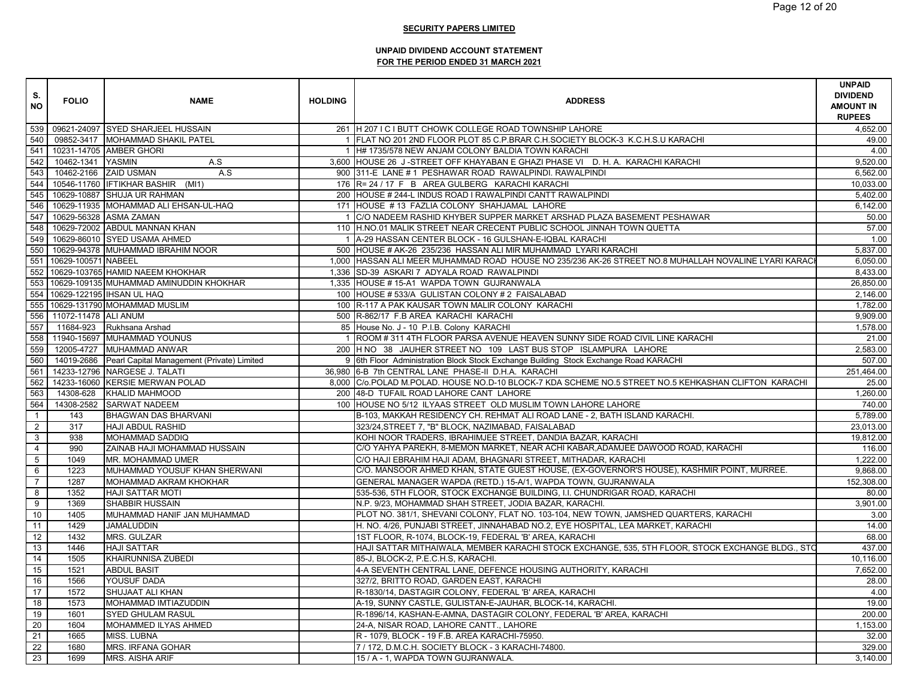**SECURITY PAPERS LIMITED**

**UNPAID DIVIDEND ACCOUNT STATEMENT**
**FOR THE PERIOD ENDED 31 MARCH 2021**

| S. NO | FOLIO | NAME | HOLDING | ADDRESS | UNPAID DIVIDEND AMOUNT IN RUPEES |
|---|---|---|---|---|---|
| 539 | 09621-24097 | SYED SHARJEEL HUSSAIN | 261 | H 207 I C I BUTT CHOWK COLLEGE ROAD TOWNSHIP LAHORE | 4,652.00 |
| 540 | 09852-3417 | MOHAMMAD SHAKIL PATEL | 1 | FLAT NO 201 2ND FLOOR PLOT 85 C.P.BRAR C.H.SOCIETY BLOCK-3 K.C.H.S.U KARACHI | 49.00 |
| 541 | 10231-14705 | AMBER GHORI | 1 | H# 1735/578 NEW ANJAM COLONY BALDIA TOWN KARACHI | 4.00 |
| 542 | 10462-1341 | YASMIN A.S | 3,600 | HOUSE 26 J -STREET OFF KHAYABAN E GHAZI PHASE VI D. H. A. KARACHI KARACHI | 9,520.00 |
| 543 | 10462-2166 | ZAID USMAN A.S | 900 | 311-E LANE # 1 PESHAWAR ROAD RAWALPINDI. RAWALPINDI | 6,562.00 |
| 544 | 10546-11760 | IFTIKHAR BASHIR (MI1) | 176 | R= 24 / 17 F B AREA GULBERG KARACHI KARACHI | 10,033.00 |
| 545 | 10629-10887 | SHUJA UR RAHMAN | 200 | HOUSE # 244-L INDUS ROAD I RAWALPINDI CANTT RAWALPINDI | 5,402.00 |
| 546 | 10629-11935 | MOHAMMAD ALI EHSAN-UL-HAQ | 171 | HOUSE # 13 FAZLIA COLONY SHAHJAMAL LAHORE | 6,142.00 |
| 547 | 10629-56328 | ASMA ZAMAN | 1 | C/O NADEEM RASHID KHYBER SUPPER MARKET ARSHAD PLAZA BASEMENT PESHAWAR | 50.00 |
| 548 | 10629-72002 | ABDUL MANNAN KHAN | 110 | H.NO.01 MALIK STREET NEAR CRECENT PUBLIC SCHOOL JINNAH TOWN QUETTA | 57.00 |
| 549 | 10629-86010 | SYED USAMA AHMED | 1 | A-29 HASSAN CENTER BLOCK - 16 GULSHAN-E-IQBAL KARACHI | 1.00 |
| 550 | 10629-94378 | MUHAMMAD IBRAHIM NOOR | 500 | HOUSE # AK-26 235/236 HASSAN ALI MIR MUHAMMAD LYARI KARACHI | 5,837.00 |
| 551 | 10629-100571 | NABEEL | 1,000 | HASSAN ALI MEER MUHAMMAD ROAD HOUSE NO 235/236 AK-26 STREET NO.8 MUHALLAH NOVALINE LYARI KARACI | 6,050.00 |
| 552 | 10629-103765 | HAMID NAEEM KHOKHAR | 1,336 | SD-39 ASKARI 7 ADYALA ROAD RAWALPINDI | 8,433.00 |
| 553 | 10629-109135 | MUHAMMAD AMINUDDIN KHOKHAR | 1,335 | HOUSE # 15-A1 WAPDA TOWN GUJRANWALA | 26,850.00 |
| 554 | 10629-122195 | IHSAN UL HAQ | 100 | HOUSE # 533/A GULISTAN COLONY # 2 FAISALABAD | 2,146.00 |
| 555 | 10629-131790 | MOHAMMAD MUSLIM | 100 | R-117 A PAK KAUSAR TOWN MALIR COLONY KARACHI | 1,782.00 |
| 556 | 11072-11478 | ALI ANUM | 500 | R-862/17 F.B AREA KARACHI KARACHI | 9,909.00 |
| 557 | 11684-923 | Rukhsana Arshad | 85 | House No. J - 10 P.I.B. Colony KARACHI | 1,578.00 |
| 558 | 11940-15697 | MUHAMMAD YOUNUS | 1 | ROOM # 311 4TH FLOOR PARSA AVENUE HEAVEN SUNNY SIDE ROAD CIVIL LINE KARACHI | 21.00 |
| 559 | 12005-4727 | MUHAMMAD ANWAR | 200 | H NO 38 JAUHER STREET NO 109 LAST BUS STOP ISLAMPURA LAHORE | 2,583.00 |
| 560 | 14019-2686 | Pearl Capital Management (Private) Limited | 9 | 6th Floor Administration Block Stock Exchange Building Stock Exchange Road KARACHI | 507.00 |
| 561 | 14233-12796 | NARGESE J. TALATI | 36,980 | 6-B 7th CENTRAL LANE PHASE-II D.H.A. KARACHI | 251,464.00 |
| 562 | 14233-16060 | KERSIE MERWAN POLAD | 8,000 | C/o.POLAD M.POLAD. HOUSE NO.D-10 BLOCK-7 KDA SCHEME NO.5 STREET NO.5 KEHKASHAN CLIFTON KARACHI | 25.00 |
| 563 | 14308-628 | KHALID MAHMOOD | 200 | 48-D TUFAIL ROAD LAHORE CANT LAHORE | 1,260.00 |
| 564 | 14308-2582 | SARWAT NADEEM | 100 | HOUSE NO 5/12 ILYAAS STREET OLD MUSLIM TOWN LAHORE LAHORE | 740.00 |
| 1 | 143 | BHAGWAN DAS BHARVANI | | B-103, MAKKAH RESIDENCY CH. REHMAT ALI ROAD LANE - 2, BATH ISLAND KARACHI. | 5,789.00 |
| 2 | 317 | HAJI ABDUL RASHID | | 323/24,STREET 7, "B" BLOCK, NAZIMABAD, FAISALABAD | 23,013.00 |
| 3 | 938 | MOHAMMAD SADDIQ | | KOHI NOOR TRADERS, IBRAHIMJEE STREET, DANDIA BAZAR, KARACHI | 19,812.00 |
| 4 | 990 | ZAINAB HAJI MOHAMMAD HUSSAIN | | C/O YAHYA PAREKH, 8-MEMON MARKET, NEAR ACHI KABAR,ADAMJEE DAWOOD ROAD, KARACHI | 116.00 |
| 5 | 1049 | MR. MOHAMMAD UMER | | C/O HAJI EBRAHIM HAJI ADAM, BHAGNARI STREET, MITHADAR, KARACHI | 1,222.00 |
| 6 | 1223 | MUHAMMAD YOUSUF KHAN SHERWANI | | C/O. MANSOOR AHMED KHAN, STATE GUEST HOUSE, (EX-GOVERNOR'S HOUSE), KASHMIR POINT, MURREE. | 9,868.00 |
| 7 | 1287 | MOHAMMAD AKRAM KHOKHAR | | GENERAL MANAGER WAPDA (RETD.) 15-A/1, WAPDA TOWN, GUJRANWALA | 152,308.00 |
| 8 | 1352 | HAJI SATTAR MOTI | | 535-536, 5TH FLOOR, STOCK EXCHANGE BUILDING, I.I. CHUNDRIGAR ROAD, KARACHI | 80.00 |
| 9 | 1369 | SHABBIR HUSSAIN | | N.P. 9/23, MOHAMMAD SHAH STREET, JODIA BAZAR, KARACHI. | 3,901.00 |
| 10 | 1405 | MUHAMMAD HANIF JAN MUHAMMAD | | PLOT NO. 381/1, SHEVANI COLONY, FLAT NO. 103-104, NEW TOWN, JAMSHED QUARTERS, KARACHI | 3.00 |
| 11 | 1429 | JAMALUDDIN | | H. NO. 4/26, PUNJABI STREET, JINNAHABAD NO.2, EYE HOSPITAL, LEA MARKET, KARACHI | 14.00 |
| 12 | 1432 | MRS. GULZAR | | 1ST FLOOR, R-1074, BLOCK-19, FEDERAL 'B' AREA, KARACHI | 68.00 |
| 13 | 1446 | HAJI SATTAR | | HAJI SATTAR MITHAIWALA, MEMBER KARACHI STOCK EXCHANGE, 535, 5TH FLOOR, STOCK EXCHANGE BLDG., STO | 437.00 |
| 14 | 1505 | KHAIRUNNISA ZUBEDI | | 85-J, BLOCK-2, P.E.C.H.S, KARACHI. | 10,116.00 |
| 15 | 1521 | ABDUL BASIT | | 4-A SEVENTH CENTRAL LANE, DEFENCE HOUSING AUTHORITY, KARACHI | 7,652.00 |
| 16 | 1566 | YOUSUF DADA | | 327/2, BRITTO ROAD, GARDEN EAST, KARACHI | 28.00 |
| 17 | 1572 | SHUJAAT ALI KHAN | | R-1830/14, DASTAGIR COLONY, FEDERAL 'B' AREA, KARACHI | 4.00 |
| 18 | 1573 | MOHAMMAD IMTIAZUDDIN | | A-19, SUNNY CASTLE, GULISTAN-E-JAUHAR, BLOCK-14, KARACHI. | 19.00 |
| 19 | 1601 | SYED GHULAM RASUL | | R-1896/14, KASHAN-E-AMNA, DASTAGIR COLONY, FEDERAL 'B' AREA, KARACHI | 200.00 |
| 20 | 1604 | MOHAMMED ILYAS AHMED | | 24-A, NISAR ROAD, LAHORE CANTT., LAHORE | 1,153.00 |
| 21 | 1665 | MISS. LUBNA | | R - 1079, BLOCK - 19 F.B. AREA KARACHI-75950. | 32.00 |
| 22 | 1680 | MRS. IRFANA GOHAR | | 7 / 172, D.M.C.H. SOCIETY BLOCK - 3 KARACHI-74800. | 329.00 |
| 23 | 1699 | MRS. AISHA ARIF | | 15 / A - 1, WAPDA TOWN GUJRANWALA. | 3,140.00 |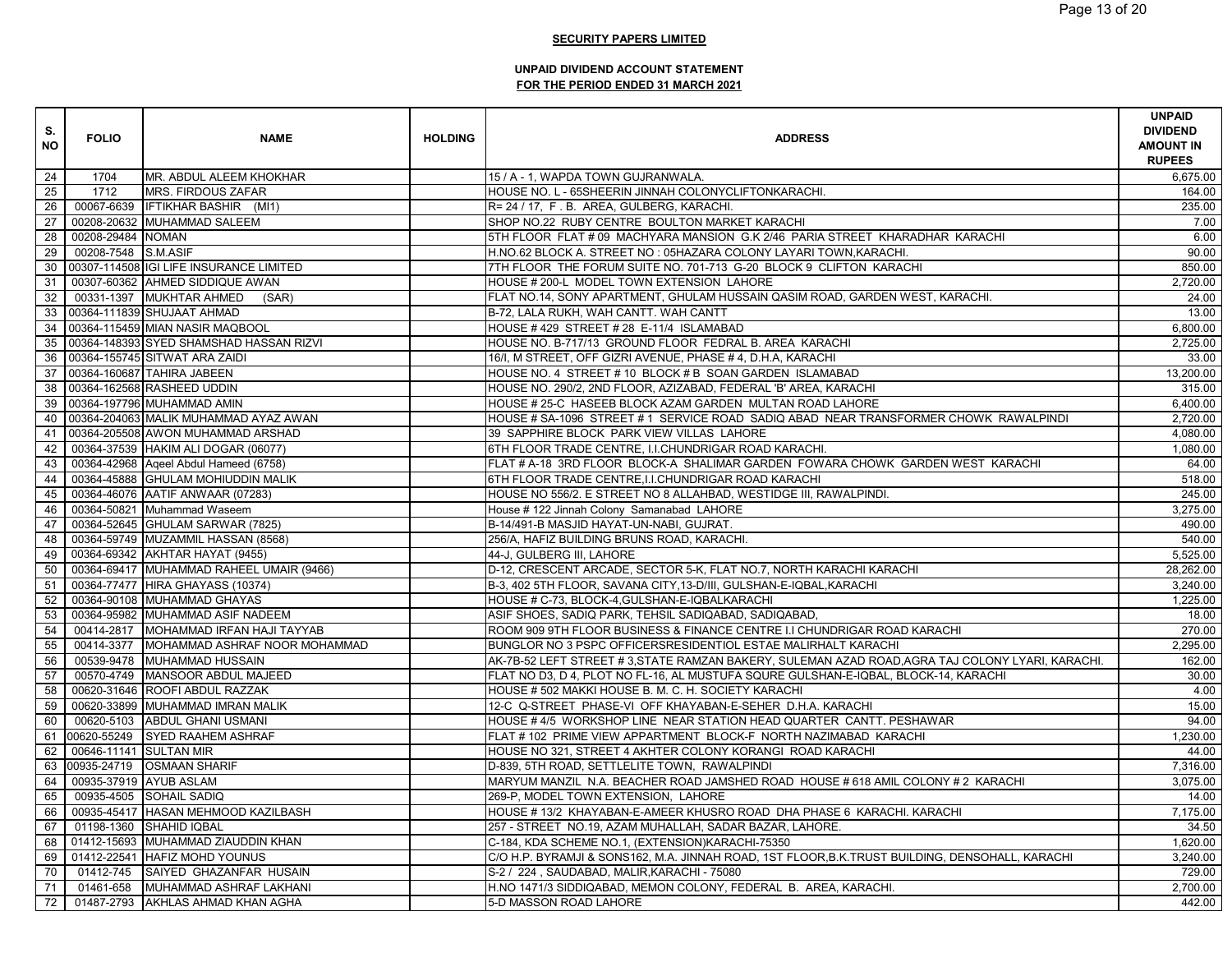**SECURITY PAPERS LIMITED**

**UNPAID DIVIDEND ACCOUNT STATEMENT**
**FOR THE PERIOD ENDED 31 MARCH 2021**

| S. NO | FOLIO | NAME | HOLDING | ADDRESS | UNPAID DIVIDEND AMOUNT IN RUPEES |
|---|---|---|---|---|---|
| 24 | 1704 | MR. ABDUL ALEEM KHOKHAR | | 15 / A - 1, WAPDA TOWN GUJRANWALA. | 6,675.00 |
| 25 | 1712 | MRS. FIRDOUS ZAFAR | | HOUSE NO. L - 65SHEERIN JINNAH COLONYCLIFTONKARACHI. | 164.00 |
| 26 | 00067-6639 | IFTIKHAR BASHIR (MI1) | | R= 24 / 17, F . B. AREA, GULBERG, KARACHI. | 235.00 |
| 27 | 00208-20632 | MUHAMMAD SALEEM | | SHOP NO.22 RUBY CENTRE BOULTON MARKET KARACHI | 7.00 |
| 28 | 00208-29484 | NOMAN | | 5TH FLOOR FLAT # 09 MACHYARA MANSION G.K 2/46 PARIA STREET KHARADHAR KARACHI | 6.00 |
| 29 | 00208-7548 | S.M.ASIF | | H.NO.62 BLOCK A. STREET NO : 05HAZARA COLONY LAYARI TOWN,KARACHI. | 90.00 |
| 30 | 00307-114508 | IGI LIFE INSURANCE LIMITED | | 7TH FLOOR THE FORUM SUITE NO. 701-713 G-20 BLOCK 9 CLIFTON KARACHI | 850.00 |
| 31 | 00307-60362 | AHMED SIDDIQUE AWAN | | HOUSE # 200-L MODEL TOWN EXTENSION LAHORE | 2,720.00 |
| 32 | 00331-1397 | MUKHTAR AHMED (SAR) | | FLAT NO.14, SONY APARTMENT, GHULAM HUSSAIN QASIM ROAD, GARDEN WEST, KARACHI. | 24.00 |
| 33 | 00364-111839 | SHUJAAT AHMAD | | B-72, LALA RUKH, WAH CANTT. WAH CANTT | 13.00 |
| 34 | 00364-115459 | MIAN NASIR MAQBOOL | | HOUSE # 429 STREET # 28 E-11/4 ISLAMABAD | 6,800.00 |
| 35 | 00364-148393 | SYED SHAMSHAD HASSAN RIZVI | | HOUSE NO. B-717/13 GROUND FLOOR FEDRAL B. AREA KARACHI | 2,725.00 |
| 36 | 00364-155745 | SITWAT ARA ZAIDI | | 16/I, M STREET, OFF GIZRI AVENUE, PHASE # 4, D.H.A, KARACHI | 33.00 |
| 37 | 00364-160687 | TAHIRA JABEEN | | HOUSE NO. 4 STREET # 10 BLOCK # B SOAN GARDEN ISLAMABAD | 13,200.00 |
| 38 | 00364-162568 | RASHEED UDDIN | | HOUSE NO. 290/2, 2ND FLOOR, AZIZABAD, FEDERAL 'B' AREA, KARACHI | 315.00 |
| 39 | 00364-197796 | MUHAMMAD AMIN | | HOUSE # 25-C HASEEB BLOCK AZAM GARDEN MULTAN ROAD LAHORE | 6,400.00 |
| 40 | 00364-204063 | MALIK MUHAMMAD AYAZ AWAN | | HOUSE # SA-1096 STREET # 1 SERVICE ROAD SADIQ ABAD NEAR TRANSFORMER CHOWK RAWALPINDI | 2,720.00 |
| 41 | 00364-205508 | AWON MUHAMMAD ARSHAD | | 39 SAPPHIRE BLOCK PARK VIEW VILLAS LAHORE | 4,080.00 |
| 42 | 00364-37539 | HAKIM ALI DOGAR (06077) | | 6TH FLOOR TRADE CENTRE, I.I.CHUNDRIGAR ROAD KARACHI. | 1,080.00 |
| 43 | 00364-42968 | Aqeel Abdul Hameed (6758) | | FLAT # A-18 3RD FLOOR BLOCK-A SHALIMAR GARDEN FOWARA CHOWK GARDEN WEST KARACHI | 64.00 |
| 44 | 00364-45888 | GHULAM MOHIUDDIN MALIK | | 6TH FLOOR TRADE CENTRE,I.I.CHUNDRIGAR ROAD KARACHI | 518.00 |
| 45 | 00364-46076 | AATIF ANWAAR (07283) | | HOUSE NO 556/2. E STREET NO 8 ALLAHBAD, WESTIDGE III, RAWALPINDI. | 245.00 |
| 46 | 00364-50821 | Muhammad Waseem | | House # 122 Jinnah Colony Samanabad LAHORE | 3,275.00 |
| 47 | 00364-52645 | GHULAM SARWAR (7825) | | B-14/491-B MASJID HAYAT-UN-NABI, GUJRAT. | 490.00 |
| 48 | 00364-59749 | MUZAMMIL HASSAN (8568) | | 256/A, HAFIZ BUILDING BRUNS ROAD, KARACHI. | 540.00 |
| 49 | 00364-69342 | AKHTAR HAYAT (9455) | | 44-J, GULBERG III, LAHORE | 5,525.00 |
| 50 | 00364-69417 | MUHAMMAD RAHEEL UMAIR (9466) | | D-12, CRESCENT ARCADE, SECTOR 5-K, FLAT NO.7, NORTH KARACHI KARACHI | 28,262.00 |
| 51 | 00364-77477 | HIRA GHAYASS (10374) | | B-3, 402 5TH FLOOR, SAVANA CITY,13-D/III, GULSHAN-E-IQBAL,KARACHI | 3,240.00 |
| 52 | 00364-90108 | MUHAMMAD GHAYAS | | HOUSE # C-73, BLOCK-4,GULSHAN-E-IQBALKARACHI | 1,225.00 |
| 53 | 00364-95982 | MUHAMMAD ASIF NADEEM | | ASIF SHOES, SADIQ PARK, TEHSIL SADIQABAD, SADIQABAD, | 18.00 |
| 54 | 00414-2817 | MOHAMMAD IRFAN HAJI TAYYAB | | ROOM 909 9TH FLOOR BUSINESS & FINANCE CENTRE I.I CHUNDRIGAR ROAD KARACHI | 270.00 |
| 55 | 00414-3377 | MOHAMMAD ASHRAF NOOR MOHAMMAD | | BUNGLOR NO 3 PSPC OFFICERSRESIDENTIOL ESTAE MALIRHALT KARACHI | 2,295.00 |
| 56 | 00539-9478 | MUHAMMAD HUSSAIN | | AK-7B-52 LEFT STREET # 3,STATE RAMZAN BAKERY, SULEMAN AZAD ROAD,AGRA TAJ COLONY LYARI, KARACHI. | 162.00 |
| 57 | 00570-4749 | MANSOOR ABDUL MAJEED | | FLAT NO D3, D 4, PLOT NO FL-16, AL MUSTUFA SQURE GULSHAN-E-IQBAL, BLOCK-14, KARACHI | 30.00 |
| 58 | 00620-31646 | ROOFI ABDUL RAZZAK | | HOUSE # 502 MAKKI HOUSE B. M. C. H. SOCIETY KARACHI | 4.00 |
| 59 | 00620-33899 | MUHAMMAD IMRAN MALIK | | 12-C Q-STREET PHASE-VI OFF KHAYABAN-E-SEHER D.H.A. KARACHI | 15.00 |
| 60 | 00620-5103 | ABDUL GHANI USMANI | | HOUSE # 4/5 WORKSHOP LINE NEAR STATION HEAD QUARTER CANTT. PESHAWAR | 94.00 |
| 61 | 00620-55249 | SYED RAAHEM ASHRAF | | FLAT # 102 PRIME VIEW APPARTMENT BLOCK-F NORTH NAZIMABAD KARACHI | 1,230.00 |
| 62 | 00646-11141 | SULTAN MIR | | HOUSE NO 321, STREET 4 AKHTER COLONY KORANGI ROAD KARACHI | 44.00 |
| 63 | 00935-24719 | OSMAAN SHARIF | | D-839, 5TH ROAD, SETTLELITE TOWN, RAWALPINDI | 7,316.00 |
| 64 | 00935-37919 | AYUB ASLAM | | MARYUM MANZIL N.A. BEACHER ROAD JAMSHED ROAD HOUSE # 618 AMIL COLONY # 2 KARACHI | 3,075.00 |
| 65 | 00935-4505 | SOHAIL SADIQ | | 269-P, MODEL TOWN EXTENSION, LAHORE | 14.00 |
| 66 | 00935-45417 | HASAN MEHMOOD KAZILBASH | | HOUSE # 13/2 KHAYABAN-E-AMEER KHUSRO ROAD DHA PHASE 6 KARACHI. KARACHI | 7,175.00 |
| 67 | 01198-1360 | SHAHID IQBAL | | 257 - STREET NO.19, AZAM MUHALLAH, SADAR BAZAR, LAHORE. | 34.50 |
| 68 | 01412-15693 | MUHAMMAD ZIAUDDIN KHAN | | C-184, KDA SCHEME NO.1, (EXTENSION)KARACHI-75350 | 1,620.00 |
| 69 | 01412-22541 | HAFIZ MOHD YOUNUS | | C/O H.P. BYRAMJI & SONS162, M.A. JINNAH ROAD, 1ST FLOOR,B.K.TRUST BUILDING, DENSOHALL, KARACHI | 3,240.00 |
| 70 | 01412-745 | SAIYED GHAZANFAR HUSAIN | | S-2 / 224 , SAUDABAD, MALIR,KARACHI - 75080 | 729.00 |
| 71 | 01461-658 | MUHAMMAD ASHRAF LAKHANI | | H.NO 1471/3 SIDDIQABAD, MEMON COLONY, FEDERAL B. AREA, KARACHI. | 2,700.00 |
| 72 | 01487-2793 | AKHLAS AHMAD KHAN AGHA | | 5-D MASSON ROAD LAHORE | 442.00 |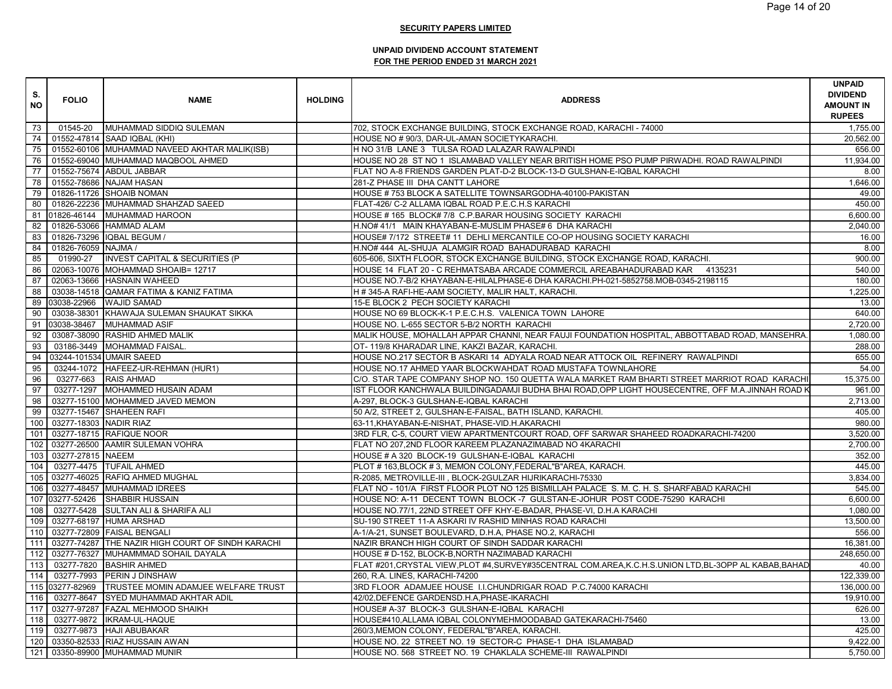**SECURITY PAPERS LIMITED**

**UNPAID DIVIDEND ACCOUNT STATEMENT**
**FOR THE PERIOD ENDED 31 MARCH 2021**

| S. NO | FOLIO | NAME | HOLDING | ADDRESS | UNPAID DIVIDEND AMOUNT IN RUPEES |
|---|---|---|---|---|---|
| 73 | 01545-20 | MUHAMMAD SIDDIQ SULEMAN | | 702, STOCK EXCHANGE BUILDING, STOCK EXCHANGE ROAD, KARACHI - 74000 | 1,755.00 |
| 74 | 01552-47814 | SAAD IQBAL (KHI) | | HOUSE NO # 90/3, DAR-UL-AMAN SOCIETYKARACHI. | 20,562.00 |
| 75 | 01552-60106 | MUHAMMAD NAVEED AKHTAR MALIK(ISB) | | H NO 31/B LANE 3 TULSA ROAD LALAZAR RAWALPINDI | 656.00 |
| 76 | 01552-69040 | MUHAMMAD MAQBOOL AHMED | | HOUSE NO 28 ST NO 1 ISLAMABAD VALLEY NEAR BRITISH HOME PSO PUMP PIRWADHI. ROAD RAWALPINDI | 11,934.00 |
| 77 | 01552-75674 | ABDUL JABBAR | | FLAT NO A-8 FRIENDS GARDEN PLAT-D-2 BLOCK-13-D GULSHAN-E-IQBAL KARACHI | 8.00 |
| 78 | 01552-78686 | NAJAM HASAN | | 281-Z PHASE III DHA CANTT LAHORE | 1,646.00 |
| 79 | 01826-11726 | SHOAIB NOMAN | | HOUSE # 753 BLOCK A SATELLITE TOWNSARGODHA-40100-PAKISTAN | 49.00 |
| 80 | 01826-22236 | MUHAMMAD SHAHZAD SAEED | | FLAT-426/ C-2 ALLAMA IQBAL ROAD P.E.C.H.S KARACHI | 450.00 |
| 81 | 01826-46144 | MUHAMMAD HAROON | | HOUSE # 165 BLOCK# 7/8 C.P.BARAR HOUSING SOCIETY KARACHI | 6,600.00 |
| 82 | 01826-53066 | HAMMAD ALAM | | H.NO# 41/1 MAIN KHAYABAN-E-MUSLIM PHASE# 6 DHA KARACHI | 2,040.00 |
| 83 | 01826-73296 | IQBAL BEGUM / | | HOUSE# 7/172 STREET# 11 DEHLI MERCANTILE CO-OP HOUSING SOCIETY KARACHI | 16.00 |
| 84 | 01826-76059 | NAJMA / | | H.NO# 444 AL-SHUJA ALAMGIR ROAD BAHADURABAD KARACHI | 8.00 |
| 85 | 01990-27 | INVEST CAPITAL & SECURITIES (P | | 605-606, SIXTH FLOOR, STOCK EXCHANGE BUILDING, STOCK EXCHANGE ROAD, KARACHI. | 900.00 |
| 86 | 02063-10076 | MOHAMMAD SHOAIB= 12717 | | HOUSE 14 FLAT 20 - C REHMATSABA ARCADE COMMERCIL AREABAHADURABAD KAR 4135231 | 540.00 |
| 87 | 02063-13666 | HASNAIN WAHEED | | HOUSE NO.7-B/2 KHAYABAN-E-HILALPHASE-6 DHA KARACHI.PH-021-5852758.MOB-0345-2198115 | 180.00 |
| 88 | 03038-14518 | QAMAR FATIMA & KANIZ FATIMA | | H # 345-A RAFI-HE-AAM SOCIETY, MALIR HALT, KARACHI. | 1,225.00 |
| 89 | 03038-22966 | WAJID SAMAD | | 15-E BLOCK 2 PECH SOCIETY KARACHI | 13.00 |
| 90 | 03038-38301 | KHAWAJA SULEMAN SHAUKAT SIKKA | | HOUSE NO 69 BLOCK-K-1 P.E.C.H.S. VALENICA TOWN LAHORE | 640.00 |
| 91 | 03038-38467 | MUHAMMAD ASIF | | HOUSE NO. L-655 SECTOR 5-B/2 NORTH KARACHI | 2,720.00 |
| 92 | 03087-38090 | RASHID AHMED MALIK | | MALIK HOUSE, MOHALLAH APPAR CHANNI, NEAR FAUJI FOUNDATION HOSPITAL, ABBOTTABAD ROAD, MANSEHRA. | 1,080.00 |
| 93 | 03186-3449 | MOHAMMAD FAISAL. | | OT- 119/8 KHARADAR LINE, KAKZI BAZAR, KARACHI. | 288.00 |
| 94 | 03244-101534 | UMAIR SAEED | | HOUSE NO.217 SECTOR B ASKARI 14 ADYALA ROAD NEAR ATTOCK OIL REFINERY RAWALPINDI | 655.00 |
| 95 | 03244-1072 | HAFEEZ-UR-REHMAN (HUR1) | | HOUSE NO.17 AHMED YAAR BLOCKWAHDAT ROAD MUSTAFA TOWNLAHORE | 54.00 |
| 96 | 03277-663 | RAIS AHMAD | | C/O. STAR TAPE COMPANY SHOP NO. 150 QUETTA WALA MARKET RAM BHARTI STREET MARRIOT ROAD KARACHI | 15,375.00 |
| 97 | 03277-1297 | MOHAMMED HUSAIN ADAM | | IST FLOOR KANCHWALA BUILDINGADAMJI BUDHA BHAI ROAD,OPP LIGHT HOUSECENTRE, OFF M.A.JINNAH ROAD K | 961.00 |
| 98 | 03277-15100 | MOHAMMED JAVED MEMON | | A-297, BLOCK-3 GULSHAN-E-IQBAL KARACHI | 2,713.00 |
| 99 | 03277-15467 | SHAHEEN RAFI | | 50 A/2, STREET 2, GULSHAN-E-FAISAL, BATH ISLAND, KARACHI. | 405.00 |
| 100 | 03277-18303 | NADIR RIAZ | | 63-11,KHAYABAN-E-NISHAT, PHASE-VID.H.AKARACHI | 980.00 |
| 101 | 03277-18715 | RAFIQUE NOOR | | 3RD FLR, C-5, COURT VIEW APARTMENTCOURT ROAD, OFF SARWAR SHAHEED ROADKARACHI-74200 | 3,520.00 |
| 102 | 03277-26500 | AAMIR SULEMAN VOHRA | | FLAT NO 207,2ND FLOOR KAREEM PLAZANAZIMABAD NO 4KARACHI | 2,700.00 |
| 103 | 03277-27815 | NAEEM | | HOUSE # A 320 BLOCK-19 GULSHAN-E-IQBAL KARACHI | 352.00 |
| 104 | 03277-4475 | TUFAIL AHMED | | PLOT # 163,BLOCK # 3, MEMON COLONY,FEDERAL"B"AREA, KARACH. | 445.00 |
| 105 | 03277-46025 | RAFIQ AHMED MUGHAL | | R-2085, METROVILLE-III , BLOCK-2GULZAR HIJRIKARACHI-75330 | 3,834.00 |
| 106 | 03277-48457 | MUHAMMAD IDREES | | FLAT NO - 101/A FIRST FLOOR PLOT NO 125 BISMILLAH PALACE S. M. C. H. S. SHARFABAD KARACHI | 545.00 |
| 107 | 03277-52426 | SHABBIR HUSSAIN | | HOUSE NO: A-11 DECENT TOWN BLOCK -7 GULSTAN-E-JOHUR POST CODE-75290 KARACHI | 6,600.00 |
| 108 | 03277-5428 | SULTAN ALI & SHARIFA ALI | | HOUSE NO.77/1, 22ND STREET OFF KHY-E-BADAR, PHASE-VI, D.H.A KARACHI | 1,080.00 |
| 109 | 03277-68197 | HUMA ARSHAD | | SU-190 STREET 11-A ASKARI IV RASHID MINHAS ROAD KARACHI | 13,500.00 |
| 110 | 03277-72809 | FAISAL BENGALI | | A-1/A-21, SUNSET BOULEVARD, D.H.A, PHASE NO.2, KARACHI | 556.00 |
| 111 | 03277-74287 | THE NAZIR HIGH COURT OF SINDH KARACHI | | NAZIR BRANCH HIGH COURT OF SINDH SADDAR KARACHI | 16,381.00 |
| 112 | 03277-76327 | MUHAMMMAD SOHAIL DAYALA | | HOUSE # D-152, BLOCK-B,NORTH NAZIMABAD KARACHI | 248,650.00 |
| 113 | 03277-7820 | BASHIR AHMED | | FLAT #201,CRYSTAL VIEW,PLOT #4,SURVEY#35CENTRAL COM.AREA,K.C.H.S.UNION LTD,BL-3OPP AL KABAB,BAHAD | 40.00 |
| 114 | 03277-7993 | PERIN J DINSHAW | | 260, R.A. LINES, KARACHI-74200 | 122,339.00 |
| 115 | 03277-82969 | TRUSTEE MOMIN ADAMJEE WELFARE TRUST | | 3RD FLOOR ADAMJEE HOUSE I.I.CHUNDRIGAR ROAD P.C.74000 KARACHI | 136,000.00 |
| 116 | 03277-8647 | SYED MUHAMMAD AKHTAR ADIL | | 42/02,DEFENCE GARDENSD.H.A,PHASE-IKARACHI | 19,910.00 |
| 117 | 03277-97287 | FAZAL MEHMOOD SHAIKH | | HOUSE# A-37 BLOCK-3 GULSHAN-E-IQBAL KARACHI | 626.00 |
| 118 | 03277-9872 | IKRAM-UL-HAQUE | | HOUSE#410,ALLAMA IQBAL COLONYMEHMOODABAD GATEKARACHI-75460 | 13.00 |
| 119 | 03277-9873 | HAJI ABUBAKAR | | 260/3,MEMON COLONY, FEDERAL"B"AREA, KARACHI. | 425.00 |
| 120 | 03350-82533 | RIAZ HUSSAIN AWAN | | HOUSE NO. 22 STREET NO. 19 SECTOR-C PHASE-1 DHA ISLAMABAD | 9,422.00 |
| 121 | 03350-89900 | MUHAMMAD MUNIR | | HOUSE NO. 568 STREET NO. 19 CHAKLALA SCHEME-III RAWALPINDI | 5,750.00 |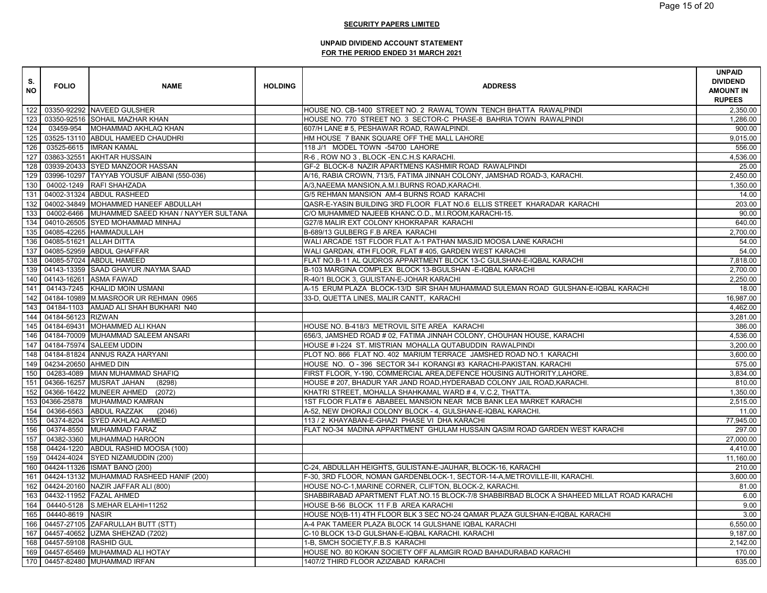**SECURITY PAPERS LIMITED**

**UNPAID DIVIDEND ACCOUNT STATEMENT**
**FOR THE PERIOD ENDED 31 MARCH 2021**

| S. NO | FOLIO | NAME | HOLDING | ADDRESS | UNPAID DIVIDEND AMOUNT IN RUPEES |
|---|---|---|---|---|---|
| 122 | 03350-92292 | NAVEED GULSHER | | HOUSE NO. CB-1400 STREET NO. 2 RAWAL TOWN TENCH BHATTA RAWALPINDI | 2,350.00 |
| 123 | 03350-92516 | SOHAIL MAZHAR KHAN | | HOUSE NO. 770 STREET NO. 3 SECTOR-C PHASE-8 BAHRIA TOWN RAWALPINDI | 1,286.00 |
| 124 | 03459-954 | MOHAMMAD AKHLAQ KHAN | | 607/H LANE # 5, PESHAWAR ROAD, RAWALPINDI. | 900.00 |
| 125 | 03525-13110 | ABDUL HAMEED CHAUDHRI | | HM HOUSE 7 BANK SQUARE OFF THE MALL LAHORE | 9,015.00 |
| 126 | 03525-6615 | IMRAN KAMAL | | 118 J/1 MODEL TOWN -54700 LAHORE | 556.00 |
| 127 | 03863-32551 | AKHTAR HUSSAIN | | R-6 , ROW NO 3 , BLOCK -EN.C.H.S KARACHI. | 4,536.00 |
| 128 | 03939-20433 | SYED MANZOOR HASSAN | | GF-2 BLOCK-8 NAZIR APARTMENS KASHMIR ROAD RAWALPINDI | 25.00 |
| 129 | 03996-10297 | TAYYAB YOUSUF AIBANI (550-036) | | A/16, RABIA CROWN, 713/5, FATIMA JINNAH COLONY, JAMSHAD ROAD-3, KARACHI. | 2,450.00 |
| 130 | 04002-1249 | RAFI SHAHZADA | | A/3,NAEEMA MANSION,A.M.I.BURNS ROAD,KARACHI. | 1,350.00 |
| 131 | 04002-31324 | ABDUL RASHEED | | G/5 REHMAN MANSION AM-4 BURNS ROAD KARACHI | 14.00 |
| 132 | 04002-34849 | MOHAMMED HANEEF ABDULLAH | | QASR-E-YASIN BUILDING 3RD FLOOR FLAT NO.6 ELLIS STREET KHARADAR KARACHI | 203.00 |
| 133 | 04002-6466 | MUHAMMED SAEED KHAN / NAYYER SULTANA | | C/O MUHAMMED NAJEEB KHANC.O.D., M.I.ROOM,KARACHI-15. | 90.00 |
| 134 | 04010-26505 | SYED MOHAMMAD MINHAJ | | G27/8 MALIR EXT COLONY KHOKRAPAR KARACHI | 640.00 |
| 135 | 04085-42265 | HAMMADULLAH | | B-689/13 GULBERG F.B AREA KARACHI | 2,700.00 |
| 136 | 04085-51621 | ALLAH DITTA | | WALI ARCADE 1ST FLOOR FLAT A-1 PATHAN MASJID MOOSA LANE KARACHI | 54.00 |
| 137 | 04085-52959 | ABDUL GHAFFAR | | WALI GARDAN, 4TH FLOOR, FLAT # 405, GARDEN WEST KARACHI | 54.00 |
| 138 | 04085-57024 | ABDUL HAMEED | | FLAT NO.B-11 AL QUDROS APPARTMENT BLOCK 13-C GULSHAN-E-IQBAL KARACHI | 7,818.00 |
| 139 | 04143-13359 | SAAD GHAYUR /NAYMA SAAD | | B-103 MARGINA COMPLEX BLOCK 13-BGULSHAN -E-IQBAL KARACHI | 2,700.00 |
| 140 | 04143-16261 | ASMA FAWAD | | R-40/1 BLOCK 3, GULISTAN-E-JOHAR KARACHI | 2,250.00 |
| 141 | 04143-7245 | KHALID MOIN USMANI | | A-15 ERUM PLAZA BLOCK-13/D SIR SHAH MUHAMMAD SULEMAN ROAD GULSHAN-E-IQBAL KARACHI | 18.00 |
| 142 | 04184-10989 | M.MASROOR UR REHMAN 0965 | | 33-D, QUETTA LINES, MALIR CANTT, KARACHI | 16,987.00 |
| 143 | 04184-1103 | AMJAD ALI SHAH BUKHARI N40 | | | 4,462.00 |
| 144 | 04184-56123 | RIZWAN | | | 3,281.00 |
| 145 | 04184-69431 | MOHAMMED ALI KHAN | | HOUSE NO. B-418/3 METROVIL SITE AREA KARACHI | 386.00 |
| 146 | 04184-70009 | MUHAMMAD SALEEM ANSARI | | 656/3, JAMSHED ROAD # 02, FATIMA JINNAH COLONY, CHOUHAN HOUSE, KARACHI | 4,536.00 |
| 147 | 04184-75974 | SALEEM UDDIN | | HOUSE # I-224 ST. MISTRIAN MOHALLA QUTABUDDIN RAWALPINDI | 3,200.00 |
| 148 | 04184-81824 | ANNUS RAZA HARYANI | | PLOT NO. 866 FLAT NO. 402 MARIUM TERRACE JAMSHED ROAD NO.1 KARACHI | 3,600.00 |
| 149 | 04234-20650 | AHMED DIN | | HOUSE NO. O - 396 SECTOR 34-I KORANGI #3 KARACHI-PAKISTAN. KARACHI | 575.00 |
| 150 | 04283-4089 | MIAN MUHAMMAD SHAFIQ | | FIRST FLOOR, Y-190, COMMERCIAL AREA,DEFENCE HOUSING AUTHORITY,LAHORE. | 3,834.00 |
| 151 | 04366-16257 | MUSRAT JAHAN (8298) | | HOUSE # 207, BHADUR YAR JAND ROAD,HYDERABAD COLONY JAIL ROAD,KARACHI. | 810.00 |
| 152 | 04366-16422 | MUNEER AHMED (2072) | | KHATRI STREET, MOHALLA SHAHKAMAL WARD # 4, V.C.2, THATTA. | 1,350.00 |
| 153 | 04366-25878 | MUHAMMAD KAMRAN | | 1ST FLOOR FLAT# 6 ABABEEL MANSION NEAR MCB BANK LEA MARKET KARACHI | 2,515.00 |
| 154 | 04366-6563 | ABDUL RAZZAK (2046) | | A-52, NEW DHORAJI COLONY BLOCK - 4, GULSHAN-E-IQBAL KARACHI. | 11.00 |
| 155 | 04374-8204 | SYED AKHLAQ AHMED | | 113 / 2 KHAYABAN-E-GHAZI PHASE VI DHA KARACHI | 77,945.00 |
| 156 | 04374-8550 | MUHAMMAD FARAZ | | FLAT NO-34 MADINA APPARTMENT GHULAM HUSSAIN QASIM ROAD GARDEN WEST KARACHI | 297.00 |
| 157 | 04382-3360 | MUHAMMAD HAROON | | | 27,000.00 |
| 158 | 04424-1220 | ABDUL RASHID MOOSA (100) | | | 4,410.00 |
| 159 | 04424-4024 | SYED NIZAMUDDIN (200) | | | 11,160.00 |
| 160 | 04424-11326 | ISMAT BANO (200) | | C-24, ABDULLAH HEIGHTS, GULISTAN-E-JAUHAR, BLOCK-16, KARACHI | 210.00 |
| 161 | 04424-13132 | MUHAMMAD RASHEED HANIF (200) | | F-30, 3RD FLOOR, NOMAN GARDENBLOCK-1, SECTOR-14-A,METROVILLE-III, KARACHI. | 3,600.00 |
| 162 | 04424-20160 | NAZIR JAFFAR ALI (800) | | HOUSE NO-C-1,MARINE CORNER, CLIFTON, BLOCK-2, KARACHI. | 81.00 |
| 163 | 04432-11952 | FAZAL AHMED | | SHABBIRABAD APARTMENT FLAT.NO.15 BLOCK-7/8 SHABBIRBAD BLOCK A SHAHEED MILLAT ROAD KARACHI | 6.00 |
| 164 | 04440-5128 | S.MEHAR ELAHI=11252 | | HOUSE B-56 BLOCK 11 F.B AREA KARACHI | 9.00 |
| 165 | 04440-8619 | NASIR | | HOUSE NO(B-11) 4TH FLOOR BLK 3 SEC NO-24 QAMAR PLAZA GULSHAN-E-IQBAL KARACHI | 3.00 |
| 166 | 04457-27105 | ZAFARULLAH BUTT (STT) | | A-4 PAK TAMEER PLAZA BLOCK 14 GULSHANE IQBAL KARACHI | 6,550.00 |
| 167 | 04457-40652 | UZMA SHEHZAD (7202) | | C-10 BLOCK 13-D GULSHAN-E-IQBAL KARACHI. KARACHI | 9,187.00 |
| 168 | 04457-59108 | RASHID GUL | | 1-B, SMCH SOCIETY,F.B.S KARACHI | 2,142.00 |
| 169 | 04457-65469 | MUHAMMAD ALI HOTAY | | HOUSE NO. 80 KOKAN SOCIETY OFF ALAMGIR ROAD BAHADURABAD KARACHI | 170.00 |
| 170 | 04457-82480 | MUHAMMAD IRFAN | | 1407/2 THIRD FLOOR AZIZABAD KARACHI | 635.00 |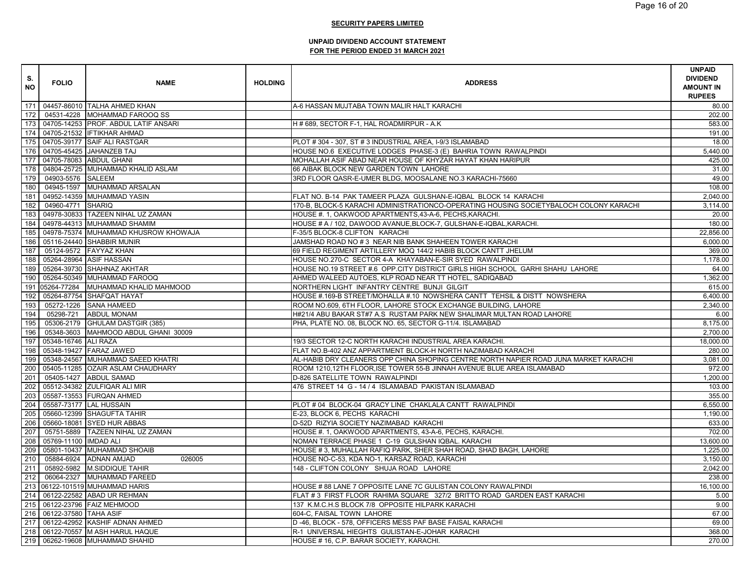**SECURITY PAPERS LIMITED**

**UNPAID DIVIDEND ACCOUNT STATEMENT**
**FOR THE PERIOD ENDED 31 MARCH 2021**

| S. NO | FOLIO | NAME | HOLDING | ADDRESS | UNPAID DIVIDEND AMOUNT IN RUPEES |
|---|---|---|---|---|---|
| 171 | 04457-86010 | TALHA AHMED KHAN | | A-6 HASSAN MUJTABA TOWN MALIR HALT KARACHI | 80.00 |
| 172 | 04531-4228 | MOHAMMAD FAROOQ SS | | | 202.00 |
| 173 | 04705-14253 | PROF. ABDUL LATIF ANSARI | | H # 689, SECTOR F-1, HAL ROADMIRPUR - A.K | 583.00 |
| 174 | 04705-21532 | IFTIKHAR AHMAD | | | 191.00 |
| 175 | 04705-39177 | SAIF ALI RASTGAR | | PLOT # 304 - 307, ST # 3 INDUSTRIAL AREA, I-9/3 ISLAMABAD | 18.00 |
| 176 | 04705-45425 | JAHANZEB TAJ | | HOUSE NO.6 EXECUTIVE LODGES PHASE-3 (E) BAHRIA TOWN RAWALPINDI | 5,440.00 |
| 177 | 04705-78083 | ABDUL GHANI | | MOHALLAH ASIF ABAD NEAR HOUSE OF KHYZAR HAYAT KHAN HARIPUR | 425.00 |
| 178 | 04804-25725 | MUHAMMAD KHALID ASLAM | | 66 AIBAK BLOCK NEW GARDEN TOWN LAHORE | 31.00 |
| 179 | 04903-5576 | SALEEM | | 3RD FLOOR QASR-E-UMER BLDG, MOOSALANE NO.3 KARACHI-75660 | 49.00 |
| 180 | 04945-1597 | MUHAMMAD ARSALAN | | | 108.00 |
| 181 | 04952-14359 | MUHAMMAD YASIN | | FLAT NO. B-14 PAK TAMEER PLAZA GULSHAN-E-IQBAL BLOCK 14 KARACHI | 2,040.00 |
| 182 | 04960-4771 | SHARIQ | | 170-B, BLOCK-5 KARACHI ADMINISTRATIONCO-OPERATING HOUSING SOCIETYBALOCH COLONY KARACHI | 3,114.00 |
| 183 | 04978-30833 | TAZEEN NIHAL UZ ZAMAN | | HOUSE #. 1, OAKWOOD APARTMENTS,43-A-6, PECHS,KARACHI. | 20.00 |
| 184 | 04978-44313 | MUHAMMAD SHAMIM | | HOUSE # A / 102, DAWOOD AVANUE,BLOCK-7, GULSHAN-E-IQBAL,KARACHI. | 180.00 |
| 185 | 04978-75374 | MUHAMMAD KHUSROW KHOWAJA | | F-35/5 BLOCK-8 CLIFTON KARACHI | 22,856.00 |
| 186 | 05116-24440 | SHABBIR MUNIR | | JAMSHAD ROAD NO # 3 NEAR NIB BANK SHAHEEN TOWER KARACHI | 6,000.00 |
| 187 | 05124-9572 | FAYYAZ KHAN | | 69 FIELD REGIMENT ARTILLERY MOQ 144/2 HABIB BLOCK CANTT JHELUM | 369.00 |
| 188 | 05264-28964 | ASIF HASSAN | | HOUSE NO.270-C SECTOR 4-A KHAYABAN-E-SIR SYED RAWALPINDI | 1,178.00 |
| 189 | 05264-39730 | SHAHNAZ AKHTAR | | HOUSE NO.19 STREET #.6 OPP.CITY DISTRICT GIRLS HIGH SCHOOL GARHI SHAHU LAHORE | 64.00 |
| 190 | 05264-50349 | MUHAMMAD FAROOQ | | AHMED WALEED AUTOES, KLP ROAD NEAR TT HOTEL, SADIQABAD | 1,362.00 |
| 191 | 05264-77284 | MUHAMMAD KHALID MAHMOOD | | NORTHERN LIGHT INFANTRY CENTRE BUNJI GILGIT | 615.00 |
| 192 | 05264-87754 | SHAFQAT HAYAT | | HOUSE #.169-B STREET/MOHALLA #.10 NOWSHERA CANTT TEHSIL & DISTT NOWSHERA | 6,400.00 |
| 193 | 05272-1226 | SANA HAMEED | | ROOM NO.609, 6TH FLOOR, LAHORE STOCK EXCHANGE BUILDING, LAHORE | 2,340.00 |
| 194 | 05298-721 | ABDUL MONAM | | H#21/4 ABU BAKAR ST#7 A.S RUSTAM PARK NEW SHALIMAR MULTAN ROAD LAHORE | 6.00 |
| 195 | 05306-2179 | GHULAM DASTGIR (385) | | PHA, PLATE NO. 08, BLOCK NO. 65, SECTOR G-11/4. ISLAMABAD | 8,175.00 |
| 196 | 05348-3603 | MAHMOOD ABDUL GHANI 30009 | | | 2,700.00 |
| 197 | 05348-16746 | ALI RAZA | | 19/3 SECTOR 12-C NORTH KARACHI INDUSTRIAL AREA KARACHI. | 18,000.00 |
| 198 | 05348-19427 | FARAZ JAWED | | FLAT NO.B-402 ANZ APPARTMENT BLOCK-H NORTH NAZIMABAD KARACHI | 280.00 |
| 199 | 05348-24567 | MUHAMMAD SAEED KHATRI | | AL-HABIB DRY CLEANERS OPP CHINA SHOPING CENTRE NORTH NAPIER ROAD JUNA MARKET KARACHI | 3,081.00 |
| 200 | 05405-11285 | OZAIR ASLAM CHAUDHARY | | ROOM 1210,12TH FLOOR,ISE TOWER 55-B JINNAH AVENUE BLUE AREA ISLAMABAD | 972.00 |
| 201 | 05405-1427 | ABDUL SAMAD | | D-826 SATELLITE TOWN RAWALPINDI | 1,200.00 |
| 202 | 05512-34382 | ZULFIQAR ALI MIR | | 476 STREET 14 G - 14 / 4 ISLAMABAD PAKISTAN ISLAMABAD | 103.00 |
| 203 | 05587-13553 | FURQAN AHMED | | | 355.00 |
| 204 | 05587-73177 | LAL HUSSAIN | | PLOT # 04 BLOCK-04 GRACY LINE CHAKLALA CANTT RAWALPINDI | 6,550.00 |
| 205 | 05660-12399 | SHAGUFTA TAHIR | | E-23, BLOCK 6, PECHS KARACHI | 1,190.00 |
| 206 | 05660-18081 | SYED HUR ABBAS | | D-52D RIZYIA SOCIETY NAZIMABAD KARACHI | 633.00 |
| 207 | 05751-5889 | TAZEEN NIHAL UZ ZAMAN | | HOUSE #. 1, OAKWOOD APARTMENTS, 43-A-6, PECHS, KARACHI. | 702.00 |
| 208 | 05769-11100 | IMDAD ALI | | NOMAN TERRACE PHASE 1 C-19 GULSHAN IQBAL. KARACHI | 13,600.00 |
| 209 | 05801-10437 | MUHAMMAD SHOAIB | | HOUSE # 3, MUHALLAH RAFIQ PARK, SHER SHAH ROAD, SHAD BAGH, LAHORE | 1,225.00 |
| 210 | 05884-6924 | ADNAN AMJAD 026005 | | HOUSE NO-C-53, KDA NO-1, KARSAZ ROAD, KARACHI | 3,150.00 |
| 211 | 05892-5982 | M.SIDDIQUE TAHIR | | 148 - CLIFTON COLONY SHUJA ROAD LAHORE | 2,042.00 |
| 212 | 06064-2327 | MUHAMMAD FAREED | | | 238.00 |
| 213 | 06122-101519 | MUHAMMAD HARIS | | HOUSE # 88 LANE 7 OPPOSITE LANE 7C GULISTAN COLONY RAWALPINDI | 16,100.00 |
| 214 | 06122-22582 | ABAD UR REHMAN | | FLAT # 3 FIRST FLOOR RAHIMA SQUARE 327/2 BRITTO ROAD GARDEN EAST KARACHI | 5.00 |
| 215 | 06122-23796 | FAIZ MEHMOOD | | 137 K.M.C.H.S BLOCK 7/8 OPPOSITE HILPARK KARACHI | 9.00 |
| 216 | 06122-37580 | TAHA ASIF | | 604-C, FAISAL TOWN LAHORE | 67.00 |
| 217 | 06122-42952 | KASHIF ADNAN AHMED | | D -46, BLOCK - 578, OFFICERS MESS PAF BASE FAISAL KARACHI | 69.00 |
| 218 | 06122-70557 | M ASH HARUL HAQUE | | R-1 UNIVERSAL HIEGHTS GULISTAN-E-JOHAR KARACHI | 368.00 |
| 219 | 06262-19608 | MUHAMMAD SHAHID | | HOUSE # 16, C.P. BARAR SOCIETY, KARACHI. | 270.00 |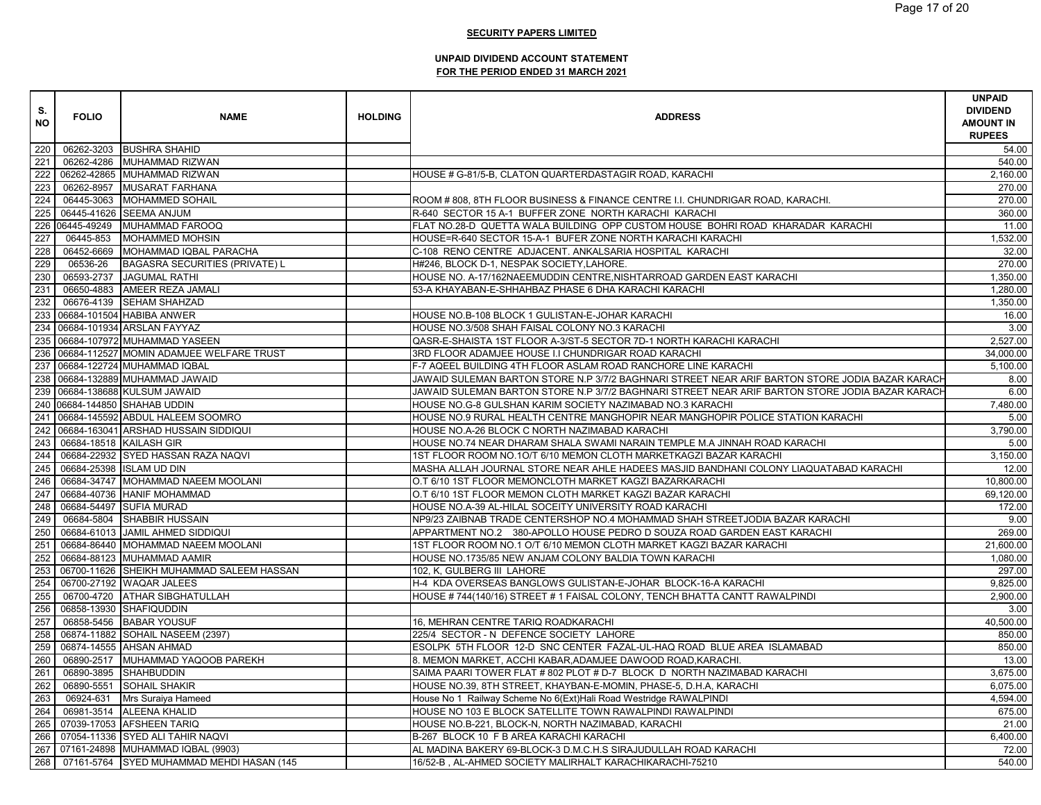**SECURITY PAPERS LIMITED**

**UNPAID DIVIDEND ACCOUNT STATEMENT**
**FOR THE PERIOD ENDED 31 MARCH 2021**

| S. NO | FOLIO | NAME | HOLDING | ADDRESS | UNPAID DIVIDEND AMOUNT IN RUPEES |
|---|---|---|---|---|---|
| 220 | 06262-3203 | BUSHRA SHAHID | | | 54.00 |
| 221 | 06262-4286 | MUHAMMAD RIZWAN | | | 540.00 |
| 222 | 06262-42865 | MUHAMMAD RIZWAN | | HOUSE # G-81/5-B, CLATON QUARTERDASTAGIR ROAD, KARACHI | 2,160.00 |
| 223 | 06262-8957 | MUSARAT FARHANA | | | 270.00 |
| 224 | 06445-3063 | MOHAMMED SOHAIL | | ROOM # 808, 8TH FLOOR BUSINESS & FINANCE CENTRE I.I. CHUNDRIGAR ROAD, KARACHI. | 270.00 |
| 225 | 06445-41626 | SEEMA ANJUM | | R-640 SECTOR 15 A-1 BUFFER ZONE NORTH KARACHI KARACHI | 360.00 |
| 226 | 06445-49249 | MUHAMMAD FAROOQ | | FLAT NO.28-D QUETTA WALA BUILDING OPP CUSTOM HOUSE BOHRI ROAD KHARADAR KARACHI | 11.00 |
| 227 | 06445-853 | MOHAMMED MOHSIN | | HOUSE=R-640 SECTOR 15-A-1 BUFER ZONE NORTH KARACHI KARACHI | 1,532.00 |
| 228 | 06452-6669 | MOHAMMAD IQBAL PARACHA | | C-108 RENO CENTRE ADJACENT. ANKALSARIA HOSPITAL KARACHI | 32.00 |
| 229 | 06536-26 | BAGASRA SECURITIES (PRIVATE) L | | H#246, BLOCK D-1, NESPAK SOCIETY,LAHORE. | 270.00 |
| 230 | 06593-2737 | JAGUMAL RATHI | | HOUSE NO. A-17/162NAEEMUDDIN CENTRE,NISHTARROAD GARDEN EAST KARACHI | 1,350.00 |
| 231 | 06650-4883 | AMEER REZA JAMALI | | 53-A KHAYABAN-E-SHHAHBAZ PHASE 6 DHA KARACHI KARACHI | 1,280.00 |
| 232 | 06676-4139 | SEHAM SHAHZAD | | | 1,350.00 |
| 233 | 06684-101504 | HABIBA ANWER | | HOUSE NO.B-108 BLOCK 1 GULISTAN-E-JOHAR KARACHI | 16.00 |
| 234 | 06684-101934 | ARSLAN FAYYAZ | | HOUSE NO.3/508 SHAH FAISAL COLONY NO.3 KARACHI | 3.00 |
| 235 | 06684-107972 | MUHAMMAD YASEEN | | QASR-E-SHAISTA 1ST FLOOR A-3/ST-5 SECTOR 7D-1 NORTH KARACHI KARACHI | 2,527.00 |
| 236 | 06684-112527 | MOMIN ADAMJEE WELFARE TRUST | | 3RD FLOOR ADAMJEE HOUSE I.I CHUNDRIGAR ROAD KARACHI | 34,000.00 |
| 237 | 06684-122724 | MUHAMMAD IQBAL | | F-7 AQEEL BUILDING 4TH FLOOR ASLAM ROAD RANCHORE LINE KARACHI | 5,100.00 |
| 238 | 06684-132889 | MUHAMMAD JAWAID | | JAWAID SULEMAN BARTON STORE N.P 3/7/2 BAGHNARI STREET NEAR ARIF BARTON STORE JODIA BAZAR KARACH | 8.00 |
| 239 | 06684-138688 | KULSUM JAWAID | | JAWAID SULEMAN BARTON STORE N.P 3/7/2 BAGHNARI STREET NEAR ARIF BARTON STORE JODIA BAZAR KARACH | 6.00 |
| 240 | 06684-144850 | SHAHAB UDDIN | | HOUSE NO.G-8 GULSHAN KARIM SOCIETY NAZIMABAD NO.3 KARACHI | 7,480.00 |
| 241 | 06684-145592 | ABDUL HALEEM SOOMRO | | HOUSE NO.9 RURAL HEALTH CENTRE MANGHOPIR NEAR MANGHOPIR POLICE STATION KARACHI | 5.00 |
| 242 | 06684-163041 | ARSHAD HUSSAIN SIDDIQUI | | HOUSE NO.A-26 BLOCK C NORTH NAZIMABAD KARACHI | 3,790.00 |
| 243 | 06684-18518 | KAILASH GIR | | HOUSE NO.74 NEAR DHARAM SHALA SWAMI NARAIN TEMPLE M.A JINNAH ROAD KARACHI | 5.00 |
| 244 | 06684-22932 | SYED HASSAN RAZA NAQVI | | 1ST FLOOR ROOM NO.1O/T 6/10 MEMON CLOTH MARKETKAGZI BAZAR KARACHI | 3,150.00 |
| 245 | 06684-25398 | ISLAM UD DIN | | MASHA ALLAH JOURNAL STORE NEAR AHLE HADEES MASJID BANDHANI COLONY LIAQUATABAD KARACHI | 12.00 |
| 246 | 06684-34747 | MOHAMMAD NAEEM MOOLANI | | O.T 6/10 1ST FLOOR MEMONCLOTH MARKET KAGZI BAZARKARACHI | 10,800.00 |
| 247 | 06684-40736 | HANIF MOHAMMAD | | O.T 6/10 1ST FLOOR MEMON CLOTH MARKET KAGZI BAZAR KARACHI | 69,120.00 |
| 248 | 06684-54497 | SUFIA MURAD | | HOUSE NO.A-39 AL-HILAL SOCEITY UNIVERSITY ROAD KARACHI | 172.00 |
| 249 | 06684-5804 | SHABBIR HUSSAIN | | NP9/23 ZAIBNAB TRADE CENTERSHOP NO.4 MOHAMMAD SHAH STREETJODIA BAZAR KARACHI | 9.00 |
| 250 | 06684-61013 | JAMIL AHMED SIDDIQUI | | APPARTMENT NO.2 380-APOLLO HOUSE PEDRO D SOUZA ROAD GARDEN EAST KARACHI | 269.00 |
| 251 | 06684-86440 | MOHAMMAD NAEEM MOOLANI | | 1ST FLOOR ROOM NO.1 O/T 6/10 MEMON CLOTH MARKET KAGZI BAZAR KARACHI | 21,600.00 |
| 252 | 06684-88123 | MUHAMMAD AAMIR | | HOUSE NO.1735/85 NEW ANJAM COLONY BALDIA TOWN KARACHI | 1,080.00 |
| 253 | 06700-11626 | SHEIKH MUHAMMAD SALEEM HASSAN | | 102, K, GULBERG III LAHORE | 297.00 |
| 254 | 06700-27192 | WAQAR JALEES | | H-4 KDA OVERSEAS BANGLOWS GULISTAN-E-JOHAR BLOCK-16-A KARACHI | 9,825.00 |
| 255 | 06700-4720 | ATHAR SIBGHATULLAH | | HOUSE # 744(140/16) STREET # 1 FAISAL COLONY, TENCH BHATTA CANTT RAWALPINDI | 2,900.00 |
| 256 | 06858-13930 | SHAFIQUDDIN | | | 3.00 |
| 257 | 06858-5456 | BABAR YOUSUF | | 16, MEHRAN CENTRE TARIQ ROADKARACHI | 40,500.00 |
| 258 | 06874-11882 | SOHAIL NASEEM (2397) | | 225/4 SECTOR - N DEFENCE SOCIETY LAHORE | 850.00 |
| 259 | 06874-14555 | AHSAN AHMAD | | ESOLPK 5TH FLOOR 12-D SNC CENTER FAZAL-UL-HAQ ROAD BLUE AREA ISLAMABAD | 850.00 |
| 260 | 06890-2517 | MUHAMMAD YAQOOB PAREKH | | 8. MEMON MARKET, ACCHI KABAR,ADAMJEE DAWOOD ROAD,KARACHI. | 13.00 |
| 261 | 06890-3895 | SHAHBUDDIN | | SAIMA PAARI TOWER FLAT # 802 PLOT # D-7 BLOCK D NORTH NAZIMABAD KARACHI | 3,675.00 |
| 262 | 06890-5551 | SOHAIL SHAKIR | | HOUSE NO.39, 8TH STREET, KHAYBAN-E-MOMIN, PHASE-5, D.H.A, KARACHI | 6,075.00 |
| 263 | 06924-631 | Mrs Suraiya Hameed | | House No 1 Railway Scheme No 6(Ext)Hali Road Westridge RAWALPINDI | 4,594.00 |
| 264 | 06981-3514 | ALEENA KHALID | | HOUSE NO 103 E BLOCK SATELLITE TOWN RAWALPINDI RAWALPINDI | 675.00 |
| 265 | 07039-17053 | AFSHEEN TARIQ | | HOUSE NO.B-221, BLOCK-N, NORTH NAZIMABAD, KARACHI | 21.00 |
| 266 | 07054-11336 | SYED ALI TAHIR NAQVI | | B-267 BLOCK 10 F B AREA KARACHI KARACHI | 6,400.00 |
| 267 | 07161-24898 | MUHAMMAD IQBAL (9903) | | AL MADINA BAKERY 69-BLOCK-3 D.M.C.H.S SIRAJUDULLAH ROAD KARACHI | 72.00 |
| 268 | 07161-5764 | SYED MUHAMMAD MEHDI HASAN (145 | | 16/52-B , AL-AHMED SOCIETY MALIRHALT KARACHIKARACHI-75210 | 540.00 |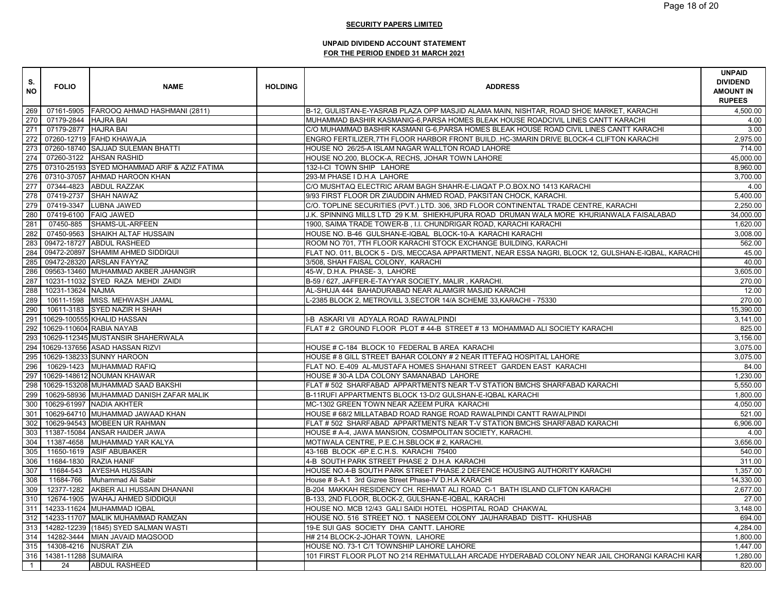**SECURITY PAPERS LIMITED**

**UNPAID DIVIDEND ACCOUNT STATEMENT**
**FOR THE PERIOD ENDED 31 MARCH 2021**

| S. NO | FOLIO | NAME | HOLDING | ADDRESS | UNPAID DIVIDEND AMOUNT IN RUPEES |
|---|---|---|---|---|---|
| 269 | 07161-5905 | FAROOQ AHMAD HASHMANI (2811) | | B-12, GULISTAN-E-YASRAB PLAZA OPP MASJID ALAMA MAIN, NISHTAR, ROAD SHOE MARKET, KARACHI | 4,500.00 |
| 270 | 07179-2844 | HAJRA BAI | | MUHAMMAD BASHIR KASMANIG-6,PARSA HOMES BLEAK HOUSE ROADCIVIL LINES CANTT KARACHI | 4.00 |
| 271 | 07179-2877 | HAJRA BAI | | C/O MUHAMMAD BASHIR KASMANI G-6,PARSA HOMES BLEAK HOUSE ROAD CIVIL LINES CANTT KARACHI | 3.00 |
| 272 | 07260-12719 | FAHD KHAWAJA | | ENGRO FERTILIZER,7TH FLOOR HARBOR FRONT BUILD..HC-3MARIN DRIVE BLOCK-4 CLIFTON KARACHI | 2,975.00 |
| 273 | 07260-18740 | SAJJAD SULEMAN BHATTI | | HOUSE NO 26/25-A ISLAM NAGAR WALLTON ROAD LAHORE | 714.00 |
| 274 | 07260-3122 | AHSAN RASHID | | HOUSE NO.200, BLOCK-A, RECHS, JOHAR TOWN LAHORE | 45,000.00 |
| 275 | 07310-25193 | SYED MOHAMMAD ARIF & AZIZ FATIMA | | 132-I-CI TOWN SHIP LAHORE | 8,960.00 |
| 276 | 07310-37057 | AHMAD HAROON KHAN | | 293-M PHASE I D.H.A LAHORE | 3,700.00 |
| 277 | 07344-4823 | ABDUL RAZZAK | | C/O MUSHTAQ ELECTRIC ARAM BAGH SHAHR-E-LIAQAT P.O.BOX.NO 1413 KARACHI | 4.00 |
| 278 | 07419-2737 | SHAH NAWAZ | | 9/93 FIRST FLOOR DR ZIAUDDIN AHMED ROAD, PAKSITAN CHOCK, KARACHI. | 5,400.00 |
| 279 | 07419-3347 | LUBNA JAWED | | C/O. TOPLINE SECURITIES (PVT.) LTD. 306, 3RD FLOOR CONTINENTAL TRADE CENTRE, KARACHI | 2,250.00 |
| 280 | 07419-6100 | FAIQ JAWED | | J.K. SPINNING MILLS LTD 29 K.M. SHIEKHUPURA ROAD DRUMAN WALA MORE KHURIANWALA FAISALABAD | 34,000.00 |
| 281 | 07450-885 | SHAMS-UL-AREEEN | | 1900, SAIMA TRADE TOWER-B , I.I. CHUNDRIGAR ROAD, KARACHI KARACHI | 1,620.00 |
| 282 | 07450-9563 | SHAIKH ALTAF HUSSAIN | | HOUSE NO. B-46 GULSHAN-E-IQBAL BLOCK-10-A KARACHI KARACHI | 3,008.00 |
| 283 | 09472-18727 | ABDUL RASHEED | | ROOM NO 701, 7TH FLOOR KARACHI STOCK EXCHANGE BUILDING, KARACHI | 562.00 |
| 284 | 09472-20897 | SHAMIM AHMED SIDDIQUI | | FLAT NO. 011, BLOCK 5 - D/S, MECCASA APPARTMENT, NEAR ESSA NAGRI, BLOCK 12, GULSHAN-E-IQBAL, KARACHI | 45.00 |
| 285 | 09472-28320 | ARSLAN FAYYAZ | | 3/508, SHAH FAISAL COLONY, KARACHI | 40.00 |
| 286 | 09563-13460 | MUHAMMAD AKBER JAHANGIR | | 45-W, D.H.A. PHASE- 3, LAHORE | 3,605.00 |
| 287 | 10231-11032 | SYED RAZA MEHDI ZAIDI | | B-59 / 627, JAFFER-E-TAYYAR SOCIETY, MALIR , KARACHI. | 270.00 |
| 288 | 10231-13624 | NAJMA | | AL-SHUJA 444 BAHADURABAD NEAR ALAMGIR MASJID KARACHI | 12.00 |
| 289 | 10611-1598 | MISS. MEHWASH JAMAL | | L-2385 BLOCK 2, METROVILL 3,SECTOR 14/A SCHEME 33,KARACHI - 75330 | 270.00 |
| 290 | 10611-3183 | SYED NAZIR H SHAH | | | 15,390.00 |
| 291 | 10629-100555 | KHALID HASSAN | | I-B ASKARI VII ADYALA ROAD RAWALPINDI | 3,141.00 |
| 292 | 10629-110604 | RABIA NAYAB | | FLAT # 2 GROUND FLOOR PLOT # 44-B STREET # 13 MOHAMMAD ALI SOCIETY KARACHI | 825.00 |
| 293 | 10629-112345 | MUSTANSIR SHAHERWALA | | | 3,156.00 |
| 294 | 10629-137656 | ASAD HASSAN RIZVI | | HOUSE # C-184 BLOCK 10 FEDERAL B AREA KARACHI | 3,075.00 |
| 295 | 10629-138233 | SUNNY HAROON | | HOUSE # 8 GILL STREET BAHAR COLONY # 2 NEAR ITTEFAQ HOSPITAL LAHORE | 3,075.00 |
| 296 | 10629-1423 | MUHAMMAD RAFIQ | | FLAT NO. E-409 AL-MUSTAFA HOMES SHAHANI STREET GARDEN EAST KARACHI | 84.00 |
| 297 | 10629-148612 | NOUMAN KHAWAR | | HOUSE # 30-A LDA COLONY SAMANABAD LAHORE | 1,230.00 |
| 298 | 10629-153208 | MUHAMMAD SAAD BAKSHI | | FLAT # 502 SHARFABAD APPARTMENTS NEAR T-V STATION BMCHS SHARFABAD KARACHI | 5,550.00 |
| 299 | 10629-58936 | MUHAMMAD DANISH ZAFAR MALIK | | B-11RUFI APPARTMENTS BLOCK 13-D/2 GULSHAN-E-IQBAL KARACHI | 1,800.00 |
| 300 | 10629-61997 | NADIA AKHTER | | MC-1302 GREEN TOWN NEAR AZEEM PURA KARACHI | 4,050.00 |
| 301 | 10629-64710 | MUHAMMAD JAWAAD KHAN | | HOUSE # 68/2 MILLATABAD ROAD RANGE ROAD RAWALPINDI CANTT RAWALPINDI | 521.00 |
| 302 | 10629-94543 | MOBEEN UR RAHMAN | | FLAT # 502 SHARFABAD APPARTMENTS NEAR T-V STATION BMCHS SHARFABAD KARACHI | 6,906.00 |
| 303 | 11387-15084 | ANSAR HAIDER JAWA | | HOUSE # A-4, JAWA MANSION, COSMPOLITAN SOCIETY, KARACHI. | 4.00 |
| 304 | 11387-4658 | MUHAMMAD YAR KALYA | | MOTIWALA CENTRE, P.E.C.H.SBLOCK # 2, KARACHI. | 3,656.00 |
| 305 | 11650-1619 | ASIF ABUBAKER | | 43-16B BLOCK -6P.E.C.H.S. KARACHI 75400 | 540.00 |
| 306 | 11684-1830 | RAZIA HANIF | | 4-B SOUTH PARK STREET PHASE 2 D.H.A KARACHI | 311.00 |
| 307 | 11684-543 | AYESHA HUSSAIN | | HOUSE NO.4-B SOUTH PARK STREET PHASE.2 DEFENCE HOUSING AUTHORITY KARACHI | 1,357.00 |
| 308 | 11684-766 | Muhammad Ali Sabir | | House # 8-A.1 3rd Gizree Street Phase-IV D.H.A KARACHI | 14,330.00 |
| 309 | 12377-1282 | AKBER ALI HUSSAIN DHANANI | | B-204 MAKKAH RESIDENCY CH. REHMAT ALI ROAD C-1 BATH ISLAND CLIFTON KARACHI | 2,677.00 |
| 310 | 12674-1905 | WAHAJ AHMED SIDDIQUI | | B-133, 2ND FLOOR, BLOCK-2, GULSHAN-E-IQBAL, KARACHI | 27.00 |
| 311 | 14233-11624 | MUHAMMAD IQBAL | | HOUSE NO. MCB 12/43 GALI SAIDI HOTEL HOSPITAL ROAD CHAKWAL | 3,148.00 |
| 312 | 14233-11707 | MALIK MUHAMMAD RAMZAN | | HOUSE NO. 516 STREET NO. 1 NASEEM COLONY JAUHARABAD DISTT- KHUSHAB | 694.00 |
| 313 | 14282-12239 | (1845) SYED SALMAN WASTI | | 19-E SUI GAS SOCIETY DHA CANTT. LAHORE | 4,284.00 |
| 314 | 14282-3444 | MIAN JAVAID MAQSOOD | | H# 214 BLOCK-2-JOHAR TOWN, LAHORE | 1,800.00 |
| 315 | 14308-4216 | NUSRAT ZIA | | HOUSE NO. 73-1 C/1 TOWNSHIP LAHORE LAHORE | 1,447.00 |
| 316 | 14381-11288 | SUMAIRA | | 101 FIRST FLOOR PLOT NO 214 REHMATULLAH ARCADE HYDERABAD COLONY NEAR JAIL CHORANGI KARACHI KAR | 1,280.00 |
| 1 | 24 | ABDUL RASHEED | | | 820.00 |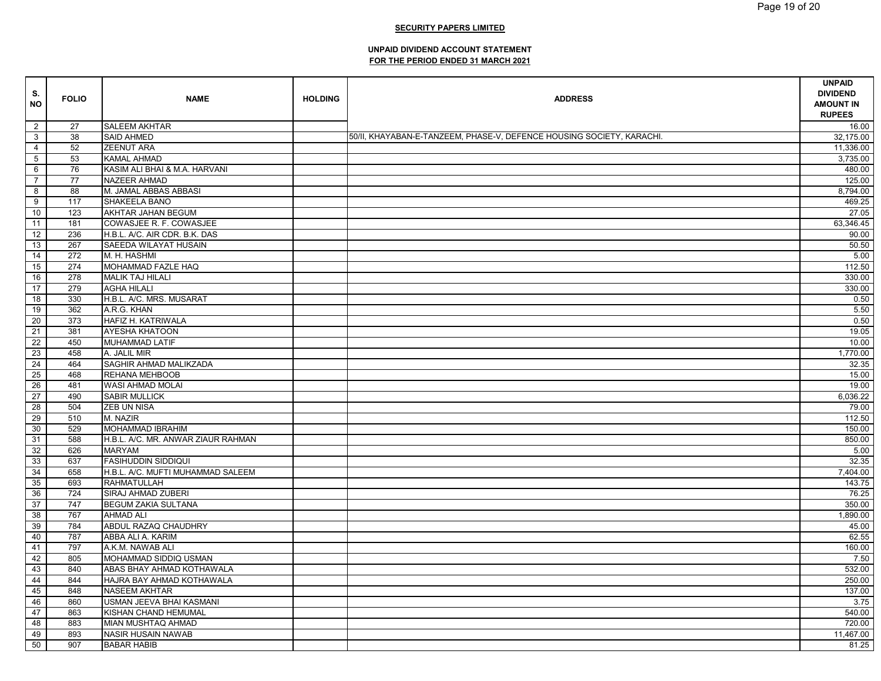**SECURITY PAPERS LIMITED**

**UNPAID DIVIDEND ACCOUNT STATEMENT**
**FOR THE PERIOD ENDED 31 MARCH 2021**

| S. NO | FOLIO | NAME | HOLDING | ADDRESS | UNPAID DIVIDEND AMOUNT IN RUPEES |
|---|---|---|---|---|---|
| 2 | 27 | SALEEM AKHTAR | | | 16.00 |
| 3 | 38 | SAID AHMED | | 50/II, KHAYABAN-E-TANZEEM, PHASE-V, DEFENCE HOUSING SOCIETY, KARACHI. | 32,175.00 |
| 4 | 52 | ZEENUT ARA | | | 11,336.00 |
| 5 | 53 | KAMAL AHMAD | | | 3,735.00 |
| 6 | 76 | KASIM ALI BHAI & M.A. HARVANI | | | 480.00 |
| 7 | 77 | NAZEER AHMAD | | | 125.00 |
| 8 | 88 | M. JAMAL ABBAS ABBASI | | | 8,794.00 |
| 9 | 117 | SHAKEELA BANO | | | 469.25 |
| 10 | 123 | AKHTAR JAHAN BEGUM | | | 27.05 |
| 11 | 181 | COWASJEE R. F. COWASJEE | | | 63,346.45 |
| 12 | 236 | H.B.L. A/C. AIR CDR. B.K. DAS | | | 90.00 |
| 13 | 267 | SAEEDA WILAYAT HUSAIN | | | 50.50 |
| 14 | 272 | M. H. HASHMI | | | 5.00 |
| 15 | 274 | MOHAMMAD FAZLE HAQ | | | 112.50 |
| 16 | 278 | MALIK TAJ HILALI | | | 330.00 |
| 17 | 279 | AGHA HILALI | | | 330.00 |
| 18 | 330 | H.B.L. A/C. MRS. MUSARAT | | | 0.50 |
| 19 | 362 | A.R.G. KHAN | | | 5.50 |
| 20 | 373 | HAFIZ H. KATRIWALA | | | 0.50 |
| 21 | 381 | AYESHA KHATOON | | | 19.05 |
| 22 | 450 | MUHAMMAD LATIF | | | 10.00 |
| 23 | 458 | A. JALIL MIR | | | 1,770.00 |
| 24 | 464 | SAGHIR AHMAD MALIKZADA | | | 32.35 |
| 25 | 468 | REHANA MEHBOOB | | | 15.00 |
| 26 | 481 | WASI AHMAD MOLAI | | | 19.00 |
| 27 | 490 | SABIR MULLICK | | | 6,036.22 |
| 28 | 504 | ZEB UN NISA | | | 79.00 |
| 29 | 510 | M. NAZIR | | | 112.50 |
| 30 | 529 | MOHAMMAD IBRAHIM | | | 150.00 |
| 31 | 588 | H.B.L. A/C. MR. ANWAR ZIAUR RAHMAN | | | 850.00 |
| 32 | 626 | MARYAM | | | 5.00 |
| 33 | 637 | FASIHUDDIN SIDDIQUI | | | 32.35 |
| 34 | 658 | H.B.L. A/C. MUFTI MUHAMMAD SALEEM | | | 7,404.00 |
| 35 | 693 | RAHMATULLAH | | | 143.75 |
| 36 | 724 | SIRAJ AHMAD ZUBERI | | | 76.25 |
| 37 | 747 | BEGUM ZAKIA SULTANA | | | 350.00 |
| 38 | 767 | AHMAD ALI | | | 1,890.00 |
| 39 | 784 | ABDUL RAZAQ CHAUDHRY | | | 45.00 |
| 40 | 787 | ABBA ALI A. KARIM | | | 62.55 |
| 41 | 797 | A.K.M. NAWAB ALI | | | 160.00 |
| 42 | 805 | MOHAMMAD SIDDIQ USMAN | | | 7.50 |
| 43 | 840 | ABAS BHAY AHMAD KOTHAWALA | | | 532.00 |
| 44 | 844 | HAJRA BAY AHMAD KOTHAWALA | | | 250.00 |
| 45 | 848 | NASEEM AKHTAR | | | 137.00 |
| 46 | 860 | USMAN JEEVA BHAI KASMANI | | | 3.75 |
| 47 | 863 | KISHAN CHAND HEMUMAL | | | 540.00 |
| 48 | 883 | MIAN MUSHTAQ AHMAD | | | 720.00 |
| 49 | 893 | NASIR HUSAIN NAWAB | | | 11,467.00 |
| 50 | 907 | BABAR HABIB | | | 81.25 |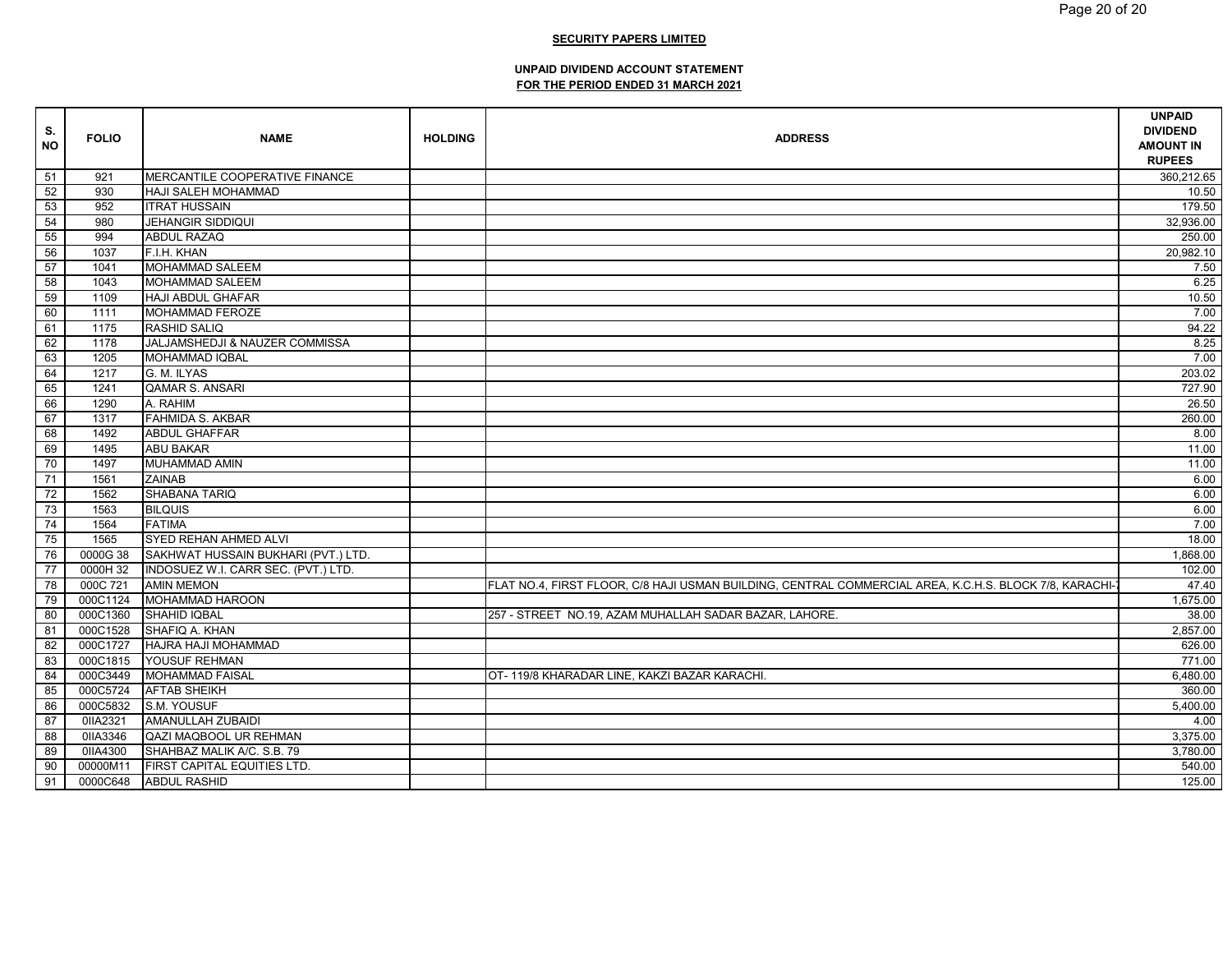**SECURITY PAPERS LIMITED**

**UNPAID DIVIDEND ACCOUNT STATEMENT**
**FOR THE PERIOD ENDED 31 MARCH 2021**

| S. NO | FOLIO | NAME | HOLDING | ADDRESS | UNPAID DIVIDEND AMOUNT IN RUPEES |
|---|---|---|---|---|---|
| 51 | 921 | MERCANTILE COOPERATIVE FINANCE | | | 360,212.65 |
| 52 | 930 | HAJI SALEH MOHAMMAD | | | 10.50 |
| 53 | 952 | ITRAT HUSSAIN | | | 179.50 |
| 54 | 980 | JEHANGIR SIDDIQUI | | | 32,936.00 |
| 55 | 994 | ABDUL RAZAQ | | | 250.00 |
| 56 | 1037 | F.I.H. KHAN | | | 20,982.10 |
| 57 | 1041 | MOHAMMAD SALEEM | | | 7.50 |
| 58 | 1043 | MOHAMMAD SALEEM | | | 6.25 |
| 59 | 1109 | HAJI ABDUL GHAFAR | | | 10.50 |
| 60 | 1111 | MOHAMMAD FEROZE | | | 7.00 |
| 61 | 1175 | RASHID SALIQ | | | 94.22 |
| 62 | 1178 | JALJAMSHEDJI & NAUZER COMMISSA | | | 8.25 |
| 63 | 1205 | MOHAMMAD IQBAL | | | 7.00 |
| 64 | 1217 | G. M. ILYAS | | | 203.02 |
| 65 | 1241 | QAMAR S. ANSARI | | | 727.90 |
| 66 | 1290 | A. RAHIM | | | 26.50 |
| 67 | 1317 | FAHMIDA S. AKBAR | | | 260.00 |
| 68 | 1492 | ABDUL GHAFFAR | | | 8.00 |
| 69 | 1495 | ABU BAKAR | | | 11.00 |
| 70 | 1497 | MUHAMMAD AMIN | | | 11.00 |
| 71 | 1561 | ZAINAB | | | 6.00 |
| 72 | 1562 | SHABANA TARIQ | | | 6.00 |
| 73 | 1563 | BILQUIS | | | 6.00 |
| 74 | 1564 | FATIMA | | | 7.00 |
| 75 | 1565 | SYED REHAN AHMED ALVI | | | 18.00 |
| 76 | 0000G 38 | SAKHWAT HUSSAIN BUKHARI (PVT.) LTD. | | | 1,868.00 |
| 77 | 0000H 32 | INDOSUEZ W.I. CARR SEC. (PVT.) LTD. | | | 102.00 |
| 78 | 000C 721 | AMIN MEMON | | FLAT NO.4, FIRST FLOOR, C/8 HAJI USMAN BUILDING, CENTRAL COMMERCIAL AREA, K.C.H.S. BLOCK 7/8, KARACHI-7 | 47.40 |
| 79 | 000C1124 | MOHAMMAD HAROON | | | 1,675.00 |
| 80 | 000C1360 | SHAHID IQBAL | | 257 - STREET NO.19, AZAM MUHALLAH SADAR BAZAR, LAHORE. | 38.00 |
| 81 | 000C1528 | SHAFIQ A. KHAN | | | 2,857.00 |
| 82 | 000C1727 | HAJRA HAJI MOHAMMAD | | | 626.00 |
| 83 | 000C1815 | YOUSUF REHMAN | | | 771.00 |
| 84 | 000C3449 | MOHAMMAD FAISAL | | OT- 119/8 KHARADAR LINE, KAKZI BAZAR KARACHI. | 6,480.00 |
| 85 | 000C5724 | AFTAB SHEIKH | | | 360.00 |
| 86 | 000C5832 | S.M. YOUSUF | | | 5,400.00 |
| 87 | 0IIA2321 | AMANULLAH ZUBAIDI | | | 4.00 |
| 88 | 0IIA3346 | QAZI MAQBOOL UR REHMAN | | | 3,375.00 |
| 89 | 0IIA4300 | SHAHBAZ MALIK A/C. S.B. 79 | | | 3,780.00 |
| 90 | 00000M11 | FIRST CAPITAL EQUITIES LTD. | | | 540.00 |
| 91 | 0000C648 | ABDUL RASHID | | | 125.00 |